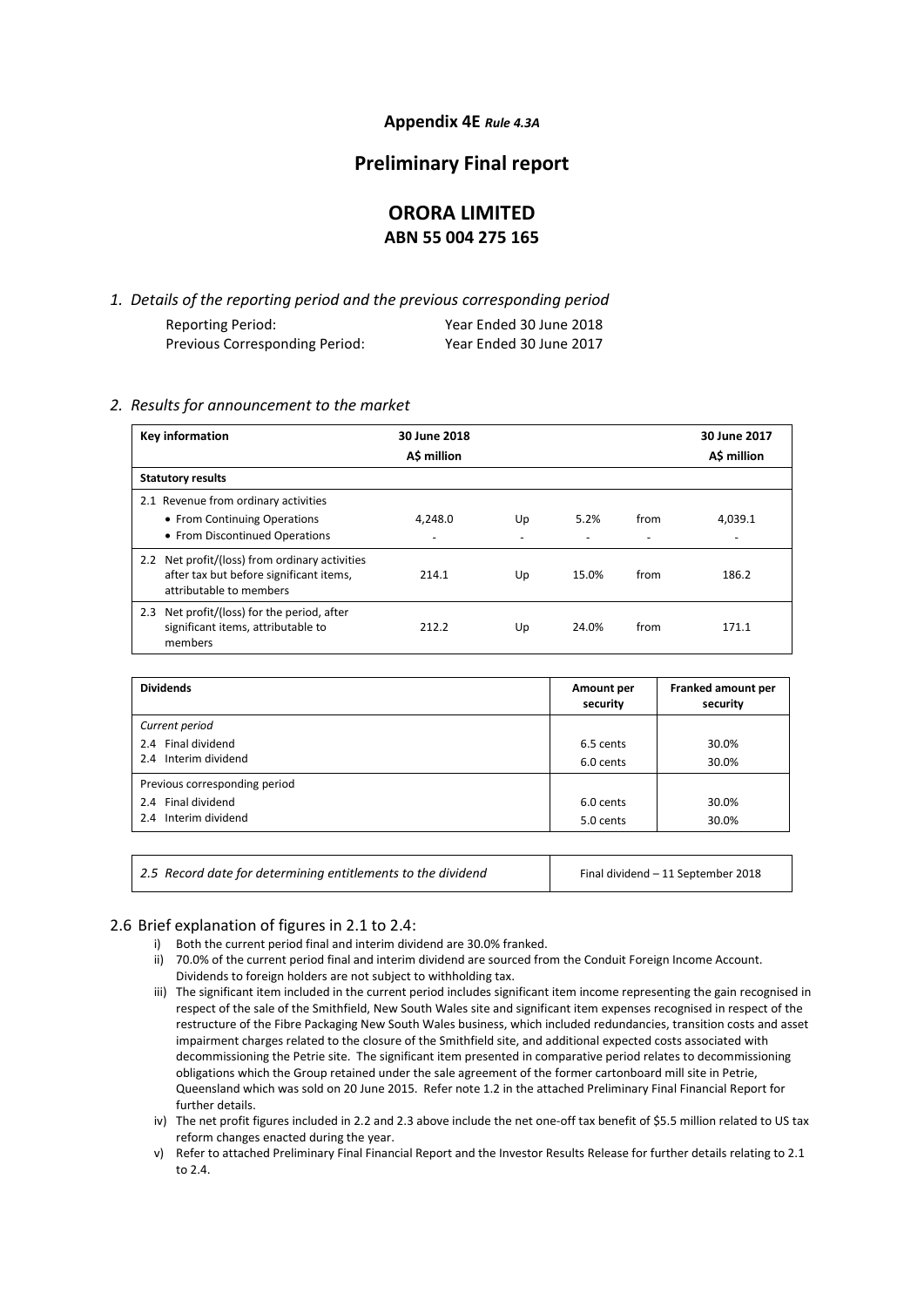**Appendix 4E** *Rule 4.3A*

# Preliminary Final report

# ORORA LIMITED
## ABN 55 004 275 165

*1. Details of the reporting period and the previous corresponding period*

| | |
|---|---|
| Reporting Period: | Year Ended 30 June 2018 |
| Previous Corresponding Period: | Year Ended 30 June 2017 |

*2. Results for announcement to the market*

| Key information | 30 June 2018 A$ million | | | | 30 June 2017 A$ million |
|---|---|---|---|---|---|
| **Statutory results** | | | | | |
| 2.1 Revenue from ordinary activities | | | | | |
| • From Continuing Operations | 4,248.0 | Up | 5.2% | from | 4,039.1 |
| • From Discontinued Operations | - | - | - | - | - |
| 2.2 Net profit/(loss) from ordinary activities after tax but before significant items, attributable to members | 214.1 | Up | 15.0% | from | 186.2 |
| 2.3 Net profit/(loss) for the period, after significant items, attributable to members | 212.2 | Up | 24.0% | from | 171.1 |

| Dividends | Amount per security | Franked amount per security |
|---|---|---|
| *Current period* | | |
| 2.4 Final dividend | 6.5 cents | 30.0% |
| 2.4 Interim dividend | 6.0 cents | 30.0% |
| Previous corresponding period | | |
| 2.4 Final dividend | 6.0 cents | 30.0% |
| 2.4 Interim dividend | 5.0 cents | 30.0% |

| | |
|---|---|
| *2.5 Record date for determining entitlements to the dividend* | Final dividend – 11 September 2018 |

2.6 Brief explanation of figures in 2.1 to 2.4:

i) Both the current period final and interim dividend are 30.0% franked.

ii) 70.0% of the current period final and interim dividend are sourced from the Conduit Foreign Income Account. Dividends to foreign holders are not subject to withholding tax.

iii) The significant item included in the current period includes significant item income representing the gain recognised in respect of the sale of the Smithfield, New South Wales site and significant item expenses recognised in respect of the restructure of the Fibre Packaging New South Wales business, which included redundancies, transition costs and asset impairment charges related to the closure of the Smithfield site, and additional expected costs associated with decommissioning the Petrie site. The significant item presented in comparative period relates to decommissioning obligations which the Group retained under the sale agreement of the former cartonboard mill site in Petrie, Queensland which was sold on 20 June 2015. Refer note 1.2 in the attached Preliminary Final Financial Report for further details.

iv) The net profit figures included in 2.2 and 2.3 above include the net one-off tax benefit of $5.5 million related to US tax reform changes enacted during the year.

v) Refer to attached Preliminary Final Financial Report and the Investor Results Release for further details relating to 2.1 to 2.4.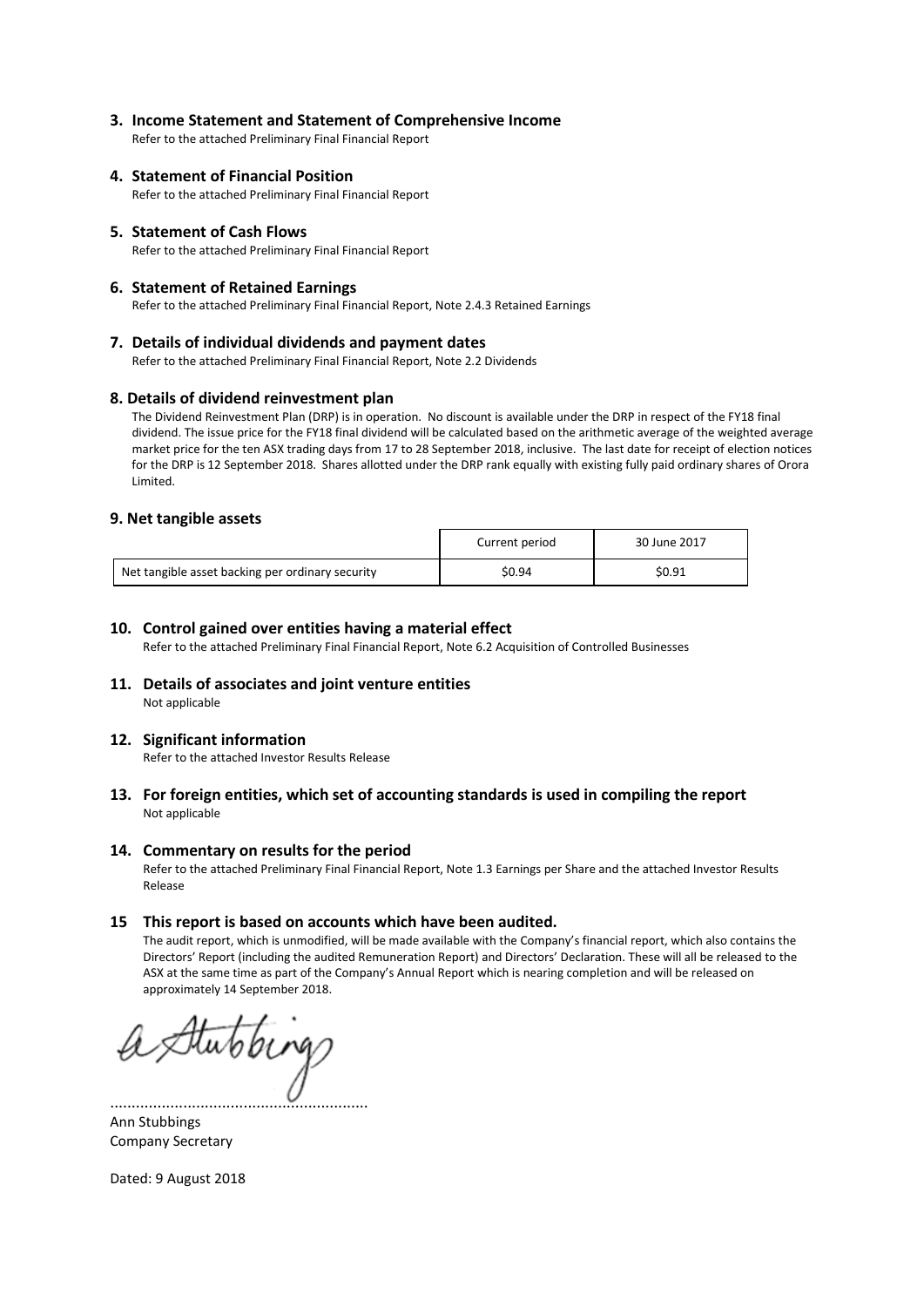## 3. Income Statement and Statement of Comprehensive Income

Refer to the attached Preliminary Final Financial Report

## 4. Statement of Financial Position

Refer to the attached Preliminary Final Financial Report

## 5. Statement of Cash Flows

Refer to the attached Preliminary Final Financial Report

## 6. Statement of Retained Earnings

Refer to the attached Preliminary Final Financial Report, Note 2.4.3 Retained Earnings

## 7. Details of individual dividends and payment dates

Refer to the attached Preliminary Final Financial Report, Note 2.2 Dividends

## 8. Details of dividend reinvestment plan

The Dividend Reinvestment Plan (DRP) is in operation. No discount is available under the DRP in respect of the FY18 final dividend. The issue price for the FY18 final dividend will be calculated based on the arithmetic average of the weighted average market price for the ten ASX trading days from 17 to 28 September 2018, inclusive. The last date for receipt of election notices for the DRP is 12 September 2018. Shares allotted under the DRP rank equally with existing fully paid ordinary shares of Orora Limited.

## 9. Net tangible assets

| | Current period | 30 June 2017 |
|---|---|---|
| Net tangible asset backing per ordinary security | $0.94 | $0.91 |

## 10. Control gained over entities having a material effect

Refer to the attached Preliminary Final Financial Report, Note 6.2 Acquisition of Controlled Businesses

## 11. Details of associates and joint venture entities

Not applicable

## 12. Significant information

Refer to the attached Investor Results Release

## 13. For foreign entities, which set of accounting standards is used in compiling the report

Not applicable

## 14. Commentary on results for the period

Refer to the attached Preliminary Final Financial Report, Note 1.3 Earnings per Share and the attached Investor Results Release

## 15 This report is based on accounts which have been audited.

The audit report, which is unmodified, will be made available with the Company's financial report, which also contains the Directors' Report (including the audited Remuneration Report) and Directors' Declaration. These will all be released to the ASX at the same time as part of the Company's Annual Report which is nearing completion and will be released on approximately 14 September 2018.

...........................................................

Ann Stubbings
Company Secretary

Dated: 9 August 2018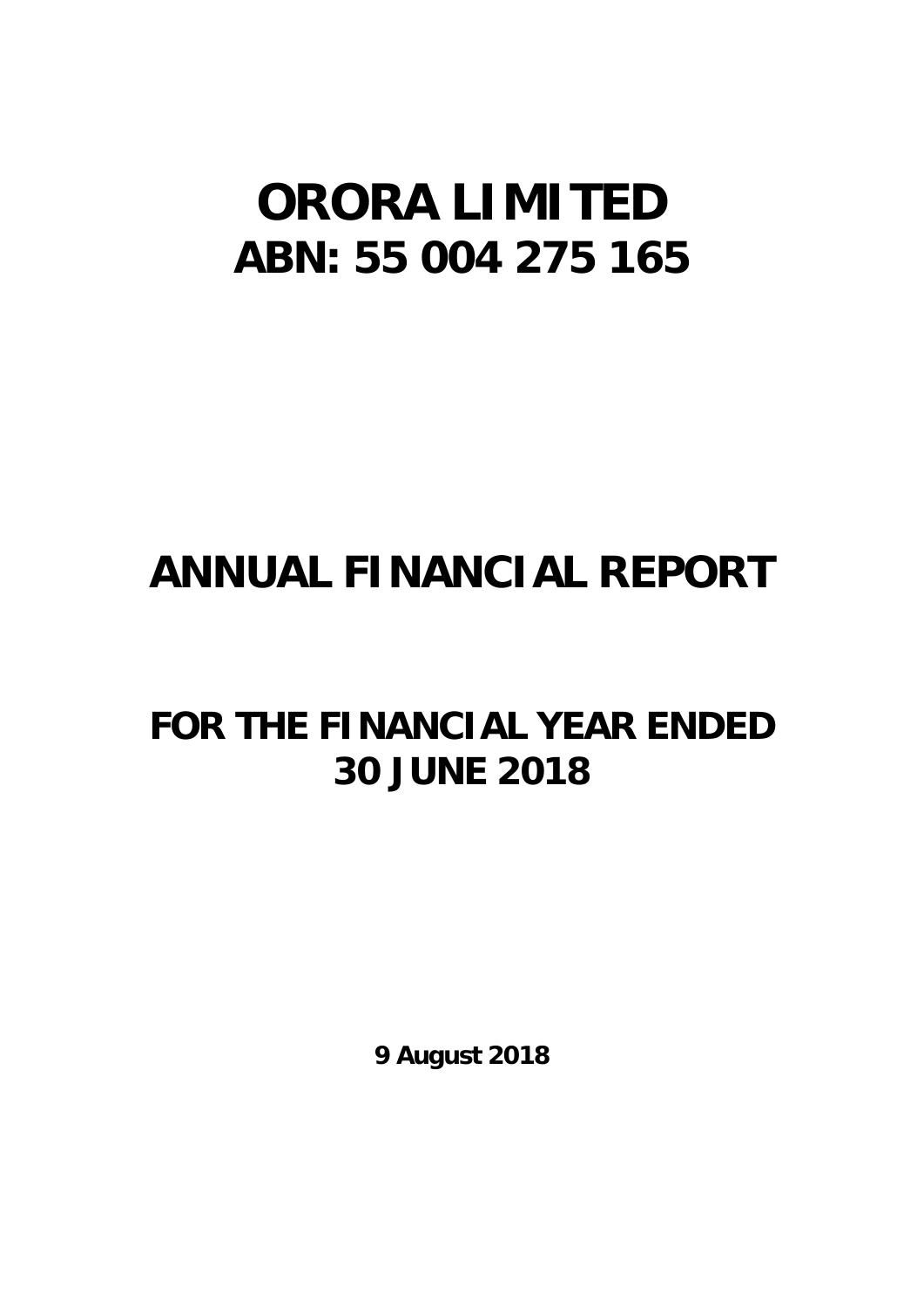# ORORA LIMITED
## ABN: 55 004 275 165

# ANNUAL FINANCIAL REPORT

## FOR THE FINANCIAL YEAR ENDED 30 JUNE 2018

**9 August 2018**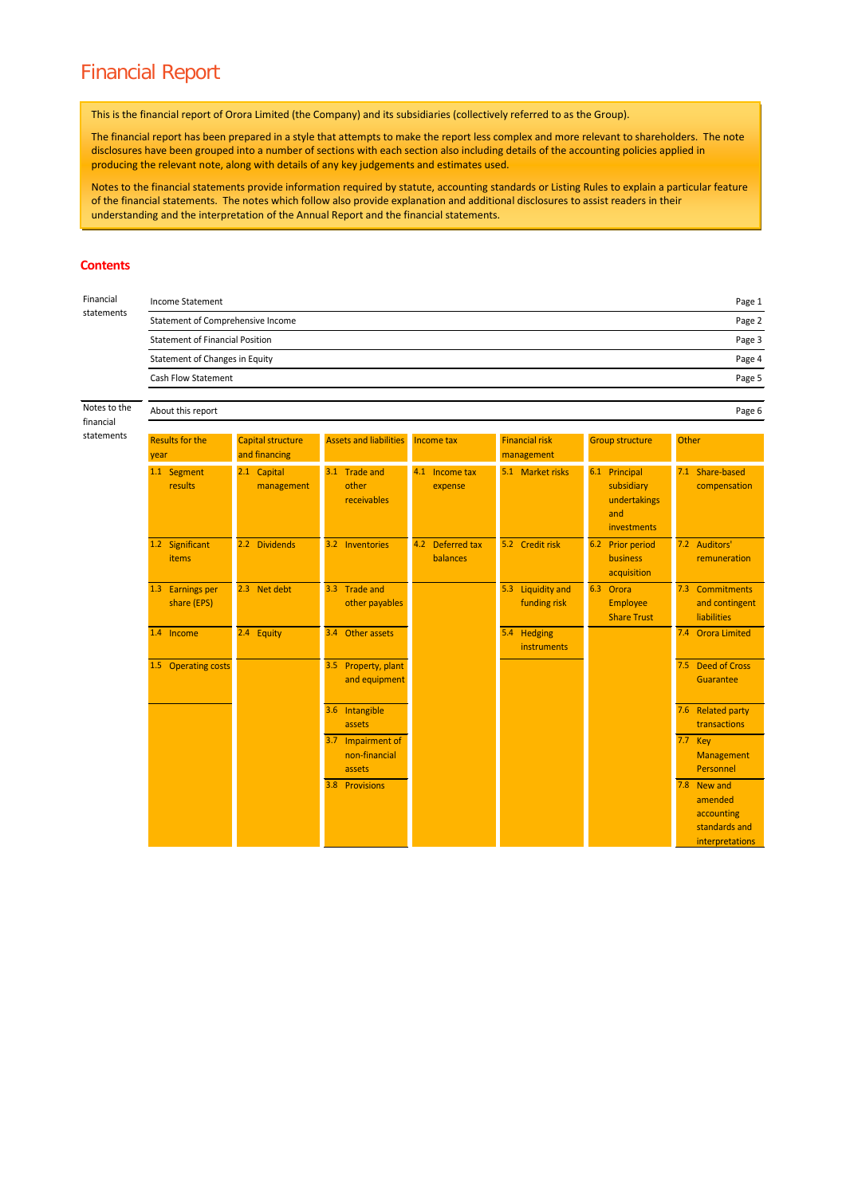# Financial Report

This is the financial report of Orora Limited (the Company) and its subsidiaries (collectively referred to as the Group).

The financial report has been prepared in a style that attempts to make the report less complex and more relevant to shareholders. The note disclosures have been grouped into a number of sections with each section also including details of the accounting policies applied in producing the relevant note, along with details of any key judgements and estimates used.

Notes to the financial statements provide information required by statute, accounting standards or Listing Rules to explain a particular feature of the financial statements. The notes which follow also provide explanation and additional disclosures to assist readers in their understanding and the interpretation of the Annual Report and the financial statements.

## Contents

**Financial statements**

| | |
|---|---|
| Income Statement | Page 1 |
| Statement of Comprehensive Income | Page 2 |
| Statement of Financial Position | Page 3 |
| Statement of Changes in Equity | Page 4 |
| Cash Flow Statement | Page 5 |

**Notes to the financial statements**

| | |
|---|---|
| About this report | Page 6 |

| Results for the year | Capital structure and financing | Assets and liabilities | Income tax | Financial risk management | Group structure | Other |
|---|---|---|---|---|---|---|
| 1.1 Segment results | 2.1 Capital management | 3.1 Trade and other receivables | 4.1 Income tax expense | 5.1 Market risks | 6.1 Principal subsidiary undertakings and investments | 7.1 Share-based compensation |
| 1.2 Significant items | 2.2 Dividends | 3.2 Inventories | 4.2 Deferred tax balances | 5.2 Credit risk | 6.2 Prior period business acquisition | 7.2 Auditors' remuneration |
| 1.3 Earnings per share (EPS) | 2.3 Net debt | 3.3 Trade and other payables | | 5.3 Liquidity and funding risk | 6.3 Orora Employee Share Trust | 7.3 Commitments and contingent liabilities |
| 1.4 Income | 2.4 Equity | 3.4 Other assets | | 5.4 Hedging instruments | | 7.4 Orora Limited |
| 1.5 Operating costs | | 3.5 Property, plant and equipment | | | | 7.5 Deed of Cross Guarantee |
| | | 3.6 Intangible assets | | | | 7.6 Related party transactions |
| | | 3.7 Impairment of non-financial assets | | | | 7.7 Key Management Personnel |
| | | 3.8 Provisions | | | | 7.8 New and amended accounting standards and interpretations |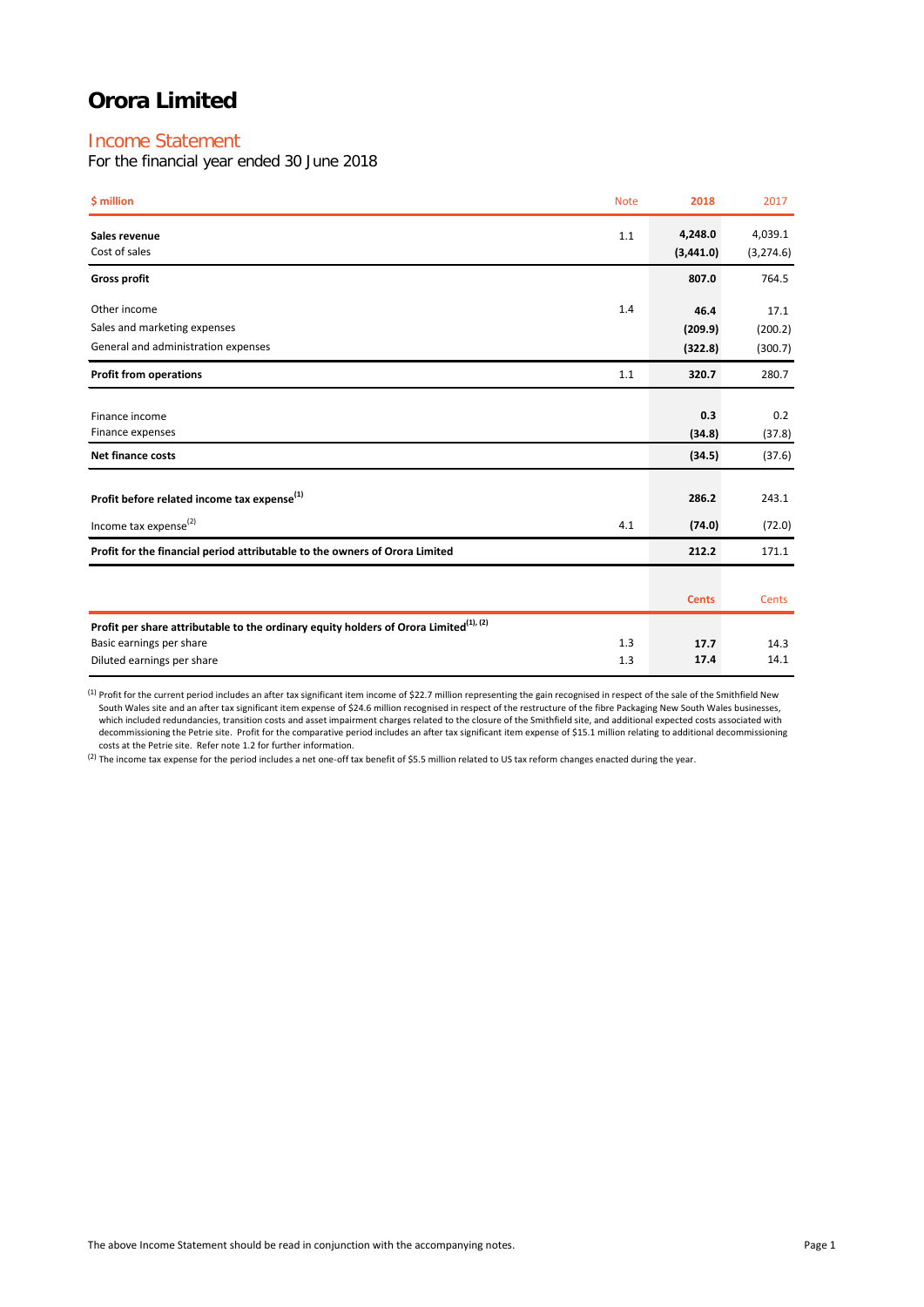# Orora Limited

## Income Statement

For the financial year ended 30 June 2018

| $ million | Note | 2018 | 2017 |
|---|---|---|---|
| **Sales revenue** | 1.1 | **4,248.0** | 4,039.1 |
| Cost of sales | | **(3,441.0)** | (3,274.6) |
| **Gross profit** | | **807.0** | 764.5 |
| Other income | 1.4 | **46.4** | 17.1 |
| Sales and marketing expenses | | **(209.9)** | (200.2) |
| General and administration expenses | | **(322.8)** | (300.7) |
| **Profit from operations** | 1.1 | **320.7** | 280.7 |
| Finance income | | **0.3** | 0.2 |
| Finance expenses | | **(34.8)** | (37.8) |
| **Net finance costs** | | **(34.5)** | (37.6) |
| **Profit before related income tax expense**[(1)] | | **286.2** | 243.1 |
| Income tax expense[(2)] | 4.1 | **(74.0)** | (72.0) |
| **Profit for the financial period attributable to the owners of Orora Limited** | | **212.2** | 171.1 |
| | | **Cents** | Cents |
| **Profit per share attributable to the ordinary equity holders of Orora Limited**[(1), (2)] | | | |
| Basic earnings per share | 1.3 | **17.7** | 14.3 |
| Diluted earnings per share | 1.3 | **17.4** | 14.1 |

[(1)] Profit for the current period includes an after tax significant item income of $22.7 million representing the gain recognised in respect of the sale of the Smithfield New South Wales site and an after tax significant item expense of $24.6 million recognised in respect of the restructure of the fibre Packaging New South Wales businesses, which included redundancies, transition costs and asset impairment charges related to the closure of the Smithfield site, and additional expected costs associated with decommissioning the Petrie site. Profit for the comparative period includes an after tax significant item expense of $15.1 million relating to additional decommissioning costs at the Petrie site. Refer note 1.2 for further information.

[(2)] The income tax expense for the period includes a net one-off tax benefit of $5.5 million related to US tax reform changes enacted during the year.

The above Income Statement should be read in conjunction with the accompanying notes.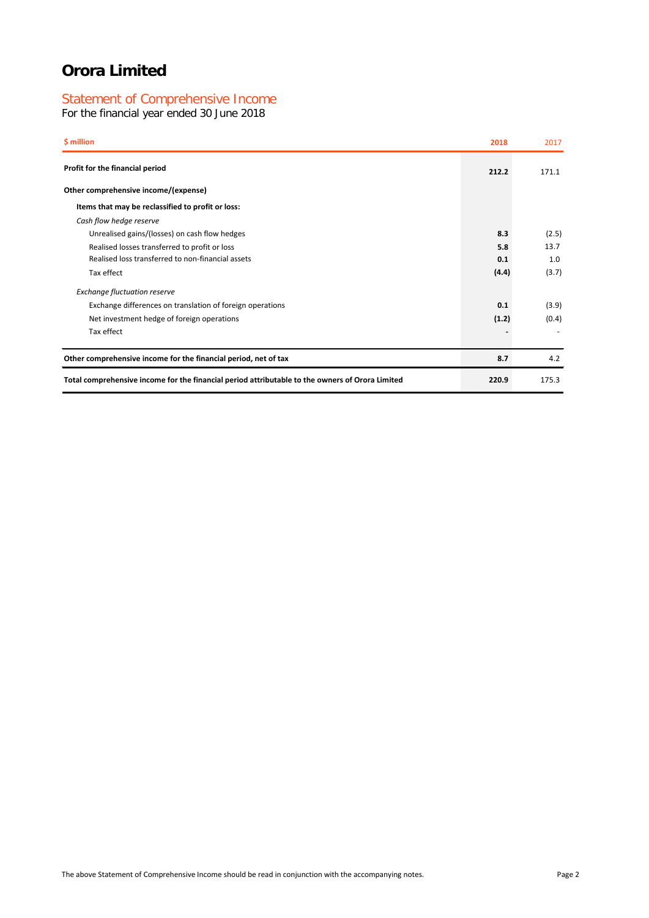# Orora Limited

## Statement of Comprehensive Income

For the financial year ended 30 June 2018

| $ million | 2018 | 2017 |
|---|---|---|
| **Profit for the financial period** | **212.2** | 171.1 |
| **Other comprehensive income/(expense)** | | |
| **Items that may be reclassified to profit or loss:** | | |
| *Cash flow hedge reserve* | | |
| Unrealised gains/(losses) on cash flow hedges | **8.3** | (2.5) |
| Realised losses transferred to profit or loss | **5.8** | 13.7 |
| Realised loss transferred to non-financial assets | **0.1** | 1.0 |
| Tax effect | **(4.4)** | (3.7) |
| *Exchange fluctuation reserve* | | |
| Exchange differences on translation of foreign operations | **0.1** | (3.9) |
| Net investment hedge of foreign operations | **(1.2)** | (0.4) |
| Tax effect | **-** | - |
| **Other comprehensive income for the financial period, net of tax** | **8.7** | 4.2 |
| **Total comprehensive income for the financial period attributable to the owners of Orora Limited** | **220.9** | 175.3 |

The above Statement of Comprehensive Income should be read in conjunction with the accompanying notes.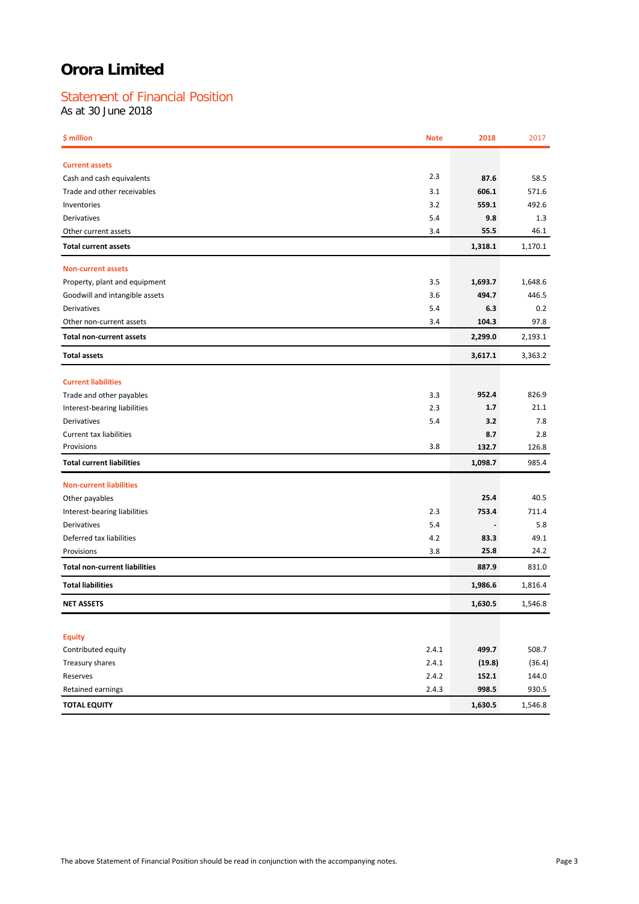# Orora Limited

## Statement of Financial Position

As at 30 June 2018

| $ million | Note | 2018 | 2017 |
|---|---|---|---|
| **Current assets** | | | |
| Cash and cash equivalents | 2.3 | **87.6** | 58.5 |
| Trade and other receivables | 3.1 | **606.1** | 571.6 |
| Inventories | 3.2 | **559.1** | 492.6 |
| Derivatives | 5.4 | **9.8** | 1.3 |
| Other current assets | 3.4 | **55.5** | 46.1 |
| **Total current assets** | | **1,318.1** | 1,170.1 |
| **Non-current assets** | | | |
| Property, plant and equipment | 3.5 | **1,693.7** | 1,648.6 |
| Goodwill and intangible assets | 3.6 | **494.7** | 446.5 |
| Derivatives | 5.4 | **6.3** | 0.2 |
| Other non-current assets | 3.4 | **104.3** | 97.8 |
| **Total non-current assets** | | **2,299.0** | 2,193.1 |
| **Total assets** | | **3,617.1** | 3,363.2 |
| **Current liabilities** | | | |
| Trade and other payables | 3.3 | **952.4** | 826.9 |
| Interest-bearing liabilities | 2.3 | **1.7** | 21.1 |
| Derivatives | 5.4 | **3.2** | 7.8 |
| Current tax liabilities | | **8.7** | 2.8 |
| Provisions | 3.8 | **132.7** | 126.8 |
| **Total current liabilities** | | **1,098.7** | 985.4 |
| **Non-current liabilities** | | | |
| Other payables | | **25.4** | 40.5 |
| Interest-bearing liabilities | 2.3 | **753.4** | 711.4 |
| Derivatives | 5.4 | **-** | 5.8 |
| Deferred tax liabilities | 4.2 | **83.3** | 49.1 |
| Provisions | 3.8 | **25.8** | 24.2 |
| **Total non-current liabilities** | | **887.9** | 831.0 |
| **Total liabilities** | | **1,986.6** | 1,816.4 |
| **NET ASSETS** | | **1,630.5** | 1,546.8 |
| **Equity** | | | |
| Contributed equity | 2.4.1 | **499.7** | 508.7 |
| Treasury shares | 2.4.1 | **(19.8)** | (36.4) |
| Reserves | 2.4.2 | **152.1** | 144.0 |
| Retained earnings | 2.4.3 | **998.5** | 930.5 |
| **TOTAL EQUITY** | | **1,630.5** | 1,546.8 |

The above Statement of Financial Position should be read in conjunction with the accompanying notes.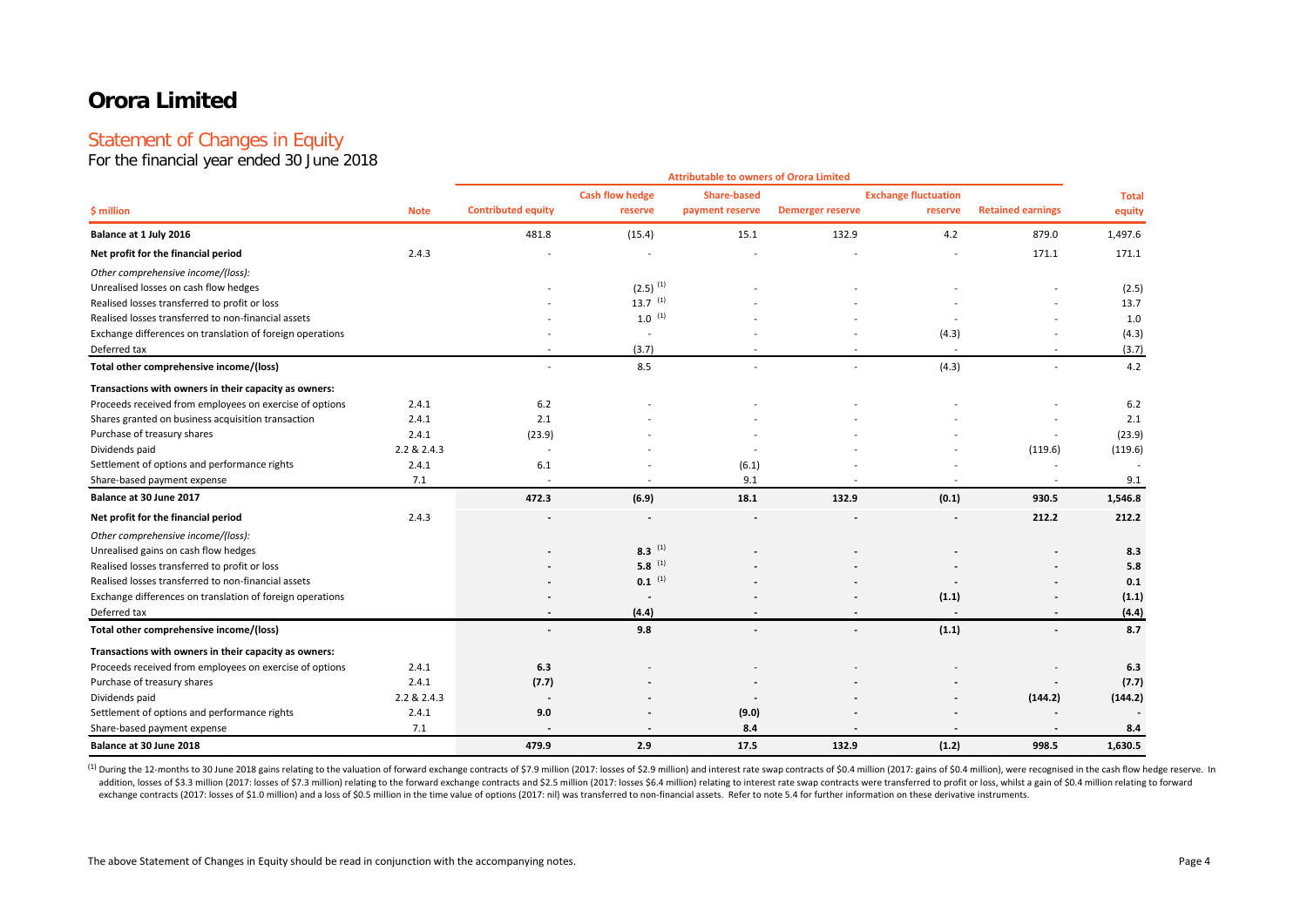# Orora Limited

## Statement of Changes in Equity

For the financial year ended 30 June 2018

| | | Attributable to owners of Orora Limited | | | | | | |
|---|---|---|---|---|---|---|---|---|
| $ million | Note | Contributed equity | Cash flow hedge reserve | Share-based payment reserve | Demerger reserve | Exchange fluctuation reserve | Retained earnings | Total equity |
| **Balance at 1 July 2016** | | 481.8 | (15.4) | 15.1 | 132.9 | 4.2 | 879.0 | 1,497.6 |
| **Net profit for the financial period** | 2.4.3 | - | - | - | - | - | 171.1 | 171.1 |
| *Other comprehensive income/(loss):* | | | | | | | | |
| Unrealised losses on cash flow hedges | | - | (2.5) [(1)] | - | - | - | - | (2.5) |
| Realised losses transferred to profit or loss | | - | 13.7 [(1)] | - | - | - | - | 13.7 |
| Realised losses transferred to non-financial assets | | - | 1.0 [(1)] | - | - | - | - | 1.0 |
| Exchange differences on translation of foreign operations | | - | - | - | - | (4.3) | - | (4.3) |
| Deferred tax | | - | (3.7) | - | - | - | - | (3.7) |
| **Total other comprehensive income/(loss)** | | - | 8.5 | - | - | (4.3) | - | 4.2 |
| **Transactions with owners in their capacity as owners:** | | | | | | | | |
| Proceeds received from employees on exercise of options | 2.4.1 | 6.2 | - | - | - | - | - | 6.2 |
| Shares granted on business acquisition transaction | 2.4.1 | 2.1 | - | - | - | - | - | 2.1 |
| Purchase of treasury shares | 2.4.1 | (23.9) | - | - | - | - | - | (23.9) |
| Dividends paid | 2.2 & 2.4.3 | - | - | - | - | - | (119.6) | (119.6) |
| Settlement of options and performance rights | 2.4.1 | 6.1 | - | (6.1) | - | - | - | - |
| Share-based payment expense | 7.1 | - | - | 9.1 | - | - | - | 9.1 |
| **Balance at 30 June 2017** | | **472.3** | **(6.9)** | **18.1** | **132.9** | **(0.1)** | **930.5** | **1,546.8** |
| **Net profit for the financial period** | 2.4.3 | **-** | **-** | **-** | **-** | **-** | **212.2** | **212.2** |
| *Other comprehensive income/(loss):* | | | | | | | | |
| Unrealised gains on cash flow hedges | | **-** | **8.3** [(1)] | **-** | **-** | **-** | **-** | **8.3** |
| Realised losses transferred to profit or loss | | **-** | **5.8** [(1)] | **-** | **-** | **-** | **-** | **5.8** |
| Realised losses transferred to non-financial assets | | **-** | **0.1** [(1)] | **-** | **-** | **-** | **-** | **0.1** |
| Exchange differences on translation of foreign operations | | **-** | **-** | **-** | **-** | **(1.1)** | **-** | **(1.1)** |
| Deferred tax | | **-** | **(4.4)** | **-** | **-** | **-** | **-** | **(4.4)** |
| **Total other comprehensive income/(loss)** | | **-** | **9.8** | **-** | **-** | **(1.1)** | **-** | **8.7** |
| **Transactions with owners in their capacity as owners:** | | | | | | | | |
| Proceeds received from employees on exercise of options | 2.4.1 | **6.3** | - | - | - | - | - | **6.3** |
| Purchase of treasury shares | 2.4.1 | **(7.7)** | **-** | **-** | **-** | **-** | **-** | **(7.7)** |
| Dividends paid | 2.2 & 2.4.3 | **-** | **-** | **-** | **-** | **-** | **(144.2)** | **(144.2)** |
| Settlement of options and performance rights | 2.4.1 | **9.0** | **-** | **(9.0)** | **-** | **-** | **-** | **-** |
| Share-based payment expense | 7.1 | **-** | **-** | **8.4** | **-** | **-** | **-** | **8.4** |
| **Balance at 30 June 2018** | | **479.9** | **2.9** | **17.5** | **132.9** | **(1.2)** | **998.5** | **1,630.5** |

[(1)] During the 12-months to 30 June 2018 gains relating to the valuation of forward exchange contracts of $7.9 million (2017: losses of $2.9 million) and interest rate swap contracts of $0.4 million (2017: gains of $0.4 million), were recognised in the cash flow hedge reserve. In addition, losses of $3.3 million (2017: losses of $7.3 million) relating to the forward exchange contracts and $2.5 million (2017: losses $6.4 million) relating to interest rate swap contracts were transferred to profit or loss, whilst a gain of $0.4 million relating to forward exchange contracts (2017: losses of $1.0 million) and a loss of $0.5 million in the time value of options (2017: nil) was transferred to non-financial assets. Refer to note 5.4 for further information on these derivative instruments.

The above Statement of Changes in Equity should be read in conjunction with the accompanying notes.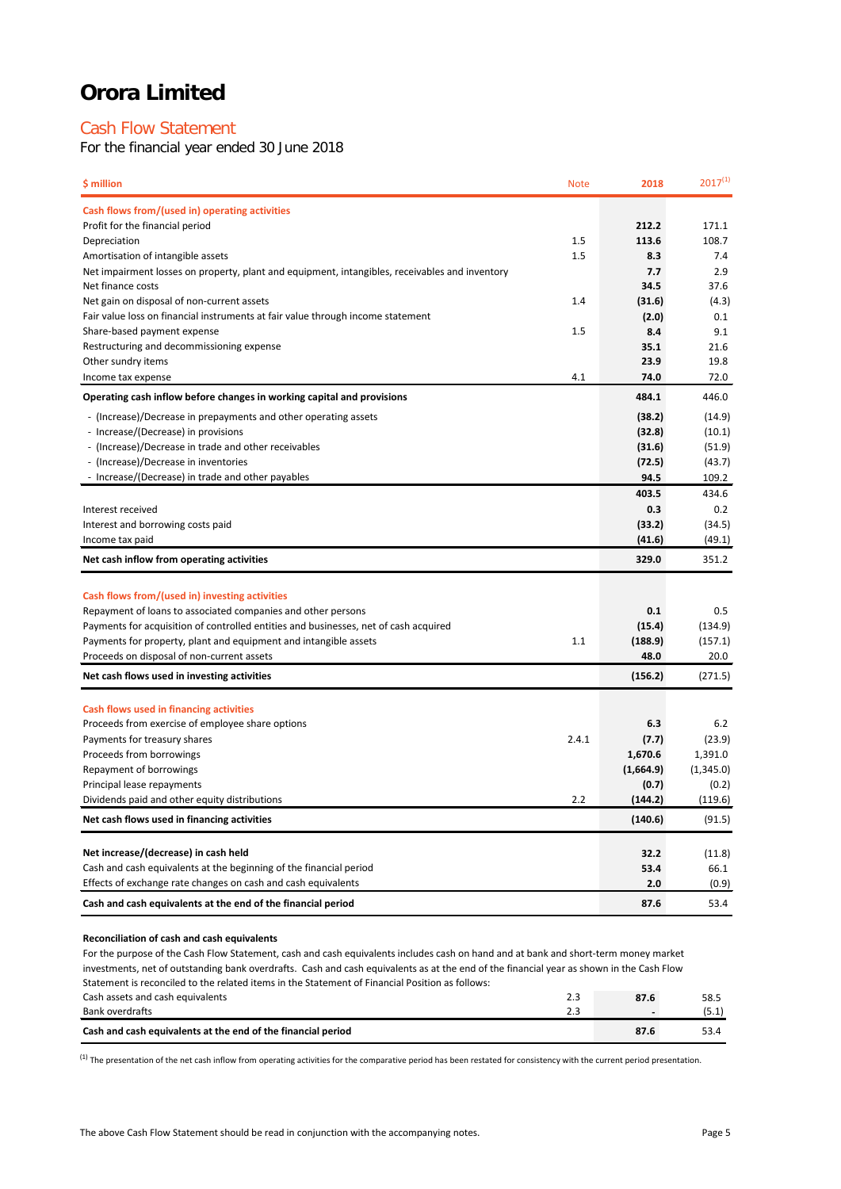# Orora Limited

## Cash Flow Statement

For the financial year ended 30 June 2018

| $ million | Note | 2018 | 2017[(1)] |
|---|---|---|---|
| **Cash flows from/(used in) operating activities** | | | |
| Profit for the financial period | | **212.2** | 171.1 |
| Depreciation | 1.5 | **113.6** | 108.7 |
| Amortisation of intangible assets | 1.5 | **8.3** | 7.4 |
| Net impairment losses on property, plant and equipment, intangibles, receivables and inventory | | **7.7** | 2.9 |
| Net finance costs | | **34.5** | 37.6 |
| Net gain on disposal of non-current assets | 1.4 | **(31.6)** | (4.3) |
| Fair value loss on financial instruments at fair value through income statement | | **(2.0)** | 0.1 |
| Share-based payment expense | 1.5 | **8.4** | 9.1 |
| Restructuring and decommissioning expense | | **35.1** | 21.6 |
| Other sundry items | | **23.9** | 19.8 |
| Income tax expense | 4.1 | **74.0** | 72.0 |
| **Operating cash inflow before changes in working capital and provisions** | | **484.1** | 446.0 |
| - (Increase)/Decrease in prepayments and other operating assets | | **(38.2)** | (14.9) |
| - Increase/(Decrease) in provisions | | **(32.8)** | (10.1) |
| - (Increase)/Decrease in trade and other receivables | | **(31.6)** | (51.9) |
| - (Increase)/Decrease in inventories | | **(72.5)** | (43.7) |
| - Increase/(Decrease) in trade and other payables | | **94.5** | 109.2 |
| | | **403.5** | 434.6 |
| Interest received | | **0.3** | 0.2 |
| Interest and borrowing costs paid | | **(33.2)** | (34.5) |
| Income tax paid | | **(41.6)** | (49.1) |
| **Net cash inflow from operating activities** | | **329.0** | 351.2 |
| **Cash flows from/(used in) investing activities** | | | |
| Repayment of loans to associated companies and other persons | | **0.1** | 0.5 |
| Payments for acquisition of controlled entities and businesses, net of cash acquired | | **(15.4)** | (134.9) |
| Payments for property, plant and equipment and intangible assets | 1.1 | **(188.9)** | (157.1) |
| Proceeds on disposal of non-current assets | | **48.0** | 20.0 |
| **Net cash flows used in investing activities** | | **(156.2)** | (271.5) |
| **Cash flows used in financing activities** | | | |
| Proceeds from exercise of employee share options | | **6.3** | 6.2 |
| Payments for treasury shares | 2.4.1 | **(7.7)** | (23.9) |
| Proceeds from borrowings | | **1,670.6** | 1,391.0 |
| Repayment of borrowings | | **(1,664.9)** | (1,345.0) |
| Principal lease repayments | | **(0.7)** | (0.2) |
| Dividends paid and other equity distributions | 2.2 | **(144.2)** | (119.6) |
| **Net cash flows used in financing activities** | | **(140.6)** | (91.5) |
| **Net increase/(decrease) in cash held** | | **32.2** | (11.8) |
| Cash and cash equivalents at the beginning of the financial period | | **53.4** | 66.1 |
| Effects of exchange rate changes on cash and cash equivalents | | **2.0** | (0.9) |
| **Cash and cash equivalents at the end of the financial period** | | **87.6** | 53.4 |

**Reconciliation of cash and cash equivalents**

For the purpose of the Cash Flow Statement, cash and cash equivalents includes cash on hand and at bank and short-term money market investments, net of outstanding bank overdrafts. Cash and cash equivalents as at the end of the financial year as shown in the Cash Flow Statement is reconciled to the related items in the Statement of Financial Position as follows:

| | Note | 2018 | 2017 |
|---|---|---|---|
| Cash assets and cash equivalents | 2.3 | **87.6** | 58.5 |
| Bank overdrafts | 2.3 | **-** | (5.1) |
| **Cash and cash equivalents at the end of the financial period** | | **87.6** | 53.4 |

[(1)] The presentation of the net cash inflow from operating activities for the comparative period has been restated for consistency with the current period presentation.

The above Cash Flow Statement should be read in conjunction with the accompanying notes.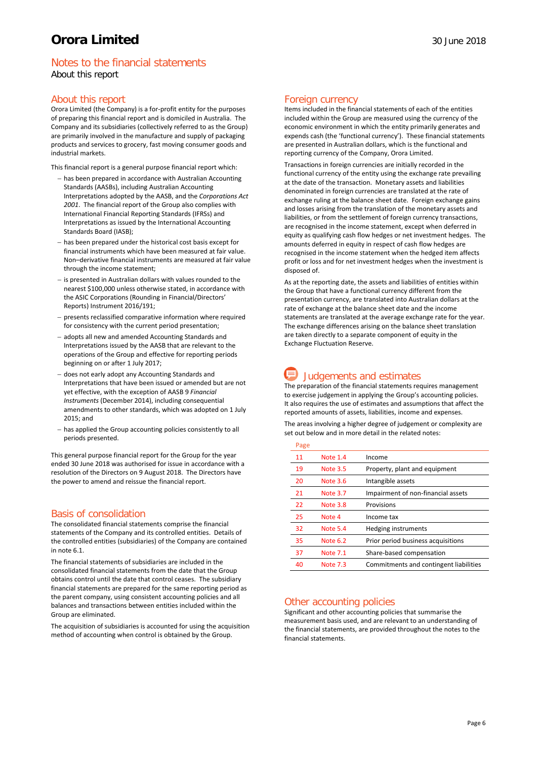# Notes to the financial statements

About this report

## About this report

Orora Limited (the Company) is a for-profit entity for the purposes of preparing this financial report and is domiciled in Australia. The Company and its subsidiaries (collectively referred to as the Group) are primarily involved in the manufacture and supply of packaging products and services to grocery, fast moving consumer goods and industrial markets.

This financial report is a general purpose financial report which:

- has been prepared in accordance with Australian Accounting Standards (AASBs), including Australian Accounting Interpretations adopted by the AASB, and the *Corporations Act 2001*. The financial report of the Group also complies with International Financial Reporting Standards (IFRSs) and Interpretations as issued by the International Accounting Standards Board (IASB);
- has been prepared under the historical cost basis except for financial instruments which have been measured at fair value. Non–derivative financial instruments are measured at fair value through the income statement;
- is presented in Australian dollars with values rounded to the nearest $100,000 unless otherwise stated, in accordance with the ASIC Corporations (Rounding in Financial/Directors' Reports) Instrument 2016/191;
- presents reclassified comparative information where required for consistency with the current period presentation;
- adopts all new and amended Accounting Standards and Interpretations issued by the AASB that are relevant to the operations of the Group and effective for reporting periods beginning on or after 1 July 2017;
- does not early adopt any Accounting Standards and Interpretations that have been issued or amended but are not yet effective, with the exception of AASB 9 *Financial Instruments* (December 2014), including consequential amendments to other standards, which was adopted on 1 July 2015; and
- has applied the Group accounting policies consistently to all periods presented.

This general purpose financial report for the Group for the year ended 30 June 2018 was authorised for issue in accordance with a resolution of the Directors on 9 August 2018. The Directors have the power to amend and reissue the financial report.

## Basis of consolidation

The consolidated financial statements comprise the financial statements of the Company and its controlled entities. Details of the controlled entities (subsidiaries) of the Company are contained in note 6.1.

The financial statements of subsidiaries are included in the consolidated financial statements from the date that the Group obtains control until the date that control ceases. The subsidiary financial statements are prepared for the same reporting period as the parent company, using consistent accounting policies and all balances and transactions between entities included within the Group are eliminated.

The acquisition of subsidiaries is accounted for using the acquisition method of accounting when control is obtained by the Group.

## Foreign currency

Items included in the financial statements of each of the entities included within the Group are measured using the currency of the economic environment in which the entity primarily generates and expends cash (the 'functional currency'). These financial statements are presented in Australian dollars, which is the functional and reporting currency of the Company, Orora Limited.

Transactions in foreign currencies are initially recorded in the functional currency of the entity using the exchange rate prevailing at the date of the transaction. Monetary assets and liabilities denominated in foreign currencies are translated at the rate of exchange ruling at the balance sheet date. Foreign exchange gains and losses arising from the translation of the monetary assets and liabilities, or from the settlement of foreign currency transactions, are recognised in the income statement, except when deferred in equity as qualifying cash flow hedges or net investment hedges. The amounts deferred in equity in respect of cash flow hedges are recognised in the income statement when the hedged item affects profit or loss and for net investment hedges when the investment is disposed of.

As at the reporting date, the assets and liabilities of entities within the Group that have a functional currency different from the presentation currency, are translated into Australian dollars at the rate of exchange at the balance sheet date and the income statements are translated at the average exchange rate for the year. The exchange differences arising on the balance sheet translation are taken directly to a separate component of equity in the Exchange Fluctuation Reserve.

## Judgements and estimates

The preparation of the financial statements requires management to exercise judgement in applying the Group's accounting policies. It also requires the use of estimates and assumptions that affect the reported amounts of assets, liabilities, income and expenses.

The areas involving a higher degree of judgement or complexity are set out below and in more detail in the related notes:

| Page | | |
|---|---|---|
| 11 | Note 1.4 | Income |
| 19 | Note 3.5 | Property, plant and equipment |
| 20 | Note 3.6 | Intangible assets |
| 21 | Note 3.7 | Impairment of non-financial assets |
| 22 | Note 3.8 | Provisions |
| 25 | Note 4 | Income tax |
| 32 | Note 5.4 | Hedging instruments |
| 35 | Note 6.2 | Prior period business acquisitions |
| 37 | Note 7.1 | Share-based compensation |
| 40 | Note 7.3 | Commitments and contingent liabilities |

## Other accounting policies

Significant and other accounting policies that summarise the measurement basis used, and are relevant to an understanding of the financial statements, are provided throughout the notes to the financial statements.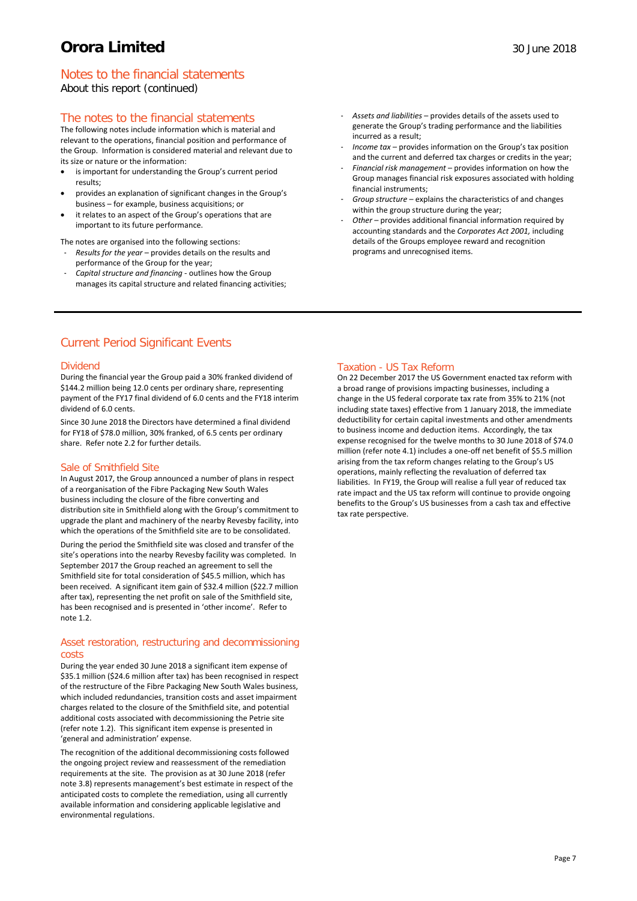## Notes to the financial statements

About this report (continued)

### The notes to the financial statements

The following notes include information which is material and relevant to the operations, financial position and performance of the Group. Information is considered material and relevant due to its size or nature or the information:

- is important for understanding the Group's current period results;
- provides an explanation of significant changes in the Group's business – for example, business acquisitions; or
- it relates to an aspect of the Group's operations that are important to its future performance.

The notes are organised into the following sections:

- *Results for the year* – provides details on the results and performance of the Group for the year;
- *Capital structure and financing* - outlines how the Group manages its capital structure and related financing activities;
- *Assets and liabilities* – provides details of the assets used to generate the Group's trading performance and the liabilities incurred as a result;
- *Income tax* – provides information on the Group's tax position and the current and deferred tax charges or credits in the year;
- *Financial risk management* – provides information on how the Group manages financial risk exposures associated with holding financial instruments;
- *Group structure* – explains the characteristics of and changes within the group structure during the year;
- *Other* – provides additional financial information required by accounting standards and the *Corporates Act 2001,* including details of the Groups employee reward and recognition programs and unrecognised items.

## Current Period Significant Events

### Dividend

During the financial year the Group paid a 30% franked dividend of $144.2 million being 12.0 cents per ordinary share, representing payment of the FY17 final dividend of 6.0 cents and the FY18 interim dividend of 6.0 cents.

Since 30 June 2018 the Directors have determined a final dividend for FY18 of $78.0 million, 30% franked, of 6.5 cents per ordinary share. Refer note 2.2 for further details.

### Sale of Smithfield Site

In August 2017, the Group announced a number of plans in respect of a reorganisation of the Fibre Packaging New South Wales business including the closure of the fibre converting and distribution site in Smithfield along with the Group's commitment to upgrade the plant and machinery of the nearby Revesby facility, into which the operations of the Smithfield site are to be consolidated.

During the period the Smithfield site was closed and transfer of the site's operations into the nearby Revesby facility was completed. In September 2017 the Group reached an agreement to sell the Smithfield site for total consideration of $45.5 million, which has been received. A significant item gain of $32.4 million ($22.7 million after tax), representing the net profit on sale of the Smithfield site, has been recognised and is presented in 'other income'. Refer to note 1.2.

### Asset restoration, restructuring and decommissioning costs

During the year ended 30 June 2018 a significant item expense of $35.1 million ($24.6 million after tax) has been recognised in respect of the restructure of the Fibre Packaging New South Wales business, which included redundancies, transition costs and asset impairment charges related to the closure of the Smithfield site, and potential additional costs associated with decommissioning the Petrie site (refer note 1.2). This significant item expense is presented in 'general and administration' expense.

The recognition of the additional decommissioning costs followed the ongoing project review and reassessment of the remediation requirements at the site. The provision as at 30 June 2018 (refer note 3.8) represents management's best estimate in respect of the anticipated costs to complete the remediation, using all currently available information and considering applicable legislative and environmental regulations.

### Taxation - US Tax Reform

On 22 December 2017 the US Government enacted tax reform with a broad range of provisions impacting businesses, including a change in the US federal corporate tax rate from 35% to 21% (not including state taxes) effective from 1 January 2018, the immediate deductibility for certain capital investments and other amendments to business income and deduction items. Accordingly, the tax expense recognised for the twelve months to 30 June 2018 of $74.0 million (refer note 4.1) includes a one-off net benefit of $5.5 million arising from the tax reform changes relating to the Group's US operations, mainly reflecting the revaluation of deferred tax liabilities. In FY19, the Group will realise a full year of reduced tax rate impact and the US tax reform will continue to provide ongoing benefits to the Group's US businesses from a cash tax and effective tax rate perspective.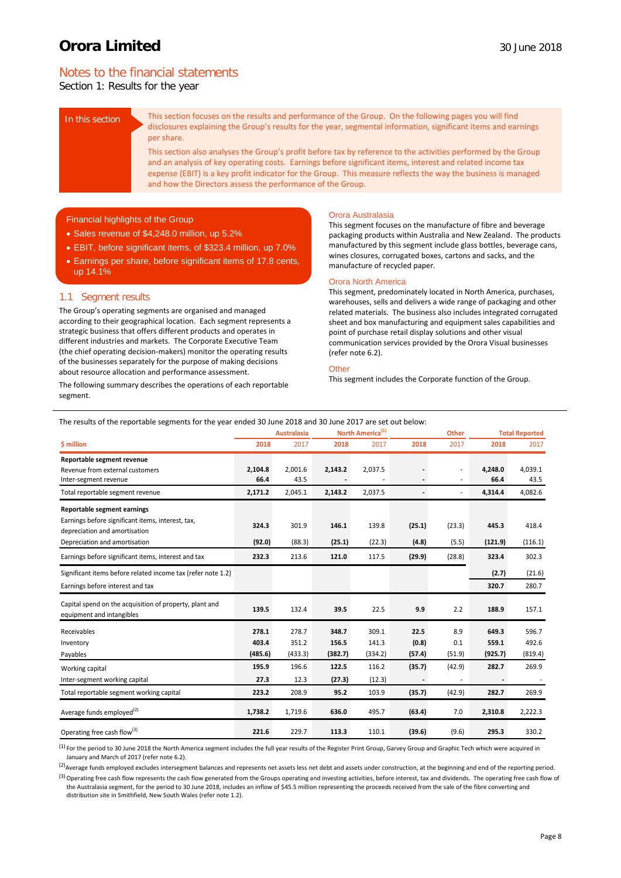# Notes to the financial statements

Section 1: Results for the year

**In this section**

This section focuses on the results and performance of the Group. On the following pages you will find disclosures explaining the Group's results for the year, segmental information, significant items and earnings per share.

This section also analyses the Group's profit before tax by reference to the activities performed by the Group and an analysis of key operating costs. Earnings before significant items, interest and related income tax expense (EBIT) is a key profit indicator for the Group. This measure reflects the way the business is managed and how the Directors assess the performance of the Group.

**Financial highlights of the Group**

- Sales revenue of $4,248.0 million, up 5.2%
- EBIT, before significant items, of $323.4 million, up 7.0%
- Earnings per share, before significant items of 17.8 cents, up 14.1%

## 1.1 Segment results

The Group's operating segments are organised and managed according to their geographical location. Each segment represents a strategic business that offers different products and operates in different industries and markets. The Corporate Executive Team (the chief operating decision-makers) monitor the operating results of the businesses separately for the purpose of making decisions about resource allocation and performance assessment.

The following summary describes the operations of each reportable segment.

### Orora Australasia

This segment focuses on the manufacture of fibre and beverage packaging products within Australia and New Zealand. The products manufactured by this segment include glass bottles, beverage cans, wines closures, corrugated boxes, cartons and sacks, and the manufacture of recycled paper.

### Orora North America

This segment, predominately located in North America, purchases, warehouses, sells and delivers a wide range of packaging and other related materials. The business also includes integrated corrugated sheet and box manufacturing and equipment sales capabilities and point of purchase retail display solutions and other visual communication services provided by the Orora Visual businesses (refer note 6.2).

### Other

This segment includes the Corporate function of the Group.

The results of the reportable segments for the year ended 30 June 2018 and 30 June 2017 are set out below:

| | Australasia | | North America[1] | | Other | | Total Reported | |
|---|---|---|---|---|---|---|---|---|
| **$ million** | **2018** | 2017 | **2018** | 2017 | **2018** | 2017 | **2018** | 2017 |
| **Reportable segment revenue** | | | | | | | | |
| Revenue from external customers | **2,104.8** | 2,001.6 | **2,143.2** | 2,037.5 | **-** | - | **4,248.0** | 4,039.1 |
| Inter-segment revenue | **66.4** | 43.5 | **-** | - | **-** | - | **66.4** | 43.5 |
| Total reportable segment revenue | **2,171.2** | 2,045.1 | **2,143.2** | 2,037.5 | **-** | - | **4,314.4** | 4,082.6 |
| **Reportable segment earnings** | | | | | | | | |
| Earnings before significant items, interest, tax, depreciation and amortisation | **324.3** | 301.9 | **146.1** | 139.8 | **(25.1)** | (23.3) | **445.3** | 418.4 |
| Depreciation and amortisation | **(92.0)** | (88.3) | **(25.1)** | (22.3) | **(4.8)** | (5.5) | **(121.9)** | (116.1) |
| Earnings before significant items, interest and tax | **232.3** | 213.6 | **121.0** | 117.5 | **(29.9)** | (28.8) | **323.4** | 302.3 |
| Significant items before related income tax (refer note 1.2) | | | | | | | **(2.7)** | (21.6) |
| Earnings before interest and tax | | | | | | | **320.7** | 280.7 |
| Capital spend on the acquisition of property, plant and equipment and intangibles | **139.5** | 132.4 | **39.5** | 22.5 | **9.9** | 2.2 | **188.9** | 157.1 |
| Receivables | **278.1** | 278.7 | **348.7** | 309.1 | **22.5** | 8.9 | **649.3** | 596.7 |
| Inventory | **403.4** | 351.2 | **156.5** | 141.3 | **(0.8)** | 0.1 | **559.1** | 492.6 |
| Payables | **(485.6)** | (433.3) | **(382.7)** | (334.2) | **(57.4)** | (51.9) | **(925.7)** | (819.4) |
| Working capital | **195.9** | 196.6 | **122.5** | 116.2 | **(35.7)** | (42.9) | **282.7** | 269.9 |
| Inter-segment working capital | **27.3** | 12.3 | **(27.3)** | (12.3) | **-** | - | **-** | - |
| Total reportable segment working capital | **223.2** | 208.9 | **95.2** | 103.9 | **(35.7)** | (42.9) | **282.7** | 269.9 |
| Average funds employed[2] | **1,738.2** | 1,719.6 | **636.0** | 495.7 | **(63.4)** | 7.0 | **2,310.8** | 2,222.3 |
| Operating free cash flow[3] | **221.6** | 229.7 | **113.3** | 110.1 | **(39.6)** | (9.6) | **295.3** | 330.2 |

[1] For the period to 30 June 2018 the North America segment includes the full year results of the Register Print Group, Garvey Group and Graphic Tech which were acquired in January and March of 2017 (refer note 6.2).

[2] Average funds employed excludes intersegment balances and represents net assets less net debt and assets under construction, at the beginning and end of the reporting period.

[3] Operating free cash flow represents the cash flow generated from the Groups operating and investing activities, before interest, tax and dividends. The operating free cash flow of the Australasia segment, for the period to 30 June 2018, includes an inflow of $45.5 million representing the proceeds received from the sale of the fibre converting and distribution site in Smithfield, New South Wales (refer note 1.2).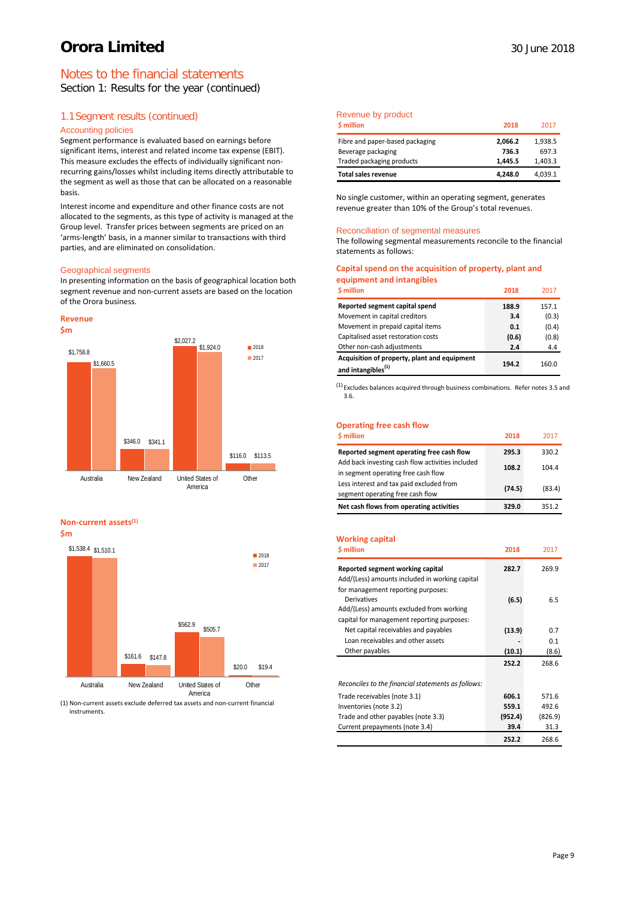# Orora Limited

30 June 2018

## Notes to the financial statements

Section 1: Results for the year (continued)

### 1.1 Segment results (continued)

#### Accounting policies

Segment performance is evaluated based on earnings before significant items, interest and related income tax expense (EBIT). This measure excludes the effects of individually significant non-recurring gains/losses whilst including items directly attributable to the segment as well as those that can be allocated on a reasonable basis.

Interest income and expenditure and other finance costs are not allocated to the segments, as this type of activity is managed at the Group level. Transfer prices between segments are priced on an 'arms-length' basis, in a manner similar to transactions with third parties, and are eliminated on consolidation.

#### Geographical segments

In presenting information on the basis of geographical location both segment revenue and non-current assets are based on the location of the Orora business.

**Revenue**
**$m**

| | 2018 | 2017 |
|---|---|---|
| Australia | $1,758.8 | $1,660.5 |
| New Zealand | $346.0 | $341.1 |
| United States of America | $2,027.2 | $1,924.0 |
| Other | $116.0 | $113.5 |

**Non-current assets(1)**
**$m**

| | 2018 | 2017 |
|---|---|---|
| Australia | $1,538.4 | $1,510.1 |
| New Zealand | $161.6 | $147.8 |
| United States of America | $562.9 | $505.7 |
| Other | $20.0 | $19.4 |

(1) Non-current assets exclude deferred tax assets and non-current financial instruments.

#### Revenue by product

| $ million | 2018 | 2017 |
|---|---|---|
| Fibre and paper-based packaging | **2,066.2** | 1,938.5 |
| Beverage packaging | **736.3** | 697.3 |
| Traded packaging products | **1,445.5** | 1,403.3 |
| **Total sales revenue** | **4,248.0** | 4,039.1 |

No single customer, within an operating segment, generates revenue greater than 10% of the Group's total revenues.

#### Reconciliation of segmental measures

The following segmental measurements reconcile to the financial statements as follows:

**Capital spend on the acquisition of property, plant and equipment and intangibles**

| $ million | 2018 | 2017 |
|---|---|---|
| **Reported segment capital spend** | **188.9** | 157.1 |
| Movement in capital creditors | **3.4** | (0.3) |
| Movement in prepaid capital items | **0.1** | (0.4) |
| Capitalised asset restoration costs | **(0.6)** | (0.8) |
| Other non-cash adjustments | **2.4** | 4.4 |
| **Acquisition of property, plant and equipment and intangibles(1)** | **194.2** | 160.0 |

(1) Excludes balances acquired through business combinations. Refer notes 3.5 and 3.6.

**Operating free cash flow**

| $ million | 2018 | 2017 |
|---|---|---|
| **Reported segment operating free cash flow** | **295.3** | 330.2 |
| Add back investing cash flow activities included in segment operating free cash flow | **108.2** | 104.4 |
| Less interest and tax paid excluded from segment operating free cash flow | **(74.5)** | (83.4) |
| **Net cash flows from operating activities** | **329.0** | 351.2 |

**Working capital**

| $ million | 2018 | 2017 |
|---|---|---|
| **Reported segment working capital** | **282.7** | 269.9 |
| Add/(Less) amounts included in working capital for management reporting purposes: | | |
| Derivatives | **(6.5)** | 6.5 |
| Add/(Less) amounts excluded from working capital for management reporting purposes: | | |
| Net capital receivables and payables | **(13.9)** | 0.7 |
| Loan receivables and other assets | **-** | 0.1 |
| Other payables | **(10.1)** | (8.6) |
| | **252.2** | 268.6 |
| *Reconciles to the financial statements as follows:* | | |
| Trade receivables (note 3.1) | **606.1** | 571.6 |
| Inventories (note 3.2) | **559.1** | 492.6 |
| Trade and other payables (note 3.3) | **(952.4)** | (826.9) |
| Current prepayments (note 3.4) | **39.4** | 31.3 |
| | **252.2** | 268.6 |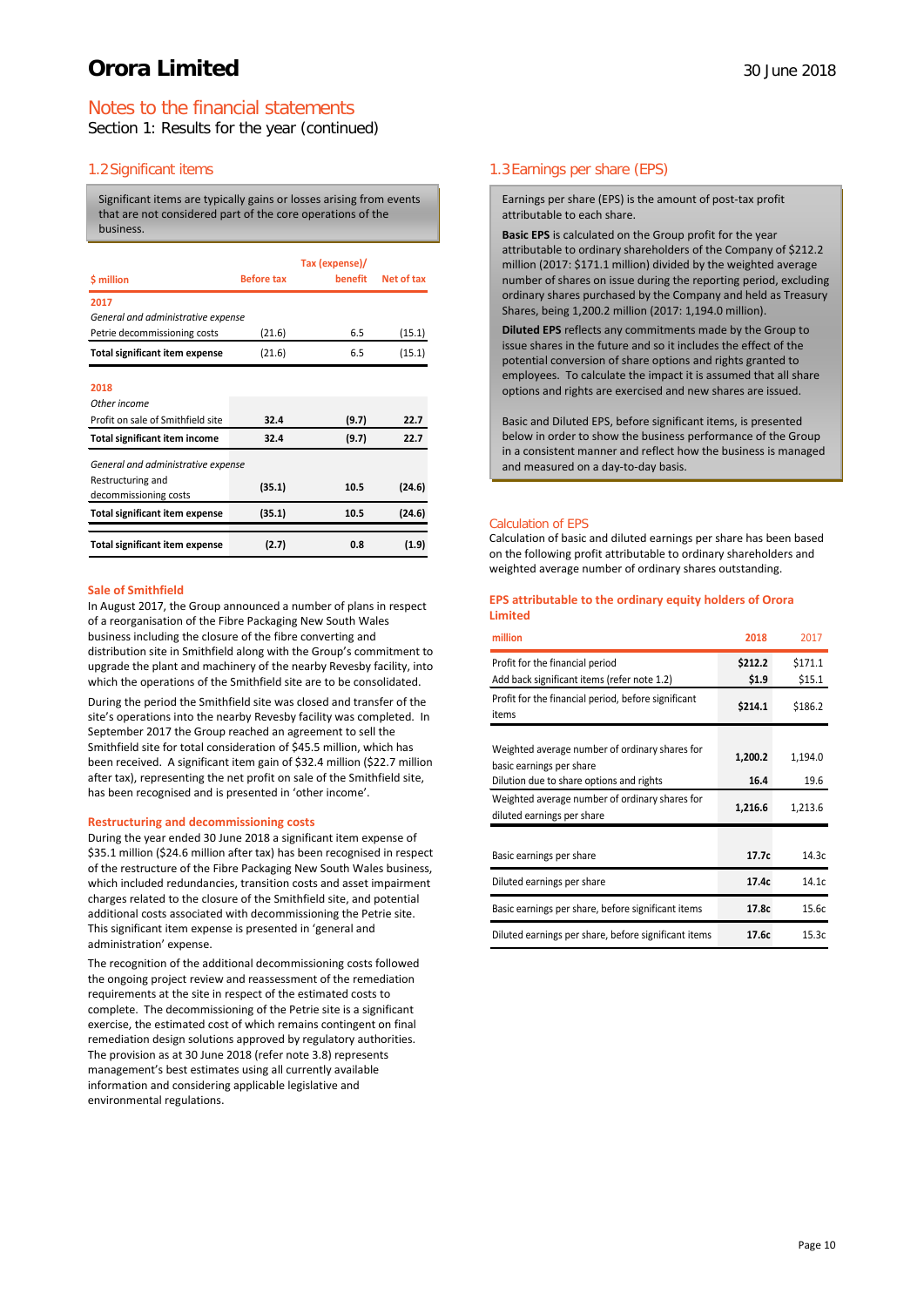# Notes to the financial statements

Section 1: Results for the year (continued)

## 1.2 Significant items

Significant items are typically gains or losses arising from events that are not considered part of the core operations of the business.

| $ million | Before tax | Tax (expense)/ benefit | Net of tax |
|---|---|---|---|
| **2017** | | | |
| *General and administrative expense* | | | |
| Petrie decommissioning costs | (21.6) | 6.5 | (15.1) |
| **Total significant item expense** | (21.6) | 6.5 | (15.1) |
| **2018** | | | |
| *Other income* | | | |
| Profit on sale of Smithfield site | **32.4** | **(9.7)** | **22.7** |
| **Total significant item income** | **32.4** | **(9.7)** | **22.7** |
| *General and administrative expense* | | | |
| Restructuring and decommissioning costs | **(35.1)** | **10.5** | **(24.6)** |
| **Total significant item expense** | **(35.1)** | **10.5** | **(24.6)** |
| **Total significant item expense** | **(2.7)** | **0.8** | **(1.9)** |

### Sale of Smithfield

In August 2017, the Group announced a number of plans in respect of a reorganisation of the Fibre Packaging New South Wales business including the closure of the fibre converting and distribution site in Smithfield along with the Group's commitment to upgrade the plant and machinery of the nearby Revesby facility, into which the operations of the Smithfield site are to be consolidated.

During the period the Smithfield site was closed and transfer of the site's operations into the nearby Revesby facility was completed. In September 2017 the Group reached an agreement to sell the Smithfield site for total consideration of $45.5 million, which has been received. A significant item gain of $32.4 million ($22.7 million after tax), representing the net profit on sale of the Smithfield site, has been recognised and is presented in 'other income'.

### Restructuring and decommissioning costs

During the year ended 30 June 2018 a significant item expense of $35.1 million ($24.6 million after tax) has been recognised in respect of the restructure of the Fibre Packaging New South Wales business, which included redundancies, transition costs and asset impairment charges related to the closure of the Smithfield site, and potential additional costs associated with decommissioning the Petrie site. This significant item expense is presented in 'general and administration' expense.

The recognition of the additional decommissioning costs followed the ongoing project review and reassessment of the remediation requirements at the site in respect of the estimated costs to complete. The decommissioning of the Petrie site is a significant exercise, the estimated cost of which remains contingent on final remediation design solutions approved by regulatory authorities. The provision as at 30 June 2018 (refer note 3.8) represents management's best estimates using all currently available information and considering applicable legislative and environmental regulations.

## 1.3 Earnings per share (EPS)

Earnings per share (EPS) is the amount of post-tax profit attributable to each share.

**Basic EPS** is calculated on the Group profit for the year attributable to ordinary shareholders of the Company of $212.2 million (2017: $171.1 million) divided by the weighted average number of shares on issue during the reporting period, excluding ordinary shares purchased by the Company and held as Treasury Shares, being 1,200.2 million (2017: 1,194.0 million).

**Diluted EPS** reflects any commitments made by the Group to issue shares in the future and so it includes the effect of the potential conversion of share options and rights granted to employees. To calculate the impact it is assumed that all share options and rights are exercised and new shares are issued.

Basic and Diluted EPS, before significant items, is presented below in order to show the business performance of the Group in a consistent manner and reflect how the business is managed and measured on a day-to-day basis.

### Calculation of EPS

Calculation of basic and diluted earnings per share has been based on the following profit attributable to ordinary shareholders and weighted average number of ordinary shares outstanding.

#### EPS attributable to the ordinary equity holders of Orora Limited

| million | 2018 | 2017 |
|---|---|---|
| Profit for the financial period | **$212.2** | $171.1 |
| Add back significant items (refer note 1.2) | **$1.9** | $15.1 |
| Profit for the financial period, before significant items | **$214.1** | $186.2 |
| Weighted average number of ordinary shares for basic earnings per share | **1,200.2** | 1,194.0 |
| Dilution due to share options and rights | **16.4** | 19.6 |
| Weighted average number of ordinary shares for diluted earnings per share | **1,216.6** | 1,213.6 |
| Basic earnings per share | **17.7c** | 14.3c |
| Diluted earnings per share | **17.4c** | 14.1c |
| Basic earnings per share, before significant items | **17.8c** | 15.6c |
| Diluted earnings per share, before significant items | **17.6c** | 15.3c |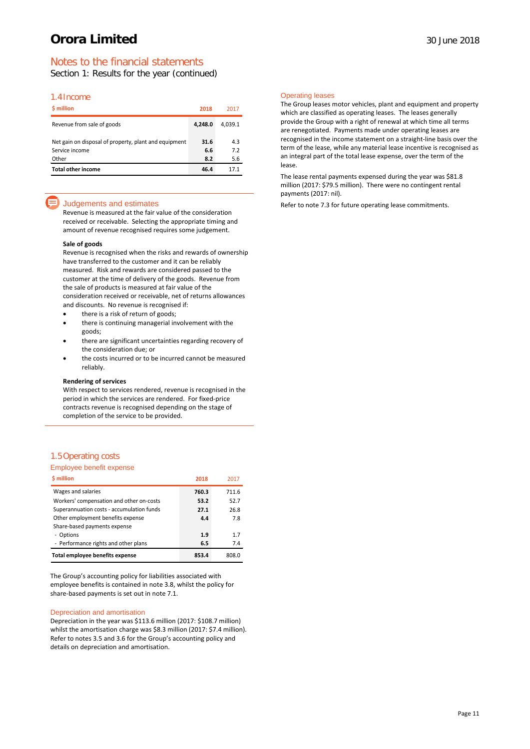# Notes to the financial statements

Section 1: Results for the year (continued)

## 1.4 Income

| $ million | 2018 | 2017 |
|---|---|---|
| Revenue from sale of goods | **4,248.0** | 4,039.1 |
| Net gain on disposal of property, plant and equipment | **31.6** | 4.3 |
| Service income | **6.6** | 7.2 |
| Other | **8.2** | 5.6 |
| **Total other income** | **46.4** | 17.1 |

### Judgements and estimates

Revenue is measured at the fair value of the consideration received or receivable. Selecting the appropriate timing and amount of revenue recognised requires some judgement.

**Sale of goods**

Revenue is recognised when the risks and rewards of ownership have transferred to the customer and it can be reliably measured. Risk and rewards are considered passed to the customer at the time of delivery of the goods. Revenue from the sale of products is measured at fair value of the consideration received or receivable, net of returns allowances and discounts. No revenue is recognised if:

- there is a risk of return of goods;
- there is continuing managerial involvement with the goods;
- there are significant uncertainties regarding recovery of the consideration due; or
- the costs incurred or to be incurred cannot be measured reliably.

**Rendering of services**

With respect to services rendered, revenue is recognised in the period in which the services are rendered. For fixed-price contracts revenue is recognised depending on the stage of completion of the service to be provided.

## 1.5 Operating costs

### Employee benefit expense

| $ million | 2018 | 2017 |
|---|---|---|
| Wages and salaries | **760.3** | 711.6 |
| Workers' compensation and other on-costs | **53.2** | 52.7 |
| Superannuation costs - accumulation funds | **27.1** | 26.8 |
| Other employment benefits expense | **4.4** | 7.8 |
| Share-based payments expense | | |
| - Options | **1.9** | 1.7 |
| - Performance rights and other plans | **6.5** | 7.4 |
| **Total employee benefits expense** | **853.4** | 808.0 |

The Group's accounting policy for liabilities associated with employee benefits is contained in note 3.8, whilst the policy for share-based payments is set out in note 7.1.

### Depreciation and amortisation

Depreciation in the year was $113.6 million (2017: $108.7 million) whilst the amortisation charge was $8.3 million (2017: $7.4 million). Refer to notes 3.5 and 3.6 for the Group's accounting policy and details on depreciation and amortisation.

### Operating leases

The Group leases motor vehicles, plant and equipment and property which are classified as operating leases. The leases generally provide the Group with a right of renewal at which time all terms are renegotiated. Payments made under operating leases are recognised in the income statement on a straight-line basis over the term of the lease, while any material lease incentive is recognised as an integral part of the total lease expense, over the term of the lease.

The lease rental payments expensed during the year was $81.8 million (2017: $79.5 million). There were no contingent rental payments (2017: nil).

Refer to note 7.3 for future operating lease commitments.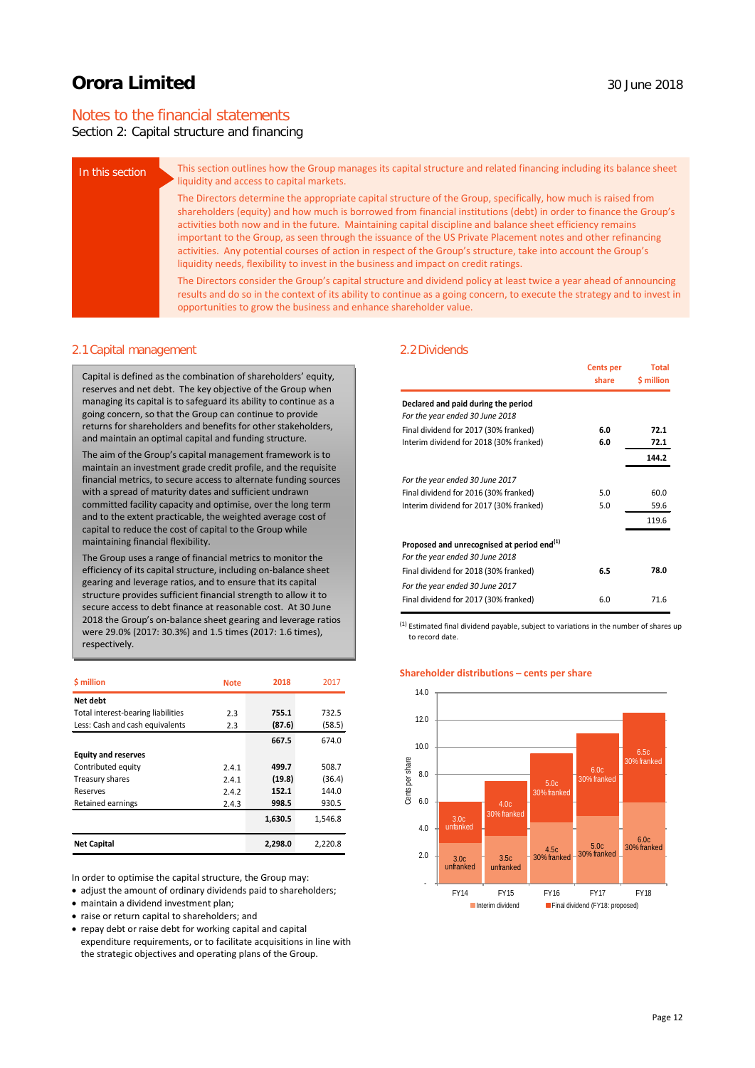# Orora Limited

30 June 2018

## Notes to the financial statements

Section 2: Capital structure and financing

**In this section**

This section outlines how the Group manages its capital structure and related financing including its balance sheet liquidity and access to capital markets.

The Directors determine the appropriate capital structure of the Group, specifically, how much is raised from shareholders (equity) and how much is borrowed from financial institutions (debt) in order to finance the Group's activities both now and in the future. Maintaining capital discipline and balance sheet efficiency remains important to the Group, as seen through the issuance of the US Private Placement notes and other refinancing activities. Any potential courses of action in respect of the Group's structure, take into account the Group's liquidity needs, flexibility to invest in the business and impact on credit ratings.

The Directors consider the Group's capital structure and dividend policy at least twice a year ahead of announcing results and do so in the context of its ability to continue as a going concern, to execute the strategy and to invest in opportunities to grow the business and enhance shareholder value.

### 2.1 Capital management

Capital is defined as the combination of shareholders' equity, reserves and net debt. The key objective of the Group when managing its capital is to safeguard its ability to continue as a going concern, so that the Group can continue to provide returns for shareholders and benefits for other stakeholders, and maintain an optimal capital and funding structure.

The aim of the Group's capital management framework is to maintain an investment grade credit profile, and the requisite financial metrics, to secure access to alternate funding sources with a spread of maturity dates and sufficient undrawn committed facility capacity and optimise, over the long term and to the extent practicable, the weighted average cost of capital to reduce the cost of capital to the Group while maintaining financial flexibility.

The Group uses a range of financial metrics to monitor the efficiency of its capital structure, including on-balance sheet gearing and leverage ratios, and to ensure that its capital structure provides sufficient financial strength to allow it to secure access to debt finance at reasonable cost. At 30 June 2018 the Group's on-balance sheet gearing and leverage ratios were 29.0% (2017: 30.3%) and 1.5 times (2017: 1.6 times), respectively.

| $ million | Note | 2018 | 2017 |
|---|---|---|---|
| **Net debt** | | | |
| Total interest-bearing liabilities | 2.3 | **755.1** | 732.5 |
| Less: Cash and cash equivalents | 2.3 | **(87.6)** | (58.5) |
| | | **667.5** | 674.0 |
| **Equity and reserves** | | | |
| Contributed equity | 2.4.1 | **499.7** | 508.7 |
| Treasury shares | 2.4.1 | **(19.8)** | (36.4) |
| Reserves | 2.4.2 | **152.1** | 144.0 |
| Retained earnings | 2.4.3 | **998.5** | 930.5 |
| | | **1,630.5** | 1,546.8 |
| **Net Capital** | | **2,298.0** | 2,220.8 |

In order to optimise the capital structure, the Group may:

- adjust the amount of ordinary dividends paid to shareholders;
- maintain a dividend investment plan;
- raise or return capital to shareholders; and
- repay debt or raise debt for working capital and capital expenditure requirements, or to facilitate acquisitions in line with the strategic objectives and operating plans of the Group.

### 2.2 Dividends

| | Cents per share | Total $ million |
|---|---|---|
| **Declared and paid during the period** | | |
| *For the year ended 30 June 2018* | | |
| Final dividend for 2017 (30% franked) | **6.0** | **72.1** |
| Interim dividend for 2018 (30% franked) | **6.0** | **72.1** |
| | | **144.2** |
| *For the year ended 30 June 2017* | | |
| Final dividend for 2016 (30% franked) | 5.0 | 60.0 |
| Interim dividend for 2017 (30% franked) | 5.0 | 59.6 |
| | | 119.6 |
| **Proposed and unrecognised at period end**[1] | | |
| *For the year ended 30 June 2018* | | |
| Final dividend for 2018 (30% franked) | **6.5** | **78.0** |
| *For the year ended 30 June 2017* | | |
| Final dividend for 2017 (30% franked) | 6.0 | 71.6 |

[1] Estimated final dividend payable, subject to variations in the number of shares up to record date.

**Shareholder distributions – cents per share**

| | Interim dividend | Final dividend (FY18: proposed) |
|---|---|---|
| FY14 | 3.0c unfranked | 3.0c unfranked |
| FY15 | 3.5c unfranked | 4.0c 30% franked |
| FY16 | 4.5c 30% franked | 5.0c 30% franked |
| FY17 | 5.0c 30% franked | 6.0c 30% franked |
| FY18 | 6.0c 30% franked | 6.5c 30% franked |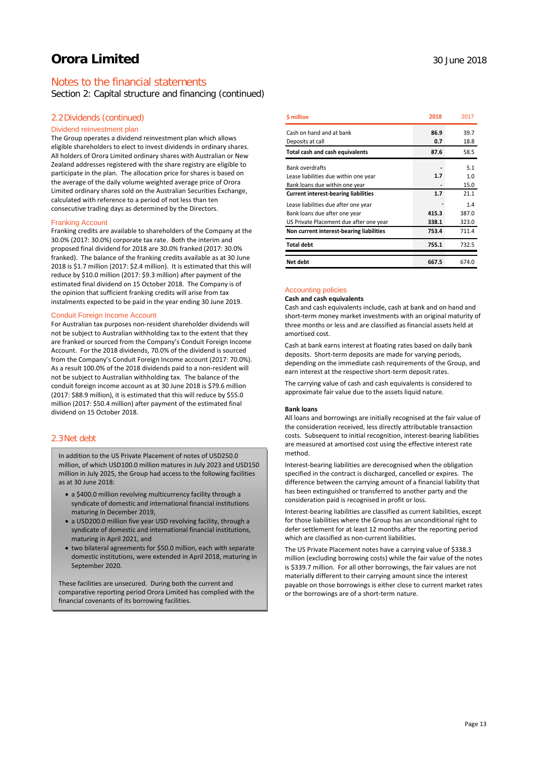# Orora Limited

30 June 2018

## Notes to the financial statements

Section 2: Capital structure and financing (continued)

### 2.2 Dividends (continued)

#### Dividend reinvestment plan

The Group operates a dividend reinvestment plan which allows eligible shareholders to elect to invest dividends in ordinary shares. All holders of Orora Limited ordinary shares with Australian or New Zealand addresses registered with the share registry are eligible to participate in the plan. The allocation price for shares is based on the average of the daily volume weighted average price of Orora Limited ordinary shares sold on the Australian Securities Exchange, calculated with reference to a period of not less than ten consecutive trading days as determined by the Directors.

#### Franking Account

Franking credits are available to shareholders of the Company at the 30.0% (2017: 30.0%) corporate tax rate. Both the interim and proposed final dividend for 2018 are 30.0% franked (2017: 30.0% franked). The balance of the franking credits available as at 30 June 2018 is $1.7 million (2017: $2.4 million). It is estimated that this will reduce by $10.0 million (2017: $9.3 million) after payment of the estimated final dividend on 15 October 2018. The Company is of the opinion that sufficient franking credits will arise from tax instalments expected to be paid in the year ending 30 June 2019.

#### Conduit Foreign Income Account

For Australian tax purposes non-resident shareholder dividends will not be subject to Australian withholding tax to the extent that they are franked or sourced from the Company's Conduit Foreign Income Account. For the 2018 dividends, 70.0% of the dividend is sourced from the Company's Conduit Foreign Income account (2017: 70.0%). As a result 100.0% of the 2018 dividends paid to a non-resident will not be subject to Australian withholding tax. The balance of the conduit foreign income account as at 30 June 2018 is $79.6 million (2017: $88.9 million), it is estimated that this will reduce by $55.0 million (2017: $50.4 million) after payment of the estimated final dividend on 15 October 2018.

### 2.3 Net debt

In addition to the US Private Placement of notes of USD250.0 million, of which USD100.0 million matures in July 2023 and USD150 million in July 2025, the Group had access to the following facilities as at 30 June 2018:

- a $400.0 million revolving multicurrency facility through a syndicate of domestic and international financial institutions maturing in December 2019,
- a USD200.0 million five year USD revolving facility, through a syndicate of domestic and international financial institutions, maturing in April 2021, and
- two bilateral agreements for $50.0 million, each with separate domestic institutions, were extended in April 2018, maturing in September 2020.

These facilities are unsecured. During both the current and comparative reporting period Orora Limited has complied with the financial covenants of its borrowing facilities.

| $ million | 2018 | 2017 |
|---|---|---|
| Cash on hand and at bank | **86.9** | 39.7 |
| Deposits at call | **0.7** | 18.8 |
| **Total cash and cash equivalents** | **87.6** | 58.5 |
| Bank overdrafts | **-** | 5.1 |
| Lease liabilities due within one year | **1.7** | 1.0 |
| Bank loans due within one year | **-** | 15.0 |
| **Current interest-bearing liabilities** | **1.7** | 21.1 |
| Lease liabilities due after one year | **-** | 1.4 |
| Bank loans due after one year | **415.3** | 387.0 |
| US Private Placement due after one year | **338.1** | 323.0 |
| **Non current interest-bearing liabilities** | **753.4** | 711.4 |
| **Total debt** | **755.1** | 732.5 |
| **Net debt** | **667.5** | 674.0 |

#### Accounting policies

**Cash and cash equivalents**

Cash and cash equivalents include, cash at bank and on hand and short-term money market investments with an original maturity of three months or less and are classified as financial assets held at amortised cost.

Cash at bank earns interest at floating rates based on daily bank deposits. Short-term deposits are made for varying periods, depending on the immediate cash requirements of the Group, and earn interest at the respective short-term deposit rates.

The carrying value of cash and cash equivalents is considered to approximate fair value due to the assets liquid nature.

**Bank loans**

All loans and borrowings are initially recognised at the fair value of the consideration received, less directly attributable transaction costs. Subsequent to initial recognition, interest-bearing liabilities are measured at amortised cost using the effective interest rate method.

Interest-bearing liabilities are derecognised when the obligation specified in the contract is discharged, cancelled or expires. The difference between the carrying amount of a financial liability that has been extinguished or transferred to another party and the consideration paid is recognised in profit or loss.

Interest-bearing liabilities are classified as current liabilities, except for those liabilities where the Group has an unconditional right to defer settlement for at least 12 months after the reporting period which are classified as non-current liabilities.

The US Private Placement notes have a carrying value of $338.3 million (excluding borrowing costs) while the fair value of the notes is $339.7 million. For all other borrowings, the fair values are not materially different to their carrying amount since the interest payable on those borrowings is either close to current market rates or the borrowings are of a short-term nature.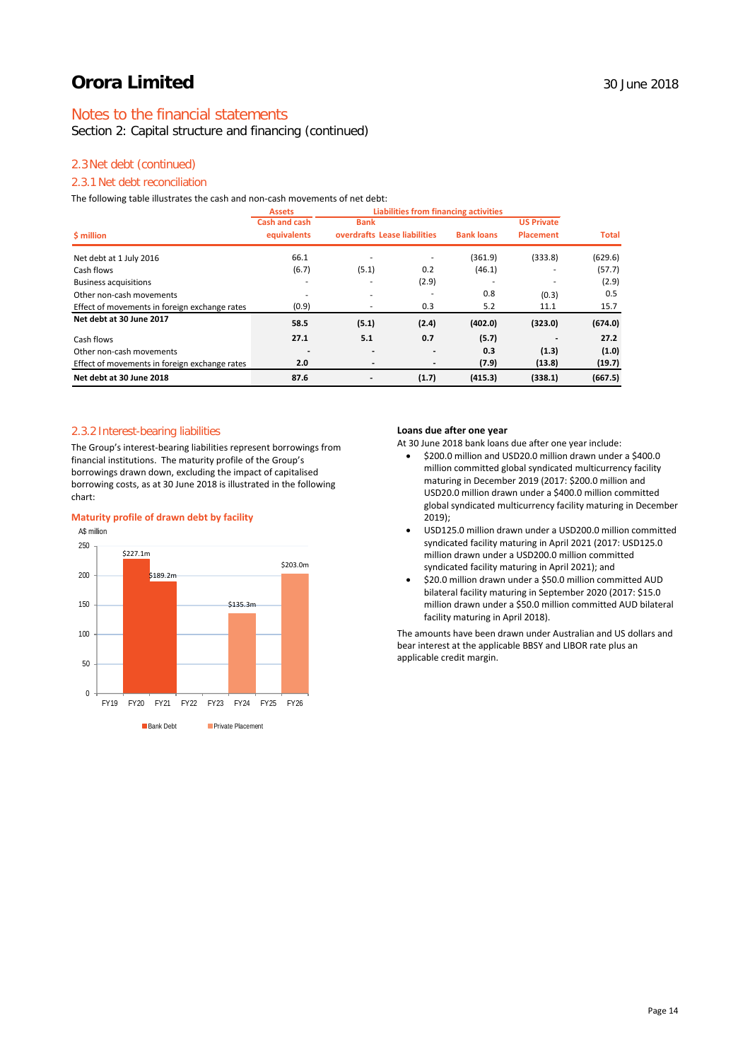## Notes to the financial statements

Section 2: Capital structure and financing (continued)

### 2.3 Net debt (continued)

### 2.3.1 Net debt reconciliation

The following table illustrates the cash and non-cash movements of net debt:

| | Assets | Liabilities from financing activities | | | | |
|---|---|---|---|---|---|---|
| $ million | Cash and cash equivalents | Bank overdrafts | Lease liabilities | Bank loans | US Private Placement | Total |
| Net debt at 1 July 2016 | 66.1 | - | - | (361.9) | (333.8) | (629.6) |
| Cash flows | (6.7) | (5.1) | 0.2 | (46.1) | - | (57.7) |
| Business acquisitions | - | - | (2.9) | - | - | (2.9) |
| Other non-cash movements | - | - | - | 0.8 | (0.3) | 0.5 |
| Effect of movements in foreign exchange rates | (0.9) | - | 0.3 | 5.2 | 11.1 | 15.7 |
| **Net debt at 30 June 2017** | **58.5** | **(5.1)** | **(2.4)** | **(402.0)** | **(323.0)** | **(674.0)** |
| Cash flows | **27.1** | **5.1** | **0.7** | **(5.7)** | **-** | **27.2** |
| Other non-cash movements | **-** | **-** | **-** | **0.3** | **(1.3)** | **(1.0)** |
| Effect of movements in foreign exchange rates | **2.0** | **-** | **-** | **(7.9)** | **(13.8)** | **(19.7)** |
| **Net debt at 30 June 2018** | **87.6** | **-** | **(1.7)** | **(415.3)** | **(338.1)** | **(667.5)** |

### 2.3.2 Interest-bearing liabilities

The Group's interest-bearing liabilities represent borrowings from financial institutions. The maturity profile of the Group's borrowings drawn down, excluding the impact of capitalised borrowing costs, as at 30 June 2018 is illustrated in the following chart:

**Maturity profile of drawn debt by facility**

A$ million

| | FY19 | FY20 | FY21 | FY22 | FY23 | FY24 | FY25 | FY26 |
|---|---|---|---|---|---|---|---|---|
| Bank Debt | | $227.1m | $189.2m | | | | | |
| Private Placement | | | | | | $135.3m | | $203.0m |

**Loans due after one year**

At 30 June 2018 bank loans due after one year include:

- $200.0 million and USD20.0 million drawn under a $400.0 million committed global syndicated multicurrency facility maturing in December 2019 (2017: $200.0 million and USD20.0 million drawn under a $400.0 million committed global syndicated multicurrency facility maturing in December 2019);
- USD125.0 million drawn under a USD200.0 million committed syndicated facility maturing in April 2021 (2017: USD125.0 million drawn under a USD200.0 million committed syndicated facility maturing in April 2021); and
- $20.0 million drawn under a $50.0 million committed AUD bilateral facility maturing in September 2020 (2017: $15.0 million drawn under a $50.0 million committed AUD bilateral facility maturing in April 2018).

The amounts have been drawn under Australian and US dollars and bear interest at the applicable BBSY and LIBOR rate plus an applicable credit margin.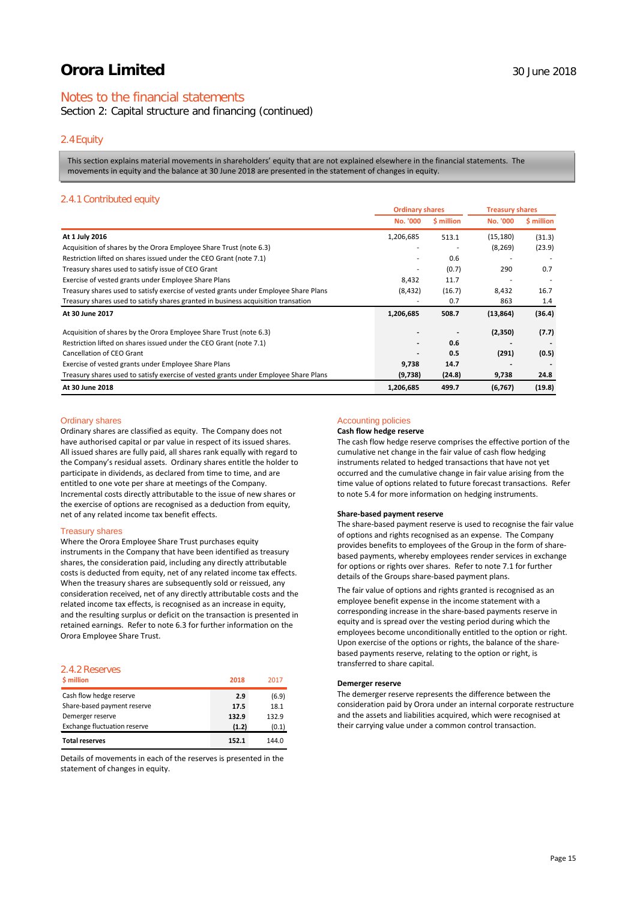# Orora Limited

30 June 2018

## Notes to the financial statements

Section 2: Capital structure and financing (continued)

### 2.4 Equity

This section explains material movements in shareholders' equity that are not explained elsewhere in the financial statements. The movements in equity and the balance at 30 June 2018 are presented in the statement of changes in equity.

### 2.4.1 Contributed equity

| | Ordinary shares | | Treasury shares | |
|---|---|---|---|---|
| | No. '000 | $ million | No. '000 | $ million |
| **At 1 July 2016** | 1,206,685 | 513.1 | (15,180) | (31.3) |
| Acquisition of shares by the Orora Employee Share Trust (note 6.3) | - | - | (8,269) | (23.9) |
| Restriction lifted on shares issued under the CEO Grant (note 7.1) | - | 0.6 | - | - |
| Treasury shares used to satisfy issue of CEO Grant | - | (0.7) | 290 | 0.7 |
| Exercise of vested grants under Employee Share Plans | 8,432 | 11.7 | - | - |
| Treasury shares used to satisfy exercise of vested grants under Employee Share Plans | (8,432) | (16.7) | 8,432 | 16.7 |
| Treasury shares used to satisfy shares granted in business acquisition transation | - | 0.7 | 863 | 1.4 |
| **At 30 June 2017** | **1,206,685** | **508.7** | **(13,864)** | **(36.4)** |
| Acquisition of shares by the Orora Employee Share Trust (note 6.3) | **-** | **-** | **(2,350)** | **(7.7)** |
| Restriction lifted on shares issued under the CEO Grant (note 7.1) | **-** | **0.6** | **-** | **-** |
| Cancellation of CEO Grant | **-** | **0.5** | **(291)** | **(0.5)** |
| Exercise of vested grants under Employee Share Plans | **9,738** | **14.7** | **-** | **-** |
| Treasury shares used to satisfy exercise of vested grants under Employee Share Plans | **(9,738)** | **(24.8)** | **9,738** | **24.8** |
| **At 30 June 2018** | **1,206,685** | **499.7** | **(6,767)** | **(19.8)** |

#### Ordinary shares

Ordinary shares are classified as equity. The Company does not have authorised capital or par value in respect of its issued shares. All issued shares are fully paid, all shares rank equally with regard to the Company's residual assets. Ordinary shares entitle the holder to participate in dividends, as declared from time to time, and are entitled to one vote per share at meetings of the Company. Incremental costs directly attributable to the issue of new shares or the exercise of options are recognised as a deduction from equity, net of any related income tax benefit effects.

#### Treasury shares

Where the Orora Employee Share Trust purchases equity instruments in the Company that have been identified as treasury shares, the consideration paid, including any directly attributable costs is deducted from equity, net of any related income tax effects. When the treasury shares are subsequently sold or reissued, any consideration received, net of any directly attributable costs and the related income tax effects, is recognised as an increase in equity, and the resulting surplus or deficit on the transaction is presented in retained earnings. Refer to note 6.3 for further information on the Orora Employee Share Trust.

### 2.4.2 Reserves

| $ million | 2018 | 2017 |
|---|---|---|
| Cash flow hedge reserve | **2.9** | (6.9) |
| Share-based payment reserve | **17.5** | 18.1 |
| Demerger reserve | **132.9** | 132.9 |
| Exchange fluctuation reserve | **(1.2)** | (0.1) |
| **Total reserves** | **152.1** | 144.0 |

Details of movements in each of the reserves is presented in the statement of changes in equity.

#### Accounting policies

**Cash flow hedge reserve**

The cash flow hedge reserve comprises the effective portion of the cumulative net change in the fair value of cash flow hedging instruments related to hedged transactions that have not yet occurred and the cumulative change in fair value arising from the time value of options related to future forecast transactions. Refer to note 5.4 for more information on hedging instruments.

**Share-based payment reserve**

The share-based payment reserve is used to recognise the fair value of options and rights recognised as an expense. The Company provides benefits to employees of the Group in the form of share-based payments, whereby employees render services in exchange for options or rights over shares. Refer to note 7.1 for further details of the Groups share-based payment plans.

The fair value of options and rights granted is recognised as an employee benefit expense in the income statement with a corresponding increase in the share-based payments reserve in equity and is spread over the vesting period during which the employees become unconditionally entitled to the option or right. Upon exercise of the options or rights, the balance of the share-based payments reserve, relating to the option or right, is transferred to share capital.

**Demerger reserve**

The demerger reserve represents the difference between the consideration paid by Orora under an internal corporate restructure and the assets and liabilities acquired, which were recognised at their carrying value under a common control transaction.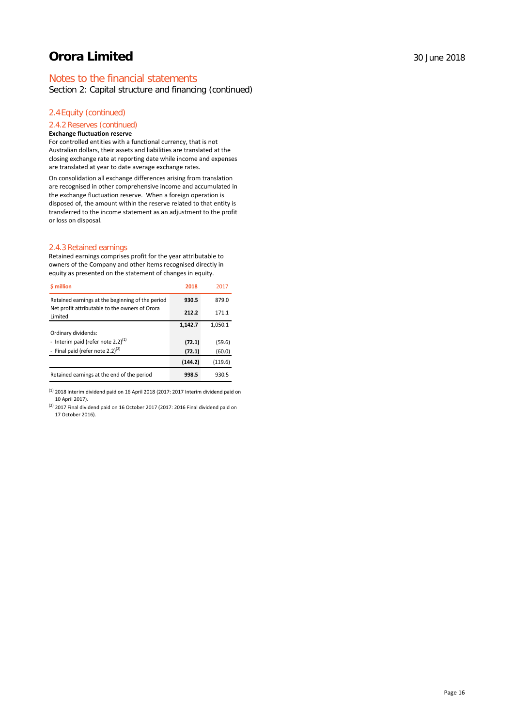## Notes to the financial statements

Section 2: Capital structure and financing (continued)

### 2.4 Equity (continued)

#### 2.4.2 Reserves (continued)

**Exchange fluctuation reserve**

For controlled entities with a functional currency, that is not Australian dollars, their assets and liabilities are translated at the closing exchange rate at reporting date while income and expenses are translated at year to date average exchange rates.

On consolidation all exchange differences arising from translation are recognised in other comprehensive income and accumulated in the exchange fluctuation reserve. When a foreign operation is disposed of, the amount within the reserve related to that entity is transferred to the income statement as an adjustment to the profit or loss on disposal.

#### 2.4.3 Retained earnings

Retained earnings comprises profit for the year attributable to owners of the Company and other items recognised directly in equity as presented on the statement of changes in equity.

| $ million | 2018 | 2017 |
|---|---|---|
| Retained earnings at the beginning of the period | **930.5** | 879.0 |
| Net profit attributable to the owners of Orora Limited | **212.2** | 171.1 |
| | **1,142.7** | 1,050.1 |
| Ordinary dividends: | | |
| - Interim paid (refer note 2.2)[1] | **(72.1)** | (59.6) |
| - Final paid (refer note 2.2)[2] | **(72.1)** | (60.0) |
| | **(144.2)** | (119.6) |
| Retained earnings at the end of the period | **998.5** | 930.5 |

[1] 2018 Interim dividend paid on 16 April 2018 (2017: 2017 Interim dividend paid on 10 April 2017).

[2] 2017 Final dividend paid on 16 October 2017 (2017: 2016 Final dividend paid on 17 October 2016).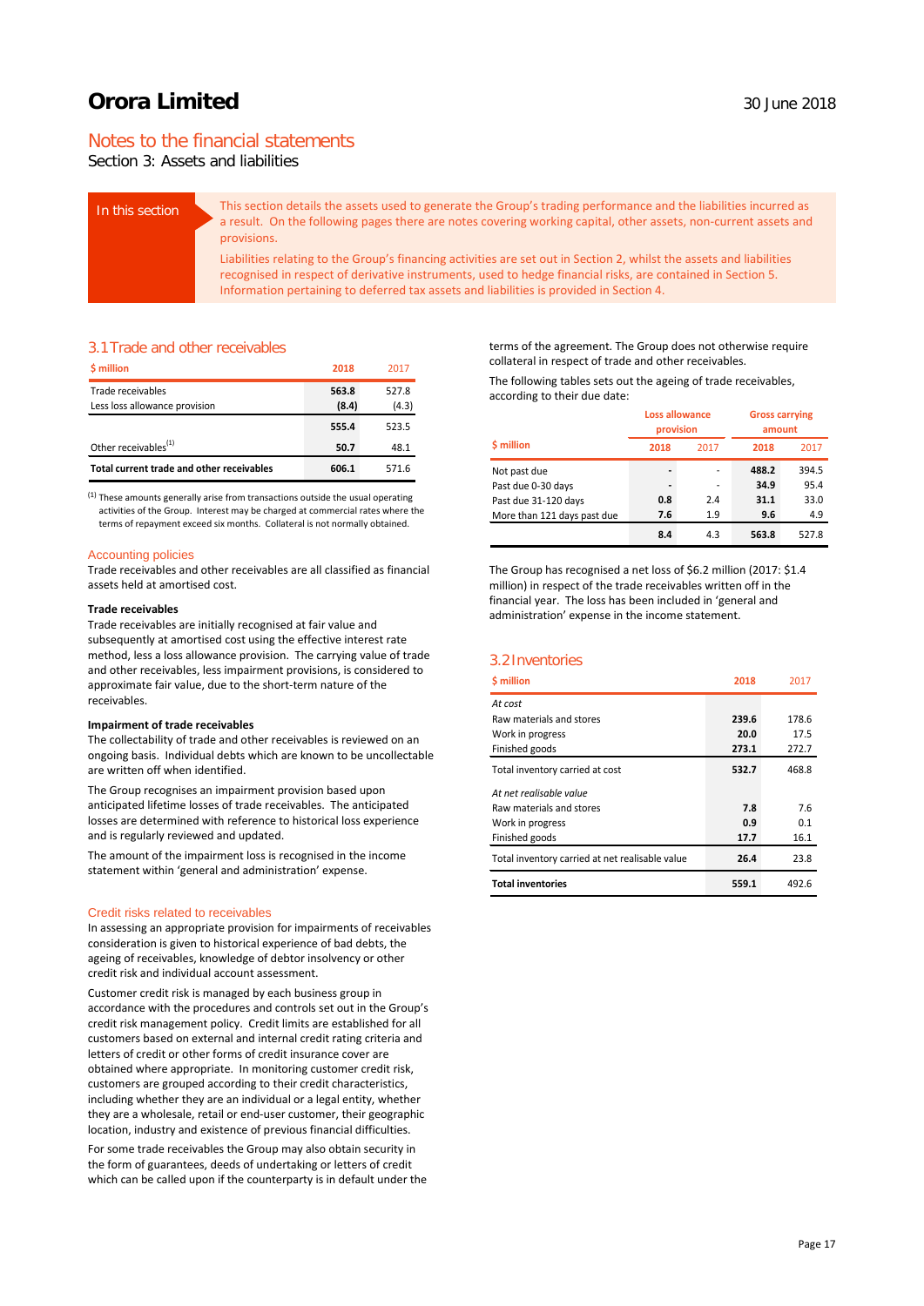# Orora Limited

30 June 2018

## Notes to the financial statements

Section 3: Assets and liabilities

**In this section**

This section details the assets used to generate the Group's trading performance and the liabilities incurred as a result. On the following pages there are notes covering working capital, other assets, non-current assets and provisions.

Liabilities relating to the Group's financing activities are set out in Section 2, whilst the assets and liabilities recognised in respect of derivative instruments, used to hedge financial risks, are contained in Section 5. Information pertaining to deferred tax assets and liabilities is provided in Section 4.

### 3.1 Trade and other receivables

| $ million | 2018 | 2017 |
|---|---|---|
| Trade receivables | 563.8 | 527.8 |
| Less loss allowance provision | (8.4) | (4.3) |
| | 555.4 | 523.5 |
| Other receivables[1] | 50.7 | 48.1 |
| **Total current trade and other receivables** | **606.1** | 571.6 |

[1] These amounts generally arise from transactions outside the usual operating activities of the Group. Interest may be charged at commercial rates where the terms of repayment exceed six months. Collateral is not normally obtained.

#### Accounting policies

Trade receivables and other receivables are all classified as financial assets held at amortised cost.

**Trade receivables**

Trade receivables are initially recognised at fair value and subsequently at amortised cost using the effective interest rate method, less a loss allowance provision. The carrying value of trade and other receivables, less impairment provisions, is considered to approximate fair value, due to the short-term nature of the receivables.

**Impairment of trade receivables**

The collectability of trade and other receivables is reviewed on an ongoing basis. Individual debts which are known to be uncollectable are written off when identified.

The Group recognises an impairment provision based upon anticipated lifetime losses of trade receivables. The anticipated losses are determined with reference to historical loss experience and is regularly reviewed and updated.

The amount of the impairment loss is recognised in the income statement within 'general and administration' expense.

#### Credit risks related to receivables

In assessing an appropriate provision for impairments of receivables consideration is given to historical experience of bad debts, the ageing of receivables, knowledge of debtor insolvency or other credit risk and individual account assessment.

Customer credit risk is managed by each business group in accordance with the procedures and controls set out in the Group's credit risk management policy. Credit limits are established for all customers based on external and internal credit rating criteria and letters of credit or other forms of credit insurance cover are obtained where appropriate. In monitoring customer credit risk, customers are grouped according to their credit characteristics, including whether they are an individual or a legal entity, whether they are a wholesale, retail or end-user customer, their geographic location, industry and existence of previous financial difficulties.

For some trade receivables the Group may also obtain security in the form of guarantees, deeds of undertaking or letters of credit which can be called upon if the counterparty is in default under the terms of the agreement. The Group does not otherwise require collateral in respect of trade and other receivables.

The following tables sets out the ageing of trade receivables, according to their due date:

| | Loss allowance provision | | Gross carrying amount | |
|---|---|---|---|---|
| $ million | 2018 | 2017 | 2018 | 2017 |
| Not past due | - | - | 488.2 | 394.5 |
| Past due 0-30 days | - | - | 34.9 | 95.4 |
| Past due 31-120 days | 0.8 | 2.4 | 31.1 | 33.0 |
| More than 121 days past due | 7.6 | 1.9 | 9.6 | 4.9 |
| | 8.4 | 4.3 | 563.8 | 527.8 |

The Group has recognised a net loss of $6.2 million (2017: $1.4 million) in respect of the trade receivables written off in the financial year. The loss has been included in 'general and administration' expense in the income statement.

### 3.2 Inventories

| $ million | 2018 | 2017 |
|---|---|---|
| *At cost* | | |
| Raw materials and stores | 239.6 | 178.6 |
| Work in progress | 20.0 | 17.5 |
| Finished goods | 273.1 | 272.7 |
| Total inventory carried at cost | 532.7 | 468.8 |
| *At net realisable value* | | |
| Raw materials and stores | 7.8 | 7.6 |
| Work in progress | 0.9 | 0.1 |
| Finished goods | 17.7 | 16.1 |
| Total inventory carried at net realisable value | 26.4 | 23.8 |
| **Total inventories** | **559.1** | 492.6 |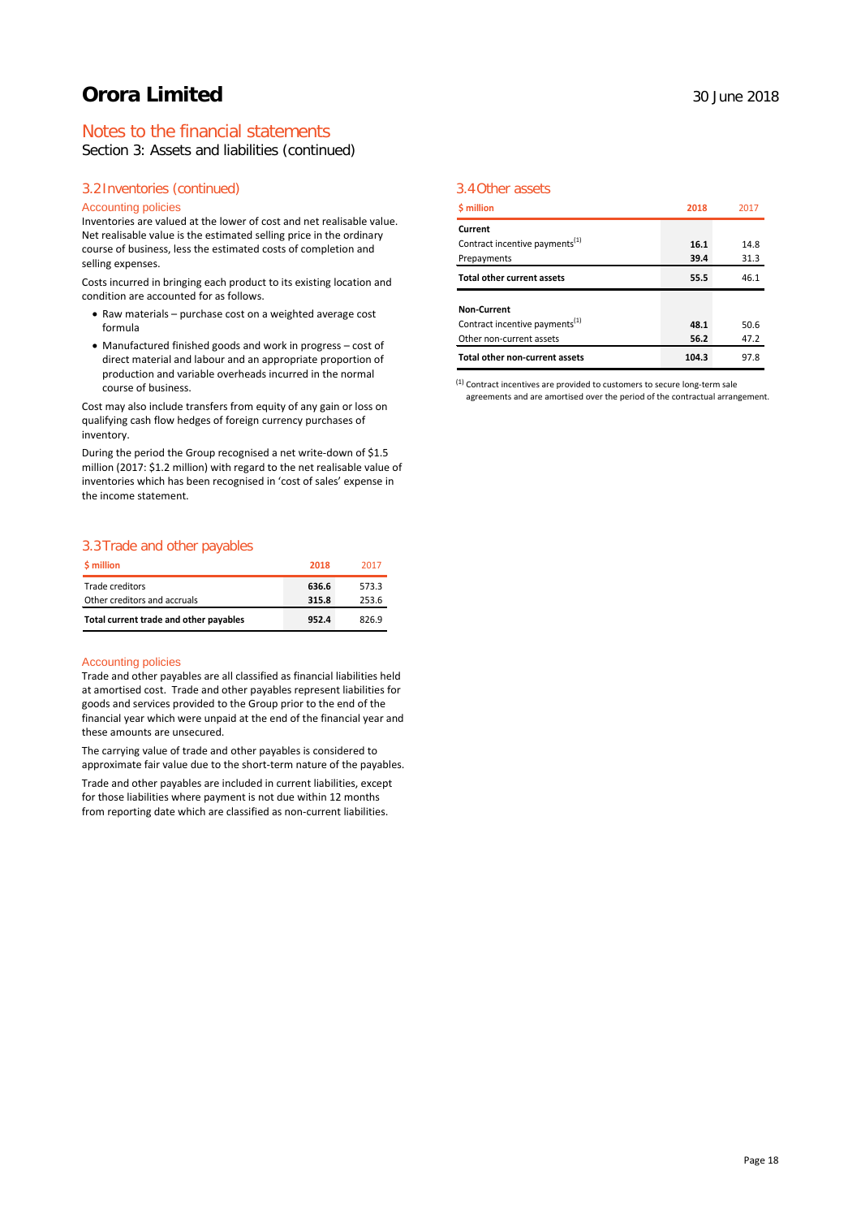## Notes to the financial statements

Section 3: Assets and liabilities (continued)

### 3.2 Inventories (continued)

#### Accounting policies

Inventories are valued at the lower of cost and net realisable value. Net realisable value is the estimated selling price in the ordinary course of business, less the estimated costs of completion and selling expenses.

Costs incurred in bringing each product to its existing location and condition are accounted for as follows.

- Raw materials – purchase cost on a weighted average cost formula
- Manufactured finished goods and work in progress – cost of direct material and labour and an appropriate proportion of production and variable overheads incurred in the normal course of business.

Cost may also include transfers from equity of any gain or loss on qualifying cash flow hedges of foreign currency purchases of inventory.

During the period the Group recognised a net write-down of $1.5 million (2017: $1.2 million) with regard to the net realisable value of inventories which has been recognised in 'cost of sales' expense in the income statement.

### 3.3 Trade and other payables

| $ million | 2018 | 2017 |
|---|---|---|
| Trade creditors | **636.6** | 573.3 |
| Other creditors and accruals | **315.8** | 253.6 |
| **Total current trade and other payables** | **952.4** | 826.9 |

#### Accounting policies

Trade and other payables are all classified as financial liabilities held at amortised cost. Trade and other payables represent liabilities for goods and services provided to the Group prior to the end of the financial year which were unpaid at the end of the financial year and these amounts are unsecured.

The carrying value of trade and other payables is considered to approximate fair value due to the short-term nature of the payables.

Trade and other payables are included in current liabilities, except for those liabilities where payment is not due within 12 months from reporting date which are classified as non-current liabilities.

### 3.4 Other assets

| $ million | 2018 | 2017 |
|---|---|---|
| **Current** | | |
| Contract incentive payments[1] | **16.1** | 14.8 |
| Prepayments | **39.4** | 31.3 |
| **Total other current assets** | **55.5** | 46.1 |
| | | |
| **Non-Current** | | |
| Contract incentive payments[1] | **48.1** | 50.6 |
| Other non-current assets | **56.2** | 47.2 |
| **Total other non-current assets** | **104.3** | 97.8 |

[1] Contract incentives are provided to customers to secure long-term sale agreements and are amortised over the period of the contractual arrangement.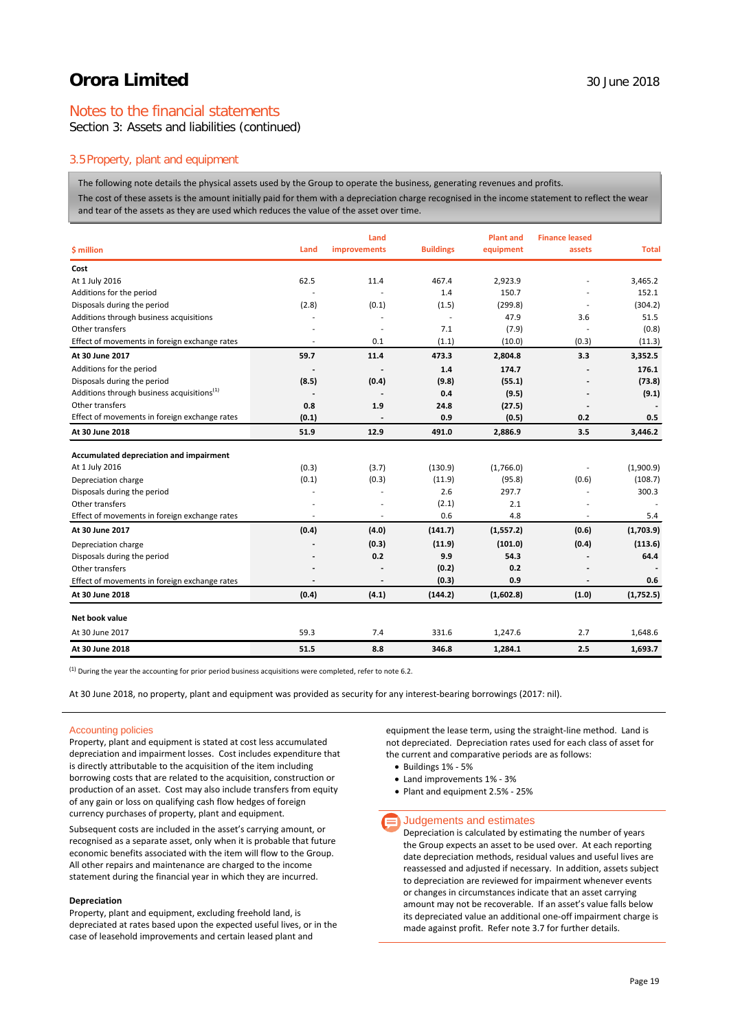# Orora Limited

30 June 2018

## Notes to the financial statements

Section 3: Assets and liabilities (continued)

### 3.5 Property, plant and equipment

The following note details the physical assets used by the Group to operate the business, generating revenues and profits.

The cost of these assets is the amount initially paid for them with a depreciation charge recognised in the income statement to reflect the wear and tear of the assets as they are used which reduces the value of the asset over time.

| $ million | Land | Land improvements | Buildings | Plant and equipment | Finance leased assets | Total |
|---|---|---|---|---|---|---|
| **Cost** | | | | | | |
| At 1 July 2016 | 62.5 | 11.4 | 467.4 | 2,923.9 | - | 3,465.2 |
| Additions for the period | - | - | 1.4 | 150.7 | - | 152.1 |
| Disposals during the period | (2.8) | (0.1) | (1.5) | (299.8) | - | (304.2) |
| Additions through business acquisitions | - | - | - | 47.9 | 3.6 | 51.5 |
| Other transfers | - | - | 7.1 | (7.9) | - | (0.8) |
| Effect of movements in foreign exchange rates | - | 0.1 | (1.1) | (10.0) | (0.3) | (11.3) |
| **At 30 June 2017** | **59.7** | **11.4** | **473.3** | **2,804.8** | **3.3** | **3,352.5** |
| Additions for the period | **-** | **-** | **1.4** | **174.7** | **-** | **176.1** |
| Disposals during the period | **(8.5)** | **(0.4)** | **(9.8)** | **(55.1)** | **-** | **(73.8)** |
| Additions through business acquisitions[1] | **-** | **-** | **0.4** | **(9.5)** | **-** | **(9.1)** |
| Other transfers | **0.8** | **1.9** | **24.8** | **(27.5)** | **-** | **-** |
| Effect of movements in foreign exchange rates | **(0.1)** | **-** | **0.9** | **(0.5)** | **0.2** | **0.5** |
| **At 30 June 2018** | **51.9** | **12.9** | **491.0** | **2,886.9** | **3.5** | **3,446.2** |
| **Accumulated depreciation and impairment** | | | | | | |
| At 1 July 2016 | (0.3) | (3.7) | (130.9) | (1,766.0) | - | (1,900.9) |
| Depreciation charge | (0.1) | (0.3) | (11.9) | (95.8) | (0.6) | (108.7) |
| Disposals during the period | - | - | 2.6 | 297.7 | - | 300.3 |
| Other transfers | - | - | (2.1) | 2.1 | - | - |
| Effect of movements in foreign exchange rates | - | - | 0.6 | 4.8 | - | 5.4 |
| **At 30 June 2017** | **(0.4)** | **(4.0)** | **(141.7)** | **(1,557.2)** | **(0.6)** | **(1,703.9)** |
| Depreciation charge | **-** | **(0.3)** | **(11.9)** | **(101.0)** | **(0.4)** | **(113.6)** |
| Disposals during the period | **-** | **0.2** | **9.9** | **54.3** | **-** | **64.4** |
| Other transfers | **-** | **-** | **(0.2)** | **0.2** | **-** | **-** |
| Effect of movements in foreign exchange rates | **-** | **-** | **(0.3)** | **0.9** | **-** | **0.6** |
| **At 30 June 2018** | **(0.4)** | **(4.1)** | **(144.2)** | **(1,602.8)** | **(1.0)** | **(1,752.5)** |
| **Net book value** | | | | | | |
| At 30 June 2017 | 59.3 | 7.4 | 331.6 | 1,247.6 | 2.7 | 1,648.6 |
| **At 30 June 2018** | **51.5** | **8.8** | **346.8** | **1,284.1** | **2.5** | **1,693.7** |

[1] During the year the accounting for prior period business acquisitions were completed, refer to note 6.2.

At 30 June 2018, no property, plant and equipment was provided as security for any interest-bearing borrowings (2017: nil).

#### Accounting policies

Property, plant and equipment is stated at cost less accumulated depreciation and impairment losses. Cost includes expenditure that is directly attributable to the acquisition of the item including borrowing costs that are related to the acquisition, construction or production of an asset. Cost may also include transfers from equity of any gain or loss on qualifying cash flow hedges of foreign currency purchases of property, plant and equipment.

Subsequent costs are included in the asset's carrying amount, or recognised as a separate asset, only when it is probable that future economic benefits associated with the item will flow to the Group. All other repairs and maintenance are charged to the income statement during the financial year in which they are incurred.

**Depreciation**

Property, plant and equipment, excluding freehold land, is depreciated at rates based upon the expected useful lives, or in the case of leasehold improvements and certain leased plant and equipment the lease term, using the straight-line method. Land is not depreciated. Depreciation rates used for each class of asset for the current and comparative periods are as follows:

- Buildings 1% - 5%
- Land improvements 1% - 3%
- Plant and equipment 2.5% - 25%

#### Judgements and estimates

Depreciation is calculated by estimating the number of years the Group expects an asset to be used over. At each reporting date depreciation methods, residual values and useful lives are reassessed and adjusted if necessary. In addition, assets subject to depreciation are reviewed for impairment whenever events or changes in circumstances indicate that an asset carrying amount may not be recoverable. If an asset's value falls below its depreciated value an additional one-off impairment charge is made against profit. Refer note 3.7 for further details.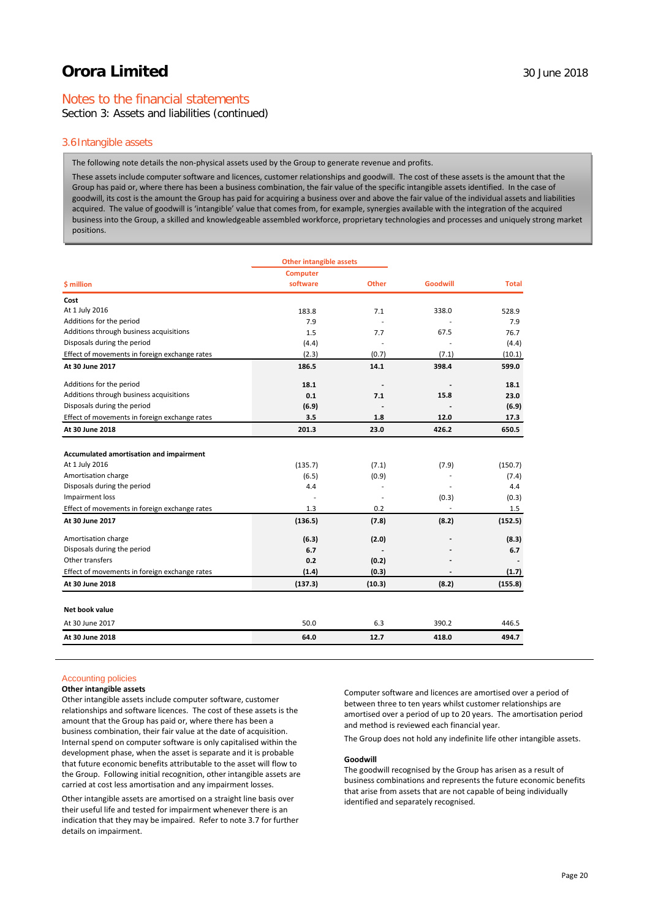# Orora Limited

30 June 2018

## Notes to the financial statements

Section 3: Assets and liabilities (continued)

### 3.6 Intangible assets

The following note details the non-physical assets used by the Group to generate revenue and profits.

These assets include computer software and licences, customer relationships and goodwill. The cost of these assets is the amount that the Group has paid or, where there has been a business combination, the fair value of the specific intangible assets identified. In the case of goodwill, its cost is the amount the Group has paid for acquiring a business over and above the fair value of the individual assets and liabilities acquired. The value of goodwill is 'intangible' value that comes from, for example, synergies available with the integration of the acquired business into the Group, a skilled and knowledgeable assembled workforce, proprietary technologies and processes and uniquely strong market positions.

| | Other intangible assets | | | |
|---|---|---|---|---|
| $ million | Computer software | Other | Goodwill | Total |
| **Cost** | | | | |
| At 1 July 2016 | 183.8 | 7.1 | 338.0 | 528.9 |
| Additions for the period | 7.9 | - | - | 7.9 |
| Additions through business acquisitions | 1.5 | 7.7 | 67.5 | 76.7 |
| Disposals during the period | (4.4) | - | - | (4.4) |
| Effect of movements in foreign exchange rates | (2.3) | (0.7) | (7.1) | (10.1) |
| **At 30 June 2017** | **186.5** | **14.1** | **398.4** | **599.0** |
| Additions for the period | **18.1** | **-** | **-** | **18.1** |
| Additions through business acquisitions | **0.1** | **7.1** | **15.8** | **23.0** |
| Disposals during the period | **(6.9)** | **-** | **-** | **(6.9)** |
| Effect of movements in foreign exchange rates | **3.5** | **1.8** | **12.0** | **17.3** |
| **At 30 June 2018** | **201.3** | **23.0** | **426.2** | **650.5** |
| | | | | |
| **Accumulated amortisation and impairment** | | | | |
| At 1 July 2016 | (135.7) | (7.1) | (7.9) | (150.7) |
| Amortisation charge | (6.5) | (0.9) | - | (7.4) |
| Disposals during the period | 4.4 | - | - | 4.4 |
| Impairment loss | - | - | (0.3) | (0.3) |
| Effect of movements in foreign exchange rates | 1.3 | 0.2 | - | 1.5 |
| **At 30 June 2017** | **(136.5)** | **(7.8)** | **(8.2)** | **(152.5)** |
| Amortisation charge | **(6.3)** | **(2.0)** | **-** | **(8.3)** |
| Disposals during the period | **6.7** | **-** | **-** | **6.7** |
| Other transfers | **0.2** | **(0.2)** | **-** | **-** |
| Effect of movements in foreign exchange rates | **(1.4)** | **(0.3)** | **-** | **(1.7)** |
| **At 30 June 2018** | **(137.3)** | **(10.3)** | **(8.2)** | **(155.8)** |
| | | | | |
| **Net book value** | | | | |
| At 30 June 2017 | 50.0 | 6.3 | 390.2 | 446.5 |
| **At 30 June 2018** | **64.0** | **12.7** | **418.0** | **494.7** |

#### Accounting policies

**Other intangible assets**

Other intangible assets include computer software, customer relationships and software licences. The cost of these assets is the amount that the Group has paid or, where there has been a business combination, their fair value at the date of acquisition. Internal spend on computer software is only capitalised within the development phase, when the asset is separate and it is probable that future economic benefits attributable to the asset will flow to the Group. Following initial recognition, other intangible assets are carried at cost less amortisation and any impairment losses.

Other intangible assets are amortised on a straight line basis over their useful life and tested for impairment whenever there is an indication that they may be impaired. Refer to note 3.7 for further details on impairment.

Computer software and licences are amortised over a period of between three to ten years whilst customer relationships are amortised over a period of up to 20 years. The amortisation period and method is reviewed each financial year.

The Group does not hold any indefinite life other intangible assets.

**Goodwill**

The goodwill recognised by the Group has arisen as a result of business combinations and represents the future economic benefits that arise from assets that are not capable of being individually identified and separately recognised.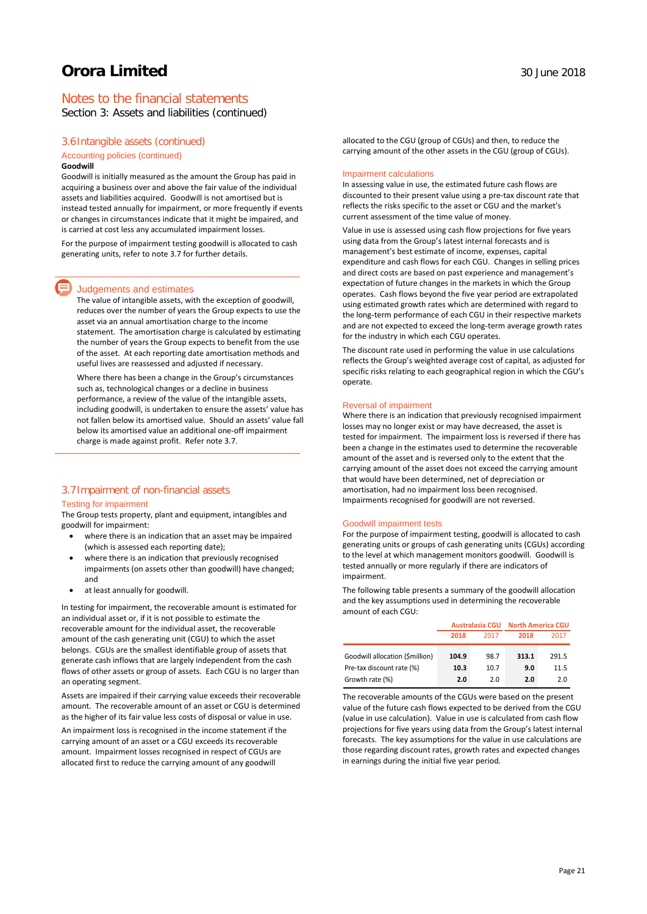## Notes to the financial statements

Section 3: Assets and liabilities (continued)

### 3.6 Intangible assets (continued)

#### Accounting policies (continued)

**Goodwill**

Goodwill is initially measured as the amount the Group has paid in acquiring a business over and above the fair value of the individual assets and liabilities acquired. Goodwill is not amortised but is instead tested tested annually for impairment, or more frequently if events or changes in circumstances indicate that it might be impaired, and is carried at cost less any accumulated impairment losses.

For the purpose of impairment testing goodwill is allocated to cash generating units, refer to note 3.7 for further details.

#### Judgements and estimates

The value of intangible assets, with the exception of goodwill, reduces over the number of years the Group expects to use the asset via an annual amortisation charge to the income statement. The amortisation charge is calculated by estimating the number of years the Group expects to benefit from the use of the asset. At each reporting date amortisation methods and useful lives are reassessed and adjusted if necessary.

Where there has been a change in the Group's circumstances such as, technological changes or a decline in business performance, a review of the value of the intangible assets, including goodwill, is undertaken to ensure the assets' value has not fallen below its amortised value. Should an assets' value fall below its amortised value an additional one-off impairment charge is made against profit. Refer note 3.7.

### 3.7 Impairment of non-financial assets

#### Testing for impairment

The Group tests property, plant and equipment, intangibles and goodwill for impairment:

- where there is an indication that an asset may be impaired (which is assessed each reporting date);
- where there is an indication that previously recognised impairments (on assets other than goodwill) have changed; and
- at least annually for goodwill.

In testing for impairment, the recoverable amount is estimated for an individual asset or, if it is not possible to estimate the recoverable amount for the individual asset, the recoverable amount of the cash generating unit (CGU) to which the asset belongs. CGUs are the smallest identifiable group of assets that generate cash inflows that are largely independent from the cash flows of other assets or group of assets. Each CGU is no larger than an operating segment.

Assets are impaired if their carrying value exceeds their recoverable amount. The recoverable amount of an asset or CGU is determined as the higher of its fair value less costs of disposal or value in use.

An impairment loss is recognised in the income statement if the carrying amount of an asset or a CGU exceeds its recoverable amount. Impairment losses recognised in respect of CGUs are allocated first to reduce the carrying amount of any goodwill allocated to the CGU (group of CGUs) and then, to reduce the carrying amount of the other assets in the CGU (group of CGUs).

#### Impairment calculations

In assessing value in use, the estimated future cash flows are discounted to their present value using a pre-tax discount rate that reflects the risks specific to the asset or CGU and the market's current assessment of the time value of money.

Value in use is assessed using cash flow projections for five years using data from the Group's latest internal forecasts and is management's best estimate of income, expenses, capital expenditure and cash flows for each CGU. Changes in selling prices and direct costs are based on past experience and management's expectation of future changes in the markets in which the Group operates. Cash flows beyond the five year period are extrapolated using estimated growth rates which are determined with regard to the long-term performance of each CGU in their respective markets and are not expected to exceed the long-term average growth rates for the industry in which each CGU operates.

The discount rate used in performing the value in use calculations reflects the Group's weighted average cost of capital, as adjusted for specific risks relating to each geographical region in which the CGU's operate.

#### Reversal of impairment

Where there is an indication that previously recognised impairment losses may no longer exist or may have decreased, the asset is tested for impairment. The impairment loss is reversed if there has been a change in the estimates used to determine the recoverable amount of the asset and is reversed only to the extent that the carrying amount of the asset does not exceed the carrying amount that would have been determined, net of depreciation or amortisation, had no impairment loss been recognised. Impairments recognised for goodwill are not reversed.

#### Goodwill impairment tests

For the purpose of impairment testing, goodwill is allocated to cash generating units or groups of cash generating units (CGUs) according to the level at which management monitors goodwill. Goodwill is tested annually or more regularly if there are indicators of impairment.

The following table presents a summary of the goodwill allocation and the key assumptions used in determining the recoverable amount of each CGU:

| | Australasia CGU | | North America CGU | |
|---|---|---|---|---|
| | **2018** | 2017 | **2018** | 2017 |
| Goodwill allocation ($million) | **104.9** | 98.7 | **313.1** | 291.5 |
| Pre-tax discount rate (%) | **10.3** | 10.7 | **9.0** | 11.5 |
| Growth rate (%) | **2.0** | 2.0 | **2.0** | 2.0 |

The recoverable amounts of the CGUs were based on the present value of the future cash flows expected to be derived from the CGU (value in use calculation). Value in use is calculated from cash flow projections for five years using data from the Group's latest internal forecasts. The key assumptions for the value in use calculations are those regarding discount rates, growth rates and expected changes in earnings during the initial five year period.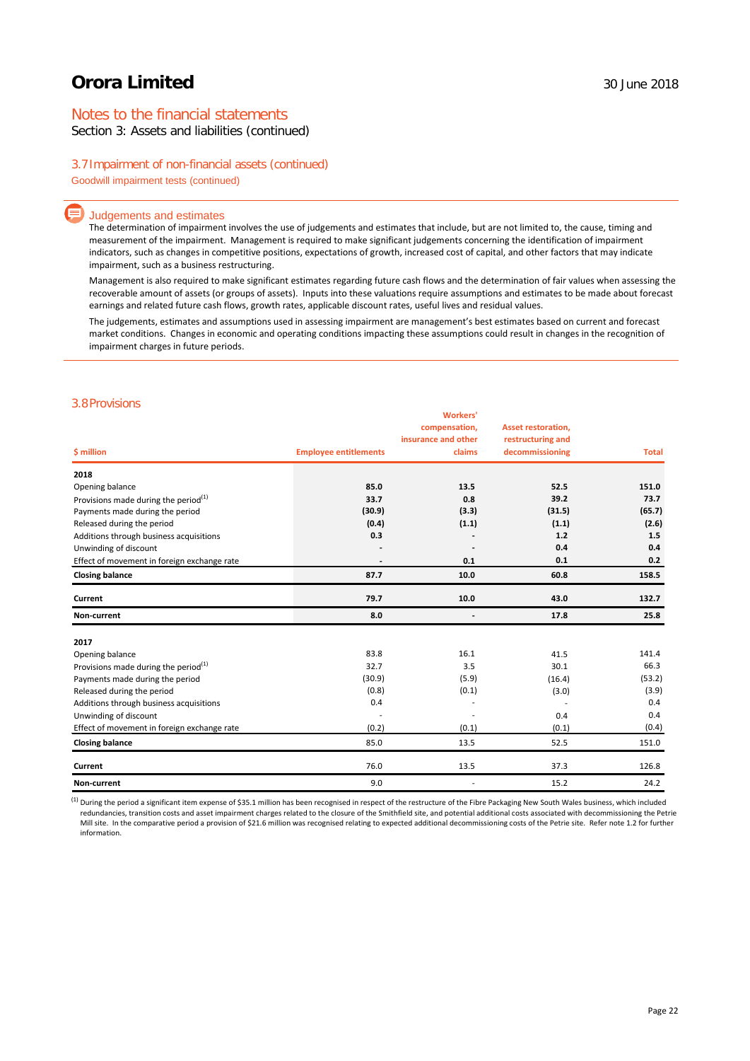# Orora Limited

30 June 2018

## Notes to the financial statements

Section 3: Assets and liabilities (continued)

### 3.7 Impairment of non-financial assets (continued)

Goodwill impairment tests (continued)

#### Judgements and estimates

The determination of impairment involves the use of judgements and estimates that include, but are not limited to, the cause, timing and measurement of the impairment. Management is required to make significant judgements concerning the identification of impairment indicators, such as changes in competitive positions, expectations of growth, increased cost of capital, and other factors that may indicate impairment, such as a business restructuring.

Management is also required to make significant estimates regarding future cash flows and the determination of fair values when assessing the recoverable amount of assets (or groups of assets). Inputs into these valuations require assumptions and estimates to be made about forecast earnings and related future cash flows, growth rates, applicable discount rates, useful lives and residual values.

The judgements, estimates and assumptions used in assessing impairment are management's best estimates based on current and forecast market conditions. Changes in economic and operating conditions impacting these assumptions could result in changes in the recognition of impairment charges in future periods.

### 3.8 Provisions

| $ million | Employee entitlements | Workers' compensation, insurance and other claims | Asset restoration, restructuring and decommissioning | Total |
|---|---|---|---|---|
| **2018** | | | | |
| Opening balance | **85.0** | **13.5** | **52.5** | **151.0** |
| Provisions made during the period[1] | **33.7** | **0.8** | **39.2** | **73.7** |
| Payments made during the period | **(30.9)** | **(3.3)** | **(31.5)** | **(65.7)** |
| Released during the period | **(0.4)** | **(1.1)** | **(1.1)** | **(2.6)** |
| Additions through business acquisitions | **0.3** | **-** | **1.2** | **1.5** |
| Unwinding of discount | **-** | **-** | **0.4** | **0.4** |
| Effect of movement in foreign exchange rate | **-** | **0.1** | **0.1** | **0.2** |
| **Closing balance** | **87.7** | **10.0** | **60.8** | **158.5** |
| **Current** | **79.7** | **10.0** | **43.0** | **132.7** |
| **Non-current** | **8.0** | **-** | **17.8** | **25.8** |
| **2017** | | | | |
| Opening balance | 83.8 | 16.1 | 41.5 | 141.4 |
| Provisions made during the period[1] | 32.7 | 3.5 | 30.1 | 66.3 |
| Payments made during the period | (30.9) | (5.9) | (16.4) | (53.2) |
| Released during the period | (0.8) | (0.1) | (3.0) | (3.9) |
| Additions through business acquisitions | 0.4 | - | - | 0.4 |
| Unwinding of discount | - | - | 0.4 | 0.4 |
| Effect of movement in foreign exchange rate | (0.2) | (0.1) | (0.1) | (0.4) |
| **Closing balance** | 85.0 | 13.5 | 52.5 | 151.0 |
| **Current** | 76.0 | 13.5 | 37.3 | 126.8 |
| **Non-current** | 9.0 | - | 15.2 | 24.2 |

[1] During the period a significant item expense of $35.1 million has been recognised in respect of the restructure of the Fibre Packaging New South Wales business, which included redundancies, transition costs and asset impairment charges related to the closure of the Smithfield site, and potential additional costs associated with decommissioning the Petrie Mill site. In the comparative period a provision of $21.6 million was recognised relating to expected additional decommissioning costs of the Petrie site. Refer note 1.2 for further information.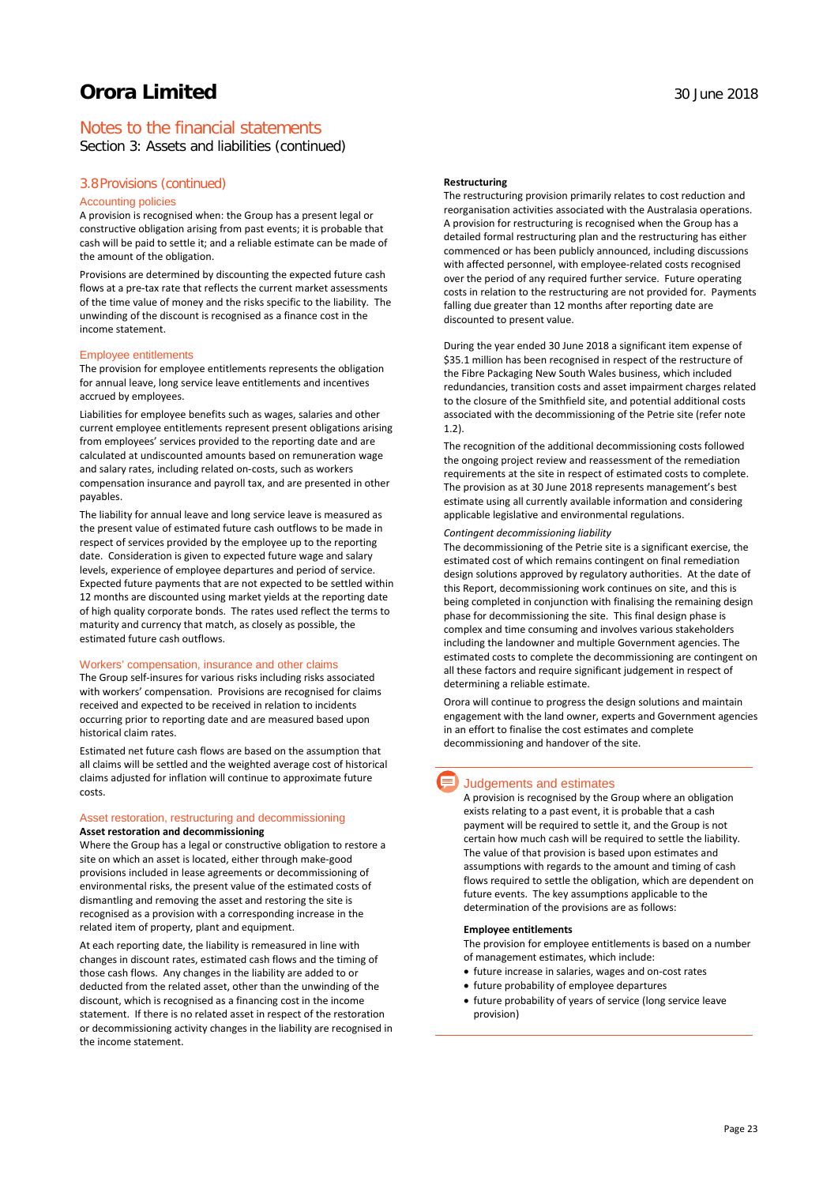## Notes to the financial statements

Section 3: Assets and liabilities (continued)

### 3.8 Provisions (continued)

#### Accounting policies

A provision is recognised when: the Group has a present legal or constructive obligation arising from past events; it is probable that cash will be paid to settle it; and a reliable estimate can be made of the amount of the obligation.

Provisions are determined by discounting the expected future cash flows at a pre-tax rate that reflects the current market assessments of the time value of money and the risks specific to the liability. The unwinding of the discount is recognised as a finance cost in the income statement.

#### Employee entitlements

The provision for employee entitlements represents the obligation for annual leave, long service leave entitlements and incentives accrued by employees.

Liabilities for employee benefits such as wages, salaries and other current employee entitlements represent present obligations arising from employees' services provided to the reporting date and are calculated at undiscounted amounts based on remuneration wage and salary rates, including related on-costs, such as workers compensation insurance and payroll tax, and are presented in other payables.

The liability for annual leave and long service leave is measured as the present value of estimated future cash outflows to be made in respect of services provided by the employee up to the reporting date. Consideration is given to expected future wage and salary levels, experience of employee departures and period of service. Expected future payments that are not expected to be settled within 12 months are discounted using market yields at the reporting date of high quality corporate bonds. The rates used reflect the terms to maturity and currency that match, as closely as possible, the estimated future cash outflows.

#### Workers' compensation, insurance and other claims

The Group self-insures for various risks including risks associated with workers' compensation. Provisions are recognised for claims received and expected to be received in relation to incidents occurring prior to reporting date and are measured based upon historical claim rates.

Estimated net future cash flows are based on the assumption that all claims will be settled and the weighted average cost of historical claims adjusted for inflation will continue to approximate future costs.

#### Asset restoration, restructuring and decommissioning

**Asset restoration and decommissioning**

Where the Group has a legal or constructive obligation to restore a site on which an asset is located, either through make-good provisions included in lease agreements or decommissioning of environmental risks, the present value of the estimated costs of dismantling and removing the asset and restoring the site is recognised as a provision with a corresponding increase in the related item of property, plant and equipment.

At each reporting date, the liability is remeasured in line with changes in discount rates, estimated cash flows and the timing of those cash flows. Any changes in the liability are added to or deducted from the related asset, other than the unwinding of the discount, which is recognised as a financing cost in the income statement. If there is no related asset in respect of the restoration or decommissioning activity changes in the liability are recognised in the income statement.

**Restructuring**

The restructuring provision primarily relates to cost reduction and reorganisation activities associated with the Australasia operations. A provision for restructuring is recognised when the Group has a detailed formal restructuring plan and the restructuring has either commenced or has been publicly announced, including discussions with affected personnel, with employee-related costs recognised over the period of any required further service. Future operating costs in relation to the restructuring are not provided for. Payments falling due greater than 12 months after reporting date are discounted to present value.

During the year ended 30 June 2018 a significant item expense of $35.1 million has been recognised in respect of the restructure of the Fibre Packaging New South Wales business, which included redundancies, transition costs and asset impairment charges related to the closure of the Smithfield site, and potential additional costs associated with the decommissioning of the Petrie site (refer note 1.2).

The recognition of the additional decommissioning costs followed the ongoing project review and reassessment of the remediation requirements at the site in respect of estimated costs to complete. The provision as at 30 June 2018 represents management's best estimate using all currently available information and considering applicable legislative and environmental regulations.

*Contingent decommissioning liability*

The decommissioning of the Petrie site is a significant exercise, the estimated cost of which remains contingent on final remediation design solutions approved by regulatory authorities. At the date of this Report, decommissioning work continues on site, and this is being completed in conjunction with finalising the remaining design phase for decommissioning the site. This final design phase is complex and time consuming and involves various stakeholders including the landowner and multiple Government agencies. The estimated costs to complete the decommissioning are contingent on all these factors and require significant judgement in respect of determining a reliable estimate.

Orora will continue to progress the design solutions and maintain engagement with the land owner, experts and Government agencies in an effort to finalise the cost estimates and complete decommissioning and handover of the site.

#### Judgements and estimates

A provision is recognised by the Group where an obligation exists relating to a past event, it is probable that a cash payment will be required to settle it, and the Group is not certain how much cash will be required to settle the liability. The value of that provision is based upon estimates and assumptions with regards to the amount and timing of cash flows required to settle the obligation, which are dependent on future events. The key assumptions applicable to the determination of the provisions are as follows:

**Employee entitlements**

The provision for employee entitlements is based on a number of management estimates, which include:

- future increase in salaries, wages and on-cost rates
- future probability of employee departures
- future probability of years of service (long service leave provision)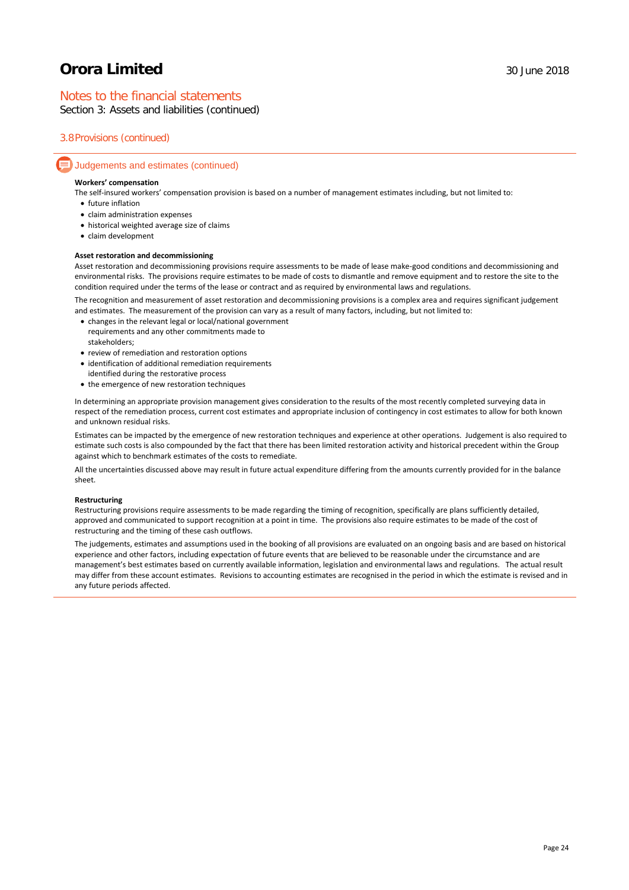# Orora Limited

30 June 2018

## Notes to the financial statements

Section 3: Assets and liabilities (continued)

### 3.8 Provisions (continued)

### Judgements and estimates (continued)

**Workers' compensation**

The self-insured workers' compensation provision is based on a number of management estimates including, but not limited to:

- future inflation
- claim administration expenses
- historical weighted average size of claims
- claim development

**Asset restoration and decommissioning**

Asset restoration and decommissioning provisions require assessments to be made of lease make-good conditions and decommissioning and environmental risks. The provisions require estimates to be made of costs to dismantle and remove equipment and to restore the site to the condition required under the terms of the lease or contract and as required by environmental laws and regulations.

The recognition and measurement of asset restoration and decommissioning provisions is a complex area and requires significant judgement and estimates. The measurement of the provision can vary as a result of many factors, including, but not limited to:

- changes in the relevant legal or local/national government requirements and any other commitments made to stakeholders;
- review of remediation and restoration options
- identification of additional remediation requirements identified during the restorative process
- the emergence of new restoration techniques

In determining an appropriate provision management gives consideration to the results of the most recently completed surveying data in respect of the remediation process, current cost estimates and appropriate inclusion of contingency in cost estimates to allow for both known and unknown residual risks.

Estimates can be impacted by the emergence of new restoration techniques and experience at other operations. Judgement is also required to estimate such costs is also compounded by the fact that there has been limited restoration activity and historical precedent within the Group against which to benchmark estimates of the costs to remediate.

All the uncertainties discussed above may result in future actual expenditure differing from the amounts currently provided for in the balance sheet.

**Restructuring**

Restructuring provisions require assessments to be made regarding the timing of recognition, specifically are plans sufficiently detailed, approved and communicated to support recognition at a point in time. The provisions also require estimates to be made of the cost of restructuring and the timing of these cash outflows.

The judgements, estimates and assumptions used in the booking of all provisions are evaluated on an ongoing basis and are based on historical experience and other factors, including expectation of future events that are believed to be reasonable under the circumstance and are management's best estimates based on currently available information, legislation and environmental laws and regulations. The actual result may differ from these account estimates. Revisions to accounting estimates are recognised in the period in which the estimate is revised and in any future periods affected.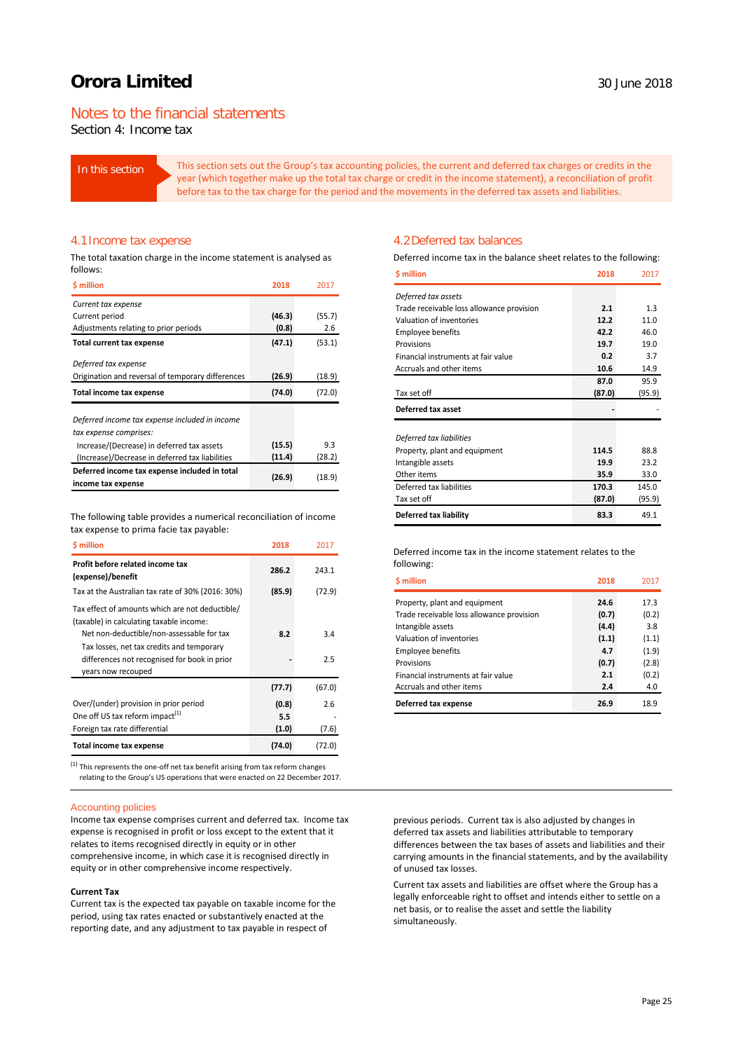# Orora Limited

30 June 2018

## Notes to the financial statements

Section 4: Income tax

**In this section**

This section sets out the Group's tax accounting policies, the current and deferred tax charges or credits in the year (which together make up the total tax charge or credit in the income statement), a reconciliation of profit before tax to the tax charge for the period and the movements in the deferred tax assets and liabilities.

### 4.1 Income tax expense

The total taxation charge in the income statement is analysed as follows:

| $ million | 2018 | 2017 |
|---|---|---|
| *Current tax expense* | | |
| Current period | **(46.3)** | (55.7) |
| Adjustments relating to prior periods | **(0.8)** | 2.6 |
| **Total current tax expense** | **(47.1)** | (53.1) |
| *Deferred tax expense* | | |
| Origination and reversal of temporary differences | **(26.9)** | (18.9) |
| **Total income tax expense** | **(74.0)** | (72.0) |
| *Deferred income tax expense included in income tax expense comprises:* | | |
| Increase/(Decrease) in deferred tax assets | **(15.5)** | 9.3 |
| (Increase)/Decrease in deferred tax liabilities | **(11.4)** | (28.2) |
| **Deferred income tax expense included in total income tax expense** | **(26.9)** | (18.9) |

The following table provides a numerical reconciliation of income tax expense to prima facie tax payable:

| $ million | 2018 | 2017 |
|---|---|---|
| **Profit before related income tax (expense)/benefit** | **286.2** | 243.1 |
| Tax at the Australian tax rate of 30% (2016: 30%) | **(85.9)** | (72.9) |
| Tax effect of amounts which are not deductible/ (taxable) in calculating taxable income: | | |
| Net non-deductible/non-assessable for tax | **8.2** | 3.4 |
| Tax losses, net tax credits and temporary differences not recognised for book in prior years now recouped | **-** | 2.5 |
| | **(77.7)** | (67.0) |
| Over/(under) provision in prior period | **(0.8)** | 2.6 |
| One off US tax reform impact[1] | **5.5** | - |
| Foreign tax rate differential | **(1.0)** | (7.6) |
| **Total income tax expense** | **(74.0)** | (72.0) |

[1] This represents the one-off net tax benefit arising from tax reform changes relating to the Group's US operations that were enacted on 22 December 2017.

### 4.2 Deferred tax balances

Deferred income tax in the balance sheet relates to the following:

| $ million | 2018 | 2017 |
|---|---|---|
| *Deferred tax assets* | | |
| Trade receivable loss allowance provision | **2.1** | 1.3 |
| Valuation of inventories | **12.2** | 11.0 |
| Employee benefits | **42.2** | 46.0 |
| Provisions | **19.7** | 19.0 |
| Financial instruments at fair value | **0.2** | 3.7 |
| Accruals and other items | **10.6** | 14.9 |
| | **87.0** | 95.9 |
| Tax set off | **(87.0)** | (95.9) |
| **Deferred tax asset** | **-** | - |
| *Deferred tax liabilities* | | |
| Property, plant and equipment | **114.5** | 88.8 |
| Intangible assets | **19.9** | 23.2 |
| Other items | **35.9** | 33.0 |
| Deferred tax liabilities | **170.3** | 145.0 |
| Tax set off | **(87.0)** | (95.9) |
| **Deferred tax liability** | **83.3** | 49.1 |

Deferred income tax in the income statement relates to the following:

| $ million | 2018 | 2017 |
|---|---|---|
| Property, plant and equipment | **24.6** | 17.3 |
| Trade receivable loss allowance provision | **(0.7)** | (0.2) |
| Intangible assets | **(4.4)** | 3.8 |
| Valuation of inventories | **(1.1)** | (1.1) |
| Employee benefits | **4.7** | (1.9) |
| Provisions | **(0.7)** | (2.8) |
| Financial instruments at fair value | **2.1** | (0.2) |
| Accruals and other items | **2.4** | 4.0 |
| **Deferred tax expense** | **26.9** | 18.9 |

#### Accounting policies

Income tax expense comprises current and deferred tax. Income tax expense is recognised in profit or loss except to the extent that it relates to items recognised directly in equity or in other comprehensive income, in which case it is recognised directly in equity or in other comprehensive income respectively.

**Current Tax**

Current tax is the expected tax payable on taxable income for the period, using tax rates enacted or substantively enacted at the reporting date, and any adjustment to tax payable in respect of previous periods. Current tax is also adjusted by changes in deferred tax assets and liabilities attributable to temporary differences between the tax bases of assets and liabilities and their carrying amounts in the financial statements, and by the availability of unused tax losses.

Current tax assets and liabilities are offset where the Group has a legally enforceable right to offset and intends either to settle on a net basis, or to realise the asset and settle the liability simultaneously.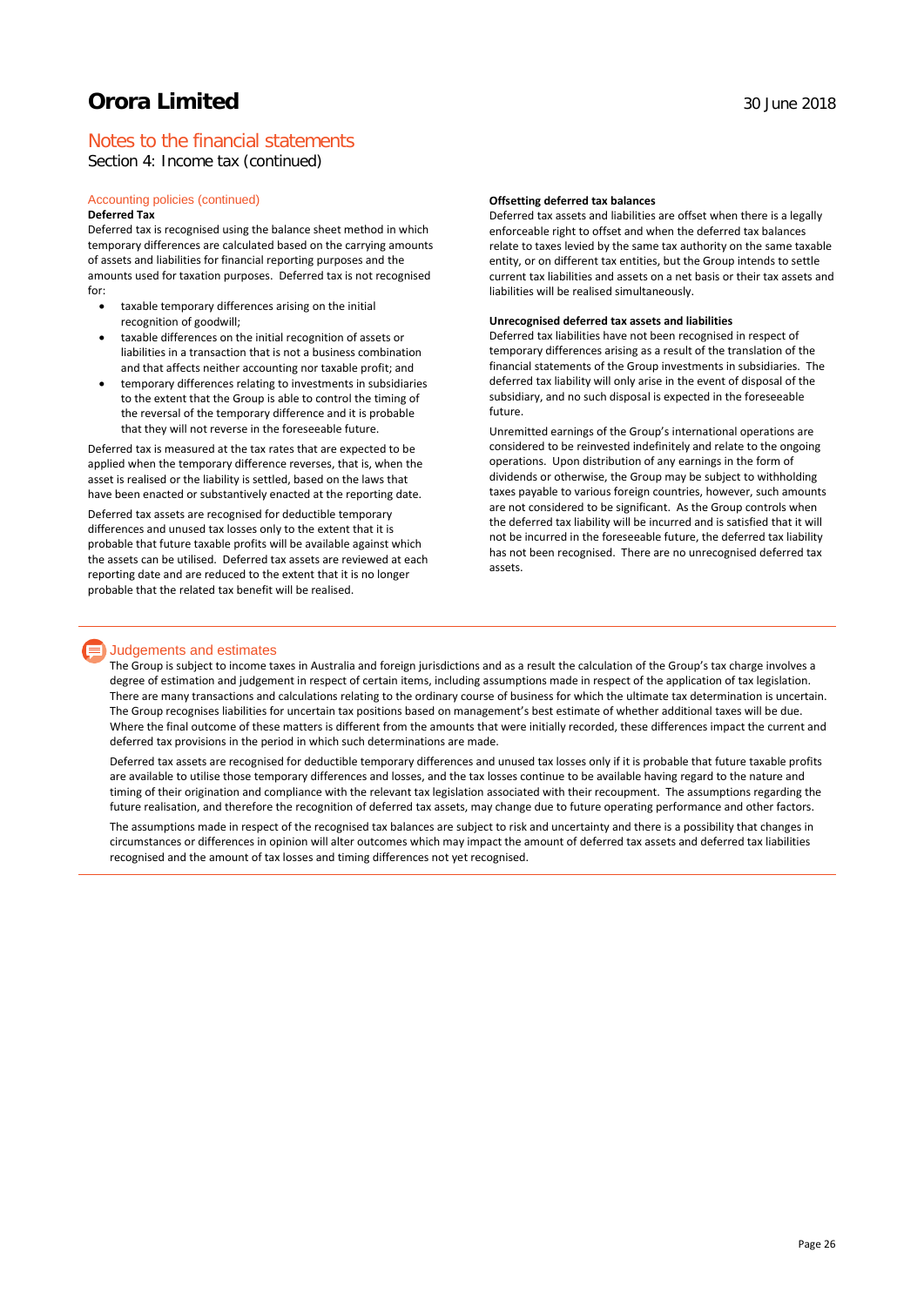# Notes to the financial statements

Section 4: Income tax (continued)

## Accounting policies (continued)

**Deferred Tax**

Deferred tax is recognised using the balance sheet method in which temporary differences are calculated based on the carrying amounts of assets and liabilities for financial reporting purposes and the amounts used for taxation purposes. Deferred tax is not recognised for:

- taxable temporary differences arising on the initial recognition of goodwill;
- taxable differences on the initial recognition of assets or liabilities in a transaction that is not a business combination and that affects neither accounting nor taxable profit; and
- temporary differences relating to investments in subsidiaries to the extent that the Group is able to control the timing of the reversal of the temporary difference and it is probable that they will not reverse in the foreseeable future.

Deferred tax is measured at the tax rates that are expected to be applied when the temporary difference reverses, that is, when the asset is realised or the liability is settled, based on the laws that have been enacted or substantively enacted at the reporting date.

Deferred tax assets are recognised for deductible temporary differences and unused tax losses only to the extent that it is probable that future taxable profits will be available against which the assets can be utilised. Deferred tax assets are reviewed at each reporting date and are reduced to the extent that it is no longer probable that the related tax benefit will be realised.

**Offsetting deferred tax balances**

Deferred tax assets and liabilities are offset when there is a legally enforceable right to offset and when the deferred tax balances relate to taxes levied by the same tax authority on the same taxable entity, or on different tax entities, but the Group intends to settle current tax liabilities and assets on a net basis or their tax assets and liabilities will be realised simultaneously.

**Unrecognised deferred tax assets and liabilities**

Deferred tax liabilities have not been recognised in respect of temporary differences arising as a result of the translation of the financial statements of the Group investments in subsidiaries. The deferred tax liability will only arise in the event of disposal of the subsidiary, and no such disposal is expected in the foreseeable future.

Unremitted earnings of the Group's international operations are considered to be reinvested indefinitely and relate to the ongoing operations. Upon distribution of any earnings in the form of dividends or otherwise, the Group may be subject to withholding taxes payable to various foreign countries, however, such amounts are not considered to be significant. As the Group controls when the deferred tax liability will be incurred and is satisfied that it will not be incurred in the foreseeable future, the deferred tax liability has not been recognised. There are no unrecognised deferred tax assets.

## Judgements and estimates

The Group is subject to income taxes in Australia and foreign jurisdictions and as a result the calculation of the Group's tax charge involves a degree of estimation and judgement in respect of certain items, including assumptions made in respect of the application of tax legislation. There are many transactions and calculations relating to the ordinary course of business for which the ultimate tax determination is uncertain. The Group recognises liabilities for uncertain tax positions based on management's best estimate of whether additional taxes will be due. Where the final outcome of these matters is different from the amounts that were initially recorded, these differences impact the current and deferred tax provisions in the period in which such determinations are made.

Deferred tax assets are recognised for deductible temporary differences and unused tax losses only if it is probable that future taxable profits are available to utilise those temporary differences and losses, and the tax losses continue to be available having regard to the nature and timing of their origination and compliance with the relevant tax legislation associated with their recoupment. The assumptions regarding the future realisation, and therefore the recognition of deferred tax assets, may change due to future operating performance and other factors.

The assumptions made in respect of the recognised tax balances are subject to risk and uncertainty and there is a possibility that changes in circumstances or differences in opinion will alter outcomes which may impact the amount of deferred tax assets and deferred tax liabilities recognised and the amount of tax losses and timing differences not yet recognised.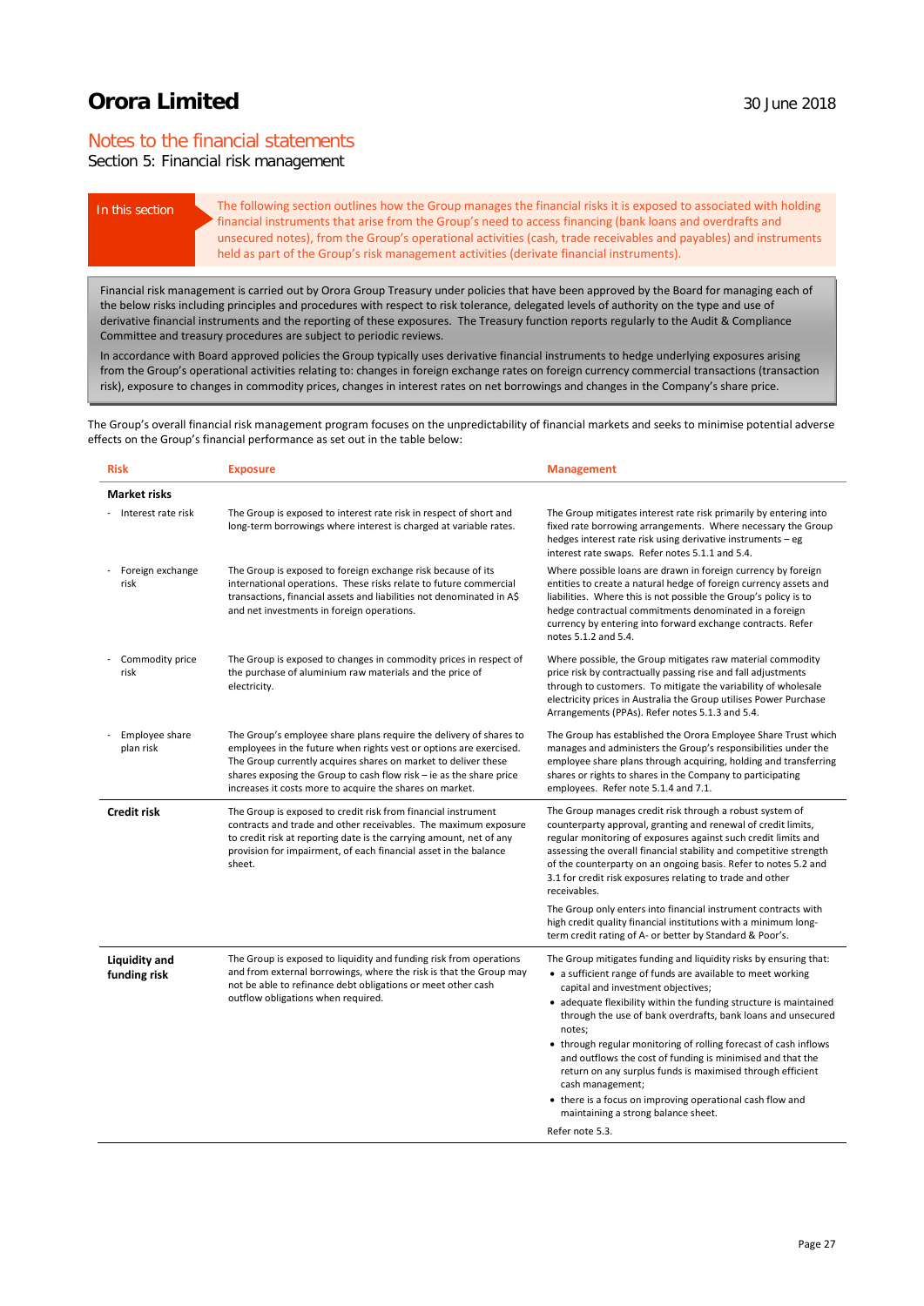# Orora Limited

30 June 2018

## Notes to the financial statements

### Section 5: Financial risk management

**In this section**

The following section outlines how the Group manages the financial risks it is exposed to associated with holding financial instruments that arise from the Group's need to access financing (bank loans and overdrafts and unsecured notes), from the Group's operational activities (cash, trade receivables and payables) and instruments held as part of the Group's risk management activities (derivate financial instruments).

Financial risk management is carried out by Orora Group Treasury under policies that have been approved by the Board for managing each of the below risks including principles and procedures with respect to risk tolerance, delegated levels of authority on the type and use of derivative financial instruments and the reporting of these exposures. The Treasury function reports regularly to the Audit & Compliance Committee and treasury procedures are subject to periodic reviews.

In accordance with Board approved policies the Group typically uses derivative financial instruments to hedge underlying exposures arising from the Group's operational activities relating to: changes in foreign exchange rates on foreign currency commercial transactions (transaction risk), exposure to changes in commodity prices, changes in interest rates on net borrowings and changes in the Company's share price.

The Group's overall financial risk management program focuses on the unpredictability of financial markets and seeks to minimise potential adverse effects on the Group's financial performance as set out in the table below:

| Risk | Exposure | Management |
|---|---|---|
| **Market risks** | | |
| - Interest rate risk | The Group is exposed to interest rate risk in respect of short and long-term borrowings where interest is charged at variable rates. | The Group mitigates interest rate risk primarily by entering into fixed rate borrowing arrangements. Where necessary the Group hedges interest rate risk using derivative instruments – eg interest rate swaps. Refer notes 5.1.1 and 5.4. |
| - Foreign exchange risk | The Group is exposed to foreign exchange risk because of its international operations. These risks relate to future commercial transactions, financial assets and liabilities not denominated in A$ and net investments in foreign operations. | Where possible loans are drawn in foreign currency by foreign entities to create a natural hedge of foreign currency assets and liabilities. Where this is not possible the Group's policy is to hedge contractual commitments denominated in a foreign currency by entering into forward exchange contracts. Refer notes 5.1.2 and 5.4. |
| - Commodity price risk | The Group is exposed to changes in commodity prices in respect of the purchase of aluminium raw materials and the price of electricity. | Where possible, the Group mitigates raw material commodity price risk by contractually passing rise and fall adjustments through to customers. To mitigate the variability of wholesale electricity prices in Australia the Group utilises Power Purchase Arrangements (PPAs). Refer notes 5.1.3 and 5.4. |
| - Employee share plan risk | The Group's employee share plans require the delivery of shares to employees in the future when rights vest or options are exercised. The Group currently acquires shares on market to deliver these shares exposing the Group to cash flow risk – ie as the share price increases it costs more to acquire the shares on market. | The Group has established the Orora Employee Share Trust which manages and administers the Group's responsibilities under the employee share plans through acquiring, holding and transferring shares or rights to shares in the Company to participating employees. Refer note 5.1.4 and 7.1. |
| **Credit risk** | The Group is exposed to credit risk from financial instrument contracts and trade and other receivables. The maximum exposure to credit risk at reporting date is the carrying amount, net of any provision for impairment, of each financial asset in the balance sheet. | The Group manages credit risk through a robust system of counterparty approval, granting and renewal of credit limits, regular monitoring of exposures against such credit limits and assessing the overall financial stability and competitive strength of the counterparty on an ongoing basis. Refer to notes 5.2 and 3.1 for credit risk exposures relating to trade and other receivables.<br><br>The Group only enters into financial instrument contracts with high credit quality financial institutions with a minimum long-term credit rating of A- or better by Standard & Poor's. |
| **Liquidity and funding risk** | The Group is exposed to liquidity and funding risk from operations and from external borrowings, where the risk is that the Group may not be able to refinance debt obligations or meet other cash outflow obligations when required. | The Group mitigates funding and liquidity risks by ensuring that:<br>• a sufficient range of funds are available to meet working capital and investment objectives;<br>• adequate flexibility within the funding structure is maintained through the use of bank overdrafts, bank loans and unsecured notes;<br>• through regular monitoring of rolling forecast of cash inflows and outflows the cost of funding is minimised and that the return on any surplus funds is maximised through efficient cash management;<br>• there is a focus on improving operational cash flow and maintaining a strong balance sheet.<br><br>Refer note 5.3. |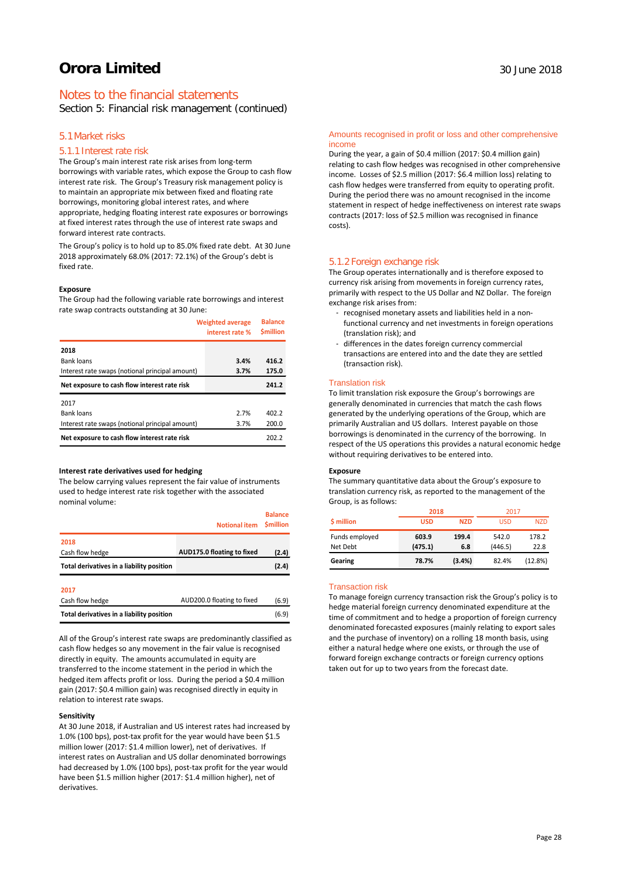# Notes to the financial statements

Section 5: Financial risk management (continued)

## 5.1 Market risks

### 5.1.1 Interest rate risk

The Group's main interest rate risk arises from long-term borrowings with variable rates, which expose the Group to cash flow interest rate risk. The Group's Treasury risk management policy is to maintain an appropriate mix between fixed and floating rate borrowings, monitoring global interest rates, and where appropriate, hedging floating interest rate exposures or borrowings at fixed interest rates through the use of interest rate swaps and forward interest rate contracts.

The Group's policy is to hold up to 85.0% fixed rate debt. At 30 June 2018 approximately 68.0% (2017: 72.1%) of the Group's debt is fixed rate.

**Exposure**

The Group had the following variable rate borrowings and interest rate swap contracts outstanding at 30 June:

| | Weighted average interest rate % | Balance $million |
|---|---|---|
| **2018** | | |
| Bank loans | **3.4%** | **416.2** |
| Interest rate swaps (notional principal amount) | **3.7%** | **175.0** |
| **Net exposure to cash flow interest rate risk** | | **241.2** |
| 2017 | | |
| Bank loans | 2.7% | 402.2 |
| Interest rate swaps (notional principal amount) | 3.7% | 200.0 |
| **Net exposure to cash flow interest rate risk** | | 202.2 |

**Interest rate derivatives used for hedging**

The below carrying values represent the fair value of instruments used to hedge interest rate risk together with the associated nominal volume:

| | Notional item | Balance $million |
|---|---|---|
| **2018** | | |
| Cash flow hedge | **AUD175.0 floating to fixed** | **(2.4)** |
| **Total derivatives in a liability position** | | **(2.4)** |
| **2017** | | |
| Cash flow hedge | AUD200.0 floating to fixed | (6.9) |
| **Total derivatives in a liability position** | | (6.9) |

All of the Group's interest rate swaps are predominantly classified as cash flow hedges so any movement in the fair value is recognised directly in equity. The amounts accumulated in equity are transferred to the income statement in the period in which the hedged item affects profit or loss. During the period a $0.4 million gain (2017: $0.4 million gain) was recognised directly in equity in relation to interest rate swaps.

**Sensitivity**

At 30 June 2018, if Australian and US interest rates had increased by 1.0% (100 bps), post-tax profit for the year would have been $1.5 million lower (2017: $1.4 million lower), net of derivatives. If interest rates on Australian and US dollar denominated borrowings had decreased by 1.0% (100 bps), post-tax profit for the year would have been $1.5 million higher (2017: $1.4 million higher), net of derivatives.

#### Amounts recognised in profit or loss and other comprehensive income

During the year, a gain of $0.4 million (2017: $0.4 million gain) relating to cash flow hedges was recognised in other comprehensive income. Losses of $2.5 million (2017: $6.4 million loss) relating to cash flow hedges were transferred from equity to operating profit. During the period there was no amount recognised in the income statement in respect of hedge ineffectiveness on interest rate swaps contracts (2017: loss of $2.5 million was recognised in finance costs).

### 5.1.2 Foreign exchange risk

The Group operates internationally and is therefore exposed to currency risk arising from movements in foreign currency rates, primarily with respect to the US Dollar and NZ Dollar. The foreign exchange risk arises from:

- recognised monetary assets and liabilities held in a non-functional currency and net investments in foreign operations (translation risk); and
- differences in the dates foreign currency commercial transactions are entered into and the date they are settled (transaction risk).

#### Translation risk

To limit translation risk exposure the Group's borrowings are generally denominated in currencies that match the cash flows generated by the underlying operations of the Group, which are primarily Australian and US dollars. Interest payable on those borrowings is denominated in the currency of the borrowing. In respect of the US operations this provides a natural economic hedge without requiring derivatives to be entered into.

**Exposure**

The summary quantitative data about the Group's exposure to translation currency risk, as reported to the management of the Group, is as follows:

| | 2018 | | 2017 | |
|---|---|---|---|---|
| $ million | USD | NZD | USD | NZD |
| Funds employed | **603.9** | **199.4** | 542.0 | 178.2 |
| Net Debt | **(475.1)** | **6.8** | (446.5) | 22.8 |
| **Gearing** | **78.7%** | **(3.4%)** | 82.4% | (12.8%) |

#### Transaction risk

To manage foreign currency transaction risk the Group's policy is to hedge material foreign currency denominated expenditure at the time of commitment and to hedge a proportion of foreign currency denominated forecasted exposures (mainly relating to export sales and the purchase of inventory) on a rolling 18 month basis, using either a natural hedge where one exists, or through the use of forward foreign exchange contracts or foreign currency options taken out for up to two years from the forecast date.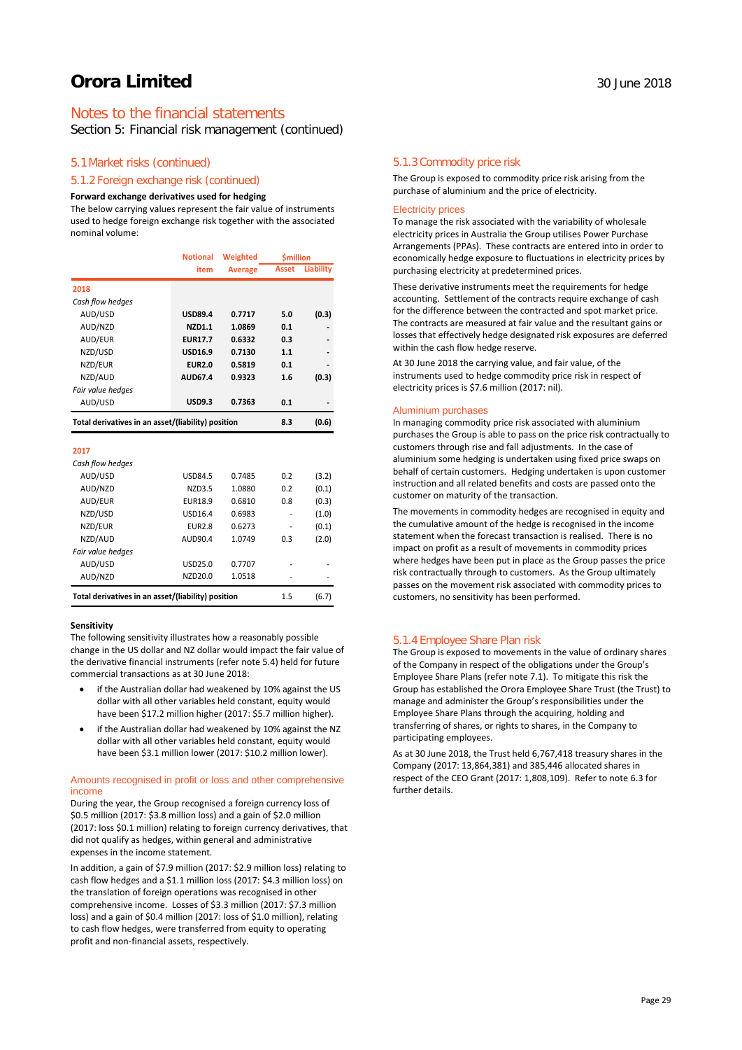# Orora Limited

30 June 2018

## Notes to the financial statements

Section 5: Financial risk management (continued)

### 5.1 Market risks (continued)

### 5.1.2 Foreign exchange risk (continued)

**Forward exchange derivatives used for hedging**

The below carrying values represent the fair value of instruments used to hedge foreign exchange risk together with the associated nominal volume:

| | Notional item | Weighted Average | $million Asset | $million Liability |
|---|---|---|---|---|
| **2018** | | | | |
| *Cash flow hedges* | | | | |
| AUD/USD | **USD89.4** | **0.7717** | **5.0** | **(0.3)** |
| AUD/NZD | **NZD1.1** | **1.0869** | **0.1** | **-** |
| AUD/EUR | **EUR17.7** | **0.6332** | **0.3** | **-** |
| NZD/USD | **USD16.9** | **0.7130** | **1.1** | **-** |
| NZD/EUR | **EUR2.0** | **0.5819** | **0.1** | **-** |
| NZD/AUD | **AUD67.4** | **0.9323** | **1.6** | **(0.3)** |
| *Fair value hedges* | | | | |
| AUD/USD | **USD9.3** | **0.7363** | **0.1** | **-** |
| **Total derivatives in an asset/(liability) position** | | | **8.3** | **(0.6)** |
| **2017** | | | | |
| *Cash flow hedges* | | | | |
| AUD/USD | USD84.5 | 0.7485 | 0.2 | (3.2) |
| AUD/NZD | NZD3.5 | 1.0880 | 0.2 | (0.1) |
| AUD/EUR | EUR18.9 | 0.6810 | 0.8 | (0.3) |
| NZD/USD | USD16.4 | 0.6983 | - | (1.0) |
| NZD/EUR | EUR2.8 | 0.6273 | - | (0.1) |
| NZD/AUD | AUD90.4 | 1.0749 | 0.3 | (2.0) |
| *Fair value hedges* | | | | |
| AUD/USD | USD25.0 | 0.7707 | - | - |
| AUD/NZD | NZD20.0 | 1.0518 | - | - |
| **Total derivatives in an asset/(liability) position** | | | 1.5 | (6.7) |

**Sensitivity**

The following sensitivity illustrates how a reasonably possible change in the US dollar and NZ dollar would impact the fair value of the derivative financial instruments (refer note 5.4) held for future commercial transactions as at 30 June 2018:

- if the Australian dollar had weakened by 10% against the US dollar with all other variables held constant, equity would have been $17.2 million higher (2017: $5.7 million higher).
- if the Australian dollar had weakened by 10% against the NZ dollar with all other variables held constant, equity would have been $3.1 million lower (2017: $10.2 million lower).

#### Amounts recognised in profit or loss and other comprehensive income

During the year, the Group recognised a foreign currency loss of $0.5 million (2017: $3.8 million loss) and a gain of $2.0 million (2017: loss $0.1 million) relating to foreign currency derivatives, that did not qualify as hedges, within general and administrative expenses in the income statement.

In addition, a gain of $7.9 million (2017: $2.9 million loss) relating to cash flow hedges and a $1.1 million loss (2017: $4.3 million loss) on the translation of foreign operations was recognised in other comprehensive income. Losses of $3.3 million (2017: $7.3 million loss) and a gain of $0.4 million (2017: loss of $1.0 million), relating to cash flow hedges, were transferred from equity to operating profit and non-financial assets, respectively.

### 5.1.3 Commodity price risk

The Group is exposed to commodity price risk arising from the purchase of aluminium and the price of electricity.

#### Electricity prices

To manage the risk associated with the variability of wholesale electricity prices in Australia the Group utilises Power Purchase Arrangements (PPAs). These contracts are entered into in order to economically hedge exposure to fluctuations in electricity prices by purchasing electricity at predetermined prices.

These derivative instruments meet the requirements for hedge accounting. Settlement of the contracts require exchange of cash for the difference between the contracted and spot market price. The contracts are measured at fair value and the resultant gains or losses that effectively hedge designated risk exposures are deferred within the cash flow hedge reserve.

At 30 June 2018 the carrying value, and fair value, of the instruments used to hedge commodity price risk in respect of electricity prices is $7.6 million (2017: nil).

#### Aluminium purchases

In managing commodity price risk associated with aluminium purchases the Group is able to pass on the price risk contractually to customers through rise and fall adjustments. In the case of aluminium some hedging is undertaken using fixed price swaps on behalf of certain customers. Hedging undertaken is upon customer instruction and all related benefits and costs are passed onto the customer on maturity of the transaction.

The movements in commodity hedges are recognised in equity and the cumulative amount of the hedge is recognised in the income statement when the forecast transaction is realised. There is no impact on profit as a result of movements in commodity prices where hedges have been put in place as the Group passes the price risk contractually through to customers. As the Group ultimately passes on the movement risk associated with commodity prices to customers, no sensitivity has been performed.

### 5.1.4 Employee Share Plan risk

The Group is exposed to movements in the value of ordinary shares of the Company in respect of the obligations under the Group's Employee Share Plans (refer note 7.1). To mitigate this risk the Group has established the Orora Employee Share Trust (the Trust) to manage and administer the Group's responsibilities under the Employee Share Plans through the acquiring, holding and transferring of shares, or rights to shares, in the Company to participating employees.

As at 30 June 2018, the Trust held 6,767,418 treasury shares in the Company (2017: 13,864,381) and 385,446 allocated shares in respect of the CEO Grant (2017: 1,808,109). Refer to note 6.3 for further details.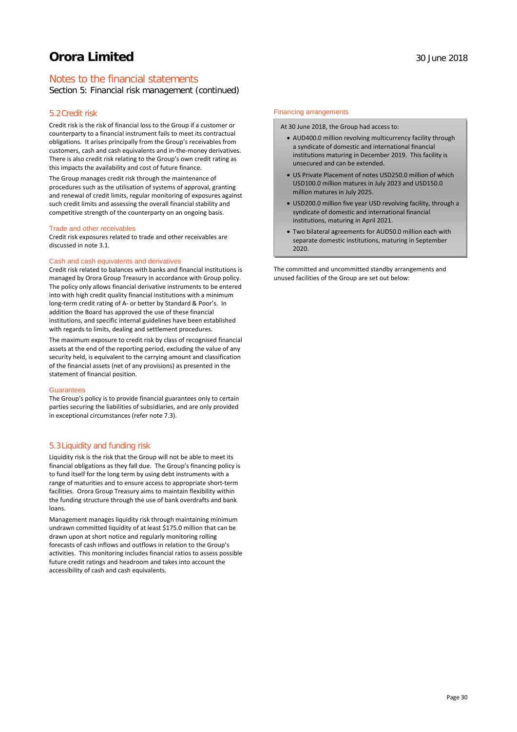# Notes to the financial statements

Section 5: Financial risk management (continued)

## 5.2 Credit risk

Credit risk is the risk of financial loss to the Group if a customer or counterparty to a financial instrument fails to meet its contractual obligations. It arises principally from the Group's receivables from customers, cash and cash equivalents and in-the-money derivatives. There is also credit risk relating to the Group's own credit rating as this impacts the availability and cost of future finance.

The Group manages credit risk through the maintenance of procedures such as the utilisation of systems of approval, granting and renewal of credit limits, regular monitoring of exposures against such credit limits and assessing the overall financial stability and competitive strength of the counterparty on an ongoing basis.

### Trade and other receivables

Credit risk exposures related to trade and other receivables are discussed in note 3.1.

### Cash and cash equivalents and derivatives

Credit risk related to balances with banks and financial institutions is managed by Orora Group Treasury in accordance with Group policy. The policy only allows financial derivative instruments to be entered into with high credit quality financial institutions with a minimum long-term credit rating of A- or better by Standard & Poor's. In addition the Board has approved the use of these financial institutions, and specific internal guidelines have been established with regards to limits, dealing and settlement procedures.

The maximum exposure to credit risk by class of recognised financial assets at the end of the reporting period, excluding the value of any security held, is equivalent to the carrying amount and classification of the financial assets (net of any provisions) as presented in the statement of financial position.

### Guarantees

The Group's policy is to provide financial guarantees only to certain parties securing the liabilities of subsidiaries, and are only provided in exceptional circumstances (refer note 7.3).

## 5.3 Liquidity and funding risk

Liquidity risk is the risk that the Group will not be able to meet its financial obligations as they fall due. The Group's financing policy is to fund itself for the long term by using debt instruments with a range of maturities and to ensure access to appropriate short-term facilities. Orora Group Treasury aims to maintain flexibility within the funding structure through the use of bank overdrafts and bank loans.

Management manages liquidity risk through maintaining minimum undrawn committed liquidity of at least $175.0 million that can be drawn upon at short notice and regularly monitoring rolling forecasts of cash inflows and outflows in relation to the Group's activities. This monitoring includes financial ratios to assess possible future credit ratings and headroom and takes into account the accessibility of cash and cash equivalents.

### Financing arrangements

At 30 June 2018, the Group had access to:

- AUD400.0 million revolving multicurrency facility through a syndicate of domestic and international financial institutions maturing in December 2019. This facility is unsecured and can be extended.
- US Private Placement of notes USD250.0 million of which USD100.0 million matures in July 2023 and USD150.0 million matures in July 2025.
- USD200.0 million five year USD revolving facility, through a syndicate of domestic and international financial institutions, maturing in April 2021.
- Two bilateral agreements for AUD50.0 million each with separate domestic institutions, maturing in September 2020.

The committed and uncommitted standby arrangements and unused facilities of the Group are set out below: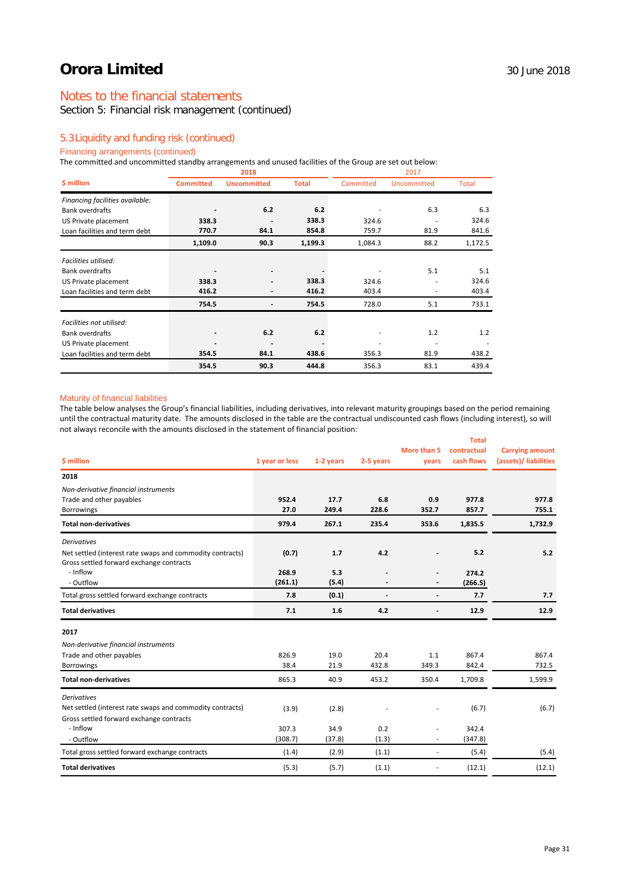# Orora Limited

30 June 2018

## Notes to the financial statements

Section 5: Financial risk management (continued)

### 5.3 Liquidity and funding risk (continued)

#### Financing arrangements (continued)

The committed and uncommitted standby arrangements and unused facilities of the Group are set out below:

| $ million | 2018 | | | 2017 | | |
|---|---|---|---|---|---|---|
| | Committed | Uncommitted | Total | Committed | Uncommitted | Total |
| *Financing facilities available:* | | | | | | |
| Bank overdrafts | - | 6.2 | 6.2 | - | 6.3 | 6.3 |
| US Private placement | 338.3 | - | 338.3 | 324.6 | - | 324.6 |
| Loan facilities and term debt | 770.7 | 84.1 | 854.8 | 759.7 | 81.9 | 841.6 |
| | 1,109.0 | 90.3 | 1,199.3 | 1,084.3 | 88.2 | 1,172.5 |
| *Facilities utilised:* | | | | | | |
| Bank overdrafts | - | - | - | - | 5.1 | 5.1 |
| US Private placement | 338.3 | - | 338.3 | 324.6 | - | 324.6 |
| Loan facilities and term debt | 416.2 | - | 416.2 | 403.4 | - | 403.4 |
| | 754.5 | - | 754.5 | 728.0 | 5.1 | 733.1 |
| *Facilities not utilised:* | | | | | | |
| Bank overdrafts | - | 6.2 | 6.2 | - | 1.2 | 1.2 |
| US Private placement | - | - | - | - | - | - |
| Loan facilities and term debt | 354.5 | 84.1 | 438.6 | 356.3 | 81.9 | 438.2 |
| | 354.5 | 90.3 | 444.8 | 356.3 | 83.1 | 439.4 |

#### Maturity of financial liabilities

The table below analyses the Group's financial liabilities, including derivatives, into relevant maturity groupings based on the period remaining until the contractual maturity date. The amounts disclosed in the table are the contractual undiscounted cash flows (including interest), so will not always reconcile with the amounts disclosed in the statement of financial position:

| $ million | 1 year or less | 1-2 years | 2-5 years | More than 5 years | Total contractual cash flows | Carrying amount (assets)/ liabilities |
|---|---|---|---|---|---|---|
| **2018** | | | | | | |
| *Non-derivative financial instruments* | | | | | | |
| Trade and other payables | 952.4 | 17.7 | 6.8 | 0.9 | 977.8 | 977.8 |
| Borrowings | 27.0 | 249.4 | 228.6 | 352.7 | 857.7 | 755.1 |
| **Total non-derivatives** | 979.4 | 267.1 | 235.4 | 353.6 | 1,835.5 | 1,732.9 |
| *Derivatives* | | | | | | |
| Net settled (interest rate swaps and commodity contracts) | (0.7) | 1.7 | 4.2 | - | 5.2 | 5.2 |
| Gross settled forward exchange contracts | | | | | | |
| - Inflow | 268.9 | 5.3 | - | - | 274.2 | |
| - Outflow | (261.1) | (5.4) | - | - | (266.5) | |
| Total gross settled forward exchange contracts | 7.8 | (0.1) | - | - | 7.7 | 7.7 |
| **Total derivatives** | 7.1 | 1.6 | 4.2 | - | 12.9 | 12.9 |
| **2017** | | | | | | |
| *Non-derivative financial instruments* | | | | | | |
| Trade and other payables | 826.9 | 19.0 | 20.4 | 1.1 | 867.4 | 867.4 |
| Borrowings | 38.4 | 21.9 | 432.8 | 349.3 | 842.4 | 732.5 |
| **Total non-derivatives** | 865.3 | 40.9 | 453.2 | 350.4 | 1,709.8 | 1,599.9 |
| *Derivatives* | | | | | | |
| Net settled (interest rate swaps and commodity contracts) | (3.9) | (2.8) | - | - | (6.7) | (6.7) |
| Gross settled forward exchange contracts | | | | | | |
| - Inflow | 307.3 | 34.9 | 0.2 | - | 342.4 | |
| - Outflow | (308.7) | (37.8) | (1.3) | - | (347.8) | |
| Total gross settled forward exchange contracts | (1.4) | (2.9) | (1.1) | - | (5.4) | (5.4) |
| **Total derivatives** | (5.3) | (5.7) | (1.1) | - | (12.1) | (12.1) |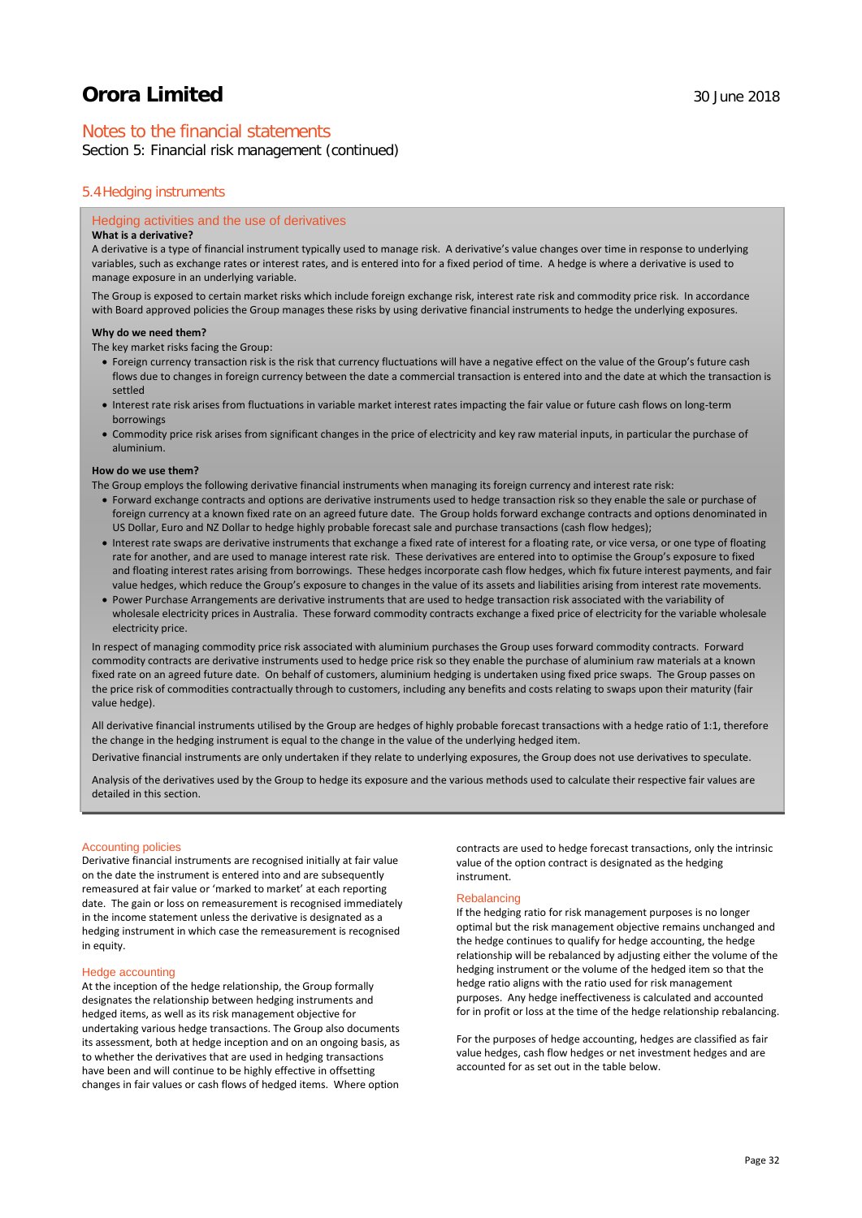## Notes to the financial statements

Section 5: Financial risk management (continued)

### 5.4 Hedging instruments

#### Hedging activities and the use of derivatives

**What is a derivative?**

A derivative is a type of financial instrument typically used to manage risk. A derivative's value changes over time in response to underlying variables, such as exchange rates or interest rates, and is entered into for a fixed period of time. A hedge is where a derivative is used to manage exposure in an underlying variable.

The Group is exposed to certain market risks which include foreign exchange risk, interest rate risk and commodity price risk. In accordance with Board approved policies the Group manages these risks by using derivative financial instruments to hedge the underlying exposures.

**Why do we need them?**

The key market risks facing the Group:

- Foreign currency transaction risk is the risk that currency fluctuations will have a negative effect on the value of the Group's future cash flows due to changes in foreign currency between the date a commercial transaction is entered into and the date at which the transaction is settled
- Interest rate risk arises from fluctuations in variable market interest rates impacting the fair value or future cash flows on long-term borrowings
- Commodity price risk arises from significant changes in the price of electricity and key raw material inputs, in particular the purchase of aluminium.

**How do we use them?**

The Group employs the following derivative financial instruments when managing its foreign currency and interest rate risk:

- Forward exchange contracts and options are derivative instruments used to hedge transaction risk so they enable the sale or purchase of foreign currency at a known fixed rate on an agreed future date. The Group holds forward exchange contracts and options denominated in US Dollar, Euro and NZ Dollar to hedge highly probable forecast sale and purchase transactions (cash flow hedges);
- Interest rate swaps are derivative instruments that exchange a fixed rate of interest for a floating rate, or vice versa, or one type of floating rate for another, and are used to manage interest rate risk. These derivatives are entered into to optimise the Group's exposure to fixed and floating interest rates arising from borrowings. These hedges incorporate cash flow hedges, which fix future interest payments, and fair value hedges, which reduce the Group's exposure to changes in the value of its assets and liabilities arising from interest rate movements.
- Power Purchase Arrangements are derivative instruments that are used to hedge transaction risk associated with the variability of wholesale electricity prices in Australia. These forward commodity contracts exchange a fixed price of electricity for the variable wholesale electricity price.

In respect of managing commodity price risk associated with aluminium purchases the Group uses forward commodity contracts. Forward commodity contracts are derivative instruments used to hedge price risk so they enable the purchase of aluminium raw materials at a known fixed rate on an agreed future date. On behalf of customers, aluminium hedging is undertaken using fixed price swaps. The Group passes on the price risk of commodities contractually through to customers, including any benefits and costs relating to swaps upon their maturity (fair value hedge).

All derivative financial instruments utilised by the Group are hedges of highly probable forecast transactions with a hedge ratio of 1:1, therefore the change in the hedging instrument is equal to the change in the value of the underlying hedged item.

Derivative financial instruments are only undertaken if they relate to underlying exposures, the Group does not use derivatives to speculate.

Analysis of the derivatives used by the Group to hedge its exposure and the various methods used to calculate their respective fair values are detailed in this section.

#### Accounting policies

Derivative financial instruments are recognised initially at fair value on the date the instrument is entered into and are subsequently remeasured at fair value or 'marked to market' at each reporting date. The gain or loss on remeasurement is recognised immediately in the income statement unless the derivative is designated as a hedging instrument in which case the remeasurement is recognised in equity.

#### Hedge accounting

At the inception of the hedge relationship, the Group formally designates the relationship between hedging instruments and hedged items, as well as its risk management objective for undertaking various hedge transactions. The Group also documents its assessment, both at hedge inception and on an ongoing basis, as to whether the derivatives that are used in hedging transactions have been and will continue to be highly effective in offsetting changes in fair values or cash flows of hedged items. Where option contracts are used to hedge forecast transactions, only the intrinsic value of the option contract is designated as the hedging instrument.

#### Rebalancing

If the hedging ratio for risk management purposes is no longer optimal but the risk management objective remains unchanged and the hedge continues to qualify for hedge accounting, the hedge relationship will be rebalanced by adjusting either the volume of the hedging instrument or the volume of the hedged item so that the hedge ratio aligns with the ratio used for risk management purposes. Any hedge ineffectiveness is calculated and accounted for in profit or loss at the time of the hedge relationship rebalancing.

For the purposes of hedge accounting, hedges are classified as fair value hedges, cash flow hedges or net investment hedges and are accounted for as set out in the table below.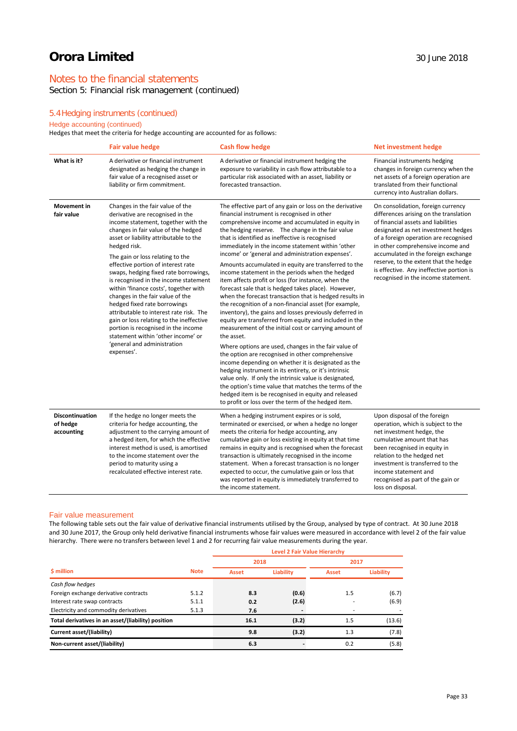# Orora Limited

30 June 2018

## Notes to the financial statements

Section 5: Financial risk management (continued)

### 5.4 Hedging instruments (continued)

#### Hedge accounting (continued)

Hedges that meet the criteria for hedge accounting are accounted for as follows:

| | Fair value hedge | Cash flow hedge | Net investment hedge |
|---|---|---|---|
| **What is it?** | A derivative or financial instrument designated as hedging the change in fair value of a recognised asset or liability or firm commitment. | A derivative or financial instrument hedging the exposure to variability in cash flow attributable to a particular risk associated with an asset, liability or forecasted transaction. | Financial instruments hedging changes in foreign currency when the net assets of a foreign operation are translated from their functional currency into Australian dollars. |
| **Movement in fair value** | Changes in the fair value of the derivative are recognised in the income statement, together with the changes in fair value of the hedged asset or liability attributable to the hedged risk.<br><br>The gain or loss relating to the effective portion of interest rate swaps, hedging fixed rate borrowings, is recognised in the income statement within 'finance costs', together with changes in the fair value of the hedged fixed rate borrowings attributable to interest rate risk. The gain or loss relating to the ineffective portion is recognised in the income statement within 'other income' or 'general and administration expenses'. | The effective part of any gain or loss on the derivative financial instrument is recognised in other comprehensive income and accumulated in equity in the hedging reserve. The change in the fair value that is identified as ineffective is recognised immediately in the income statement within 'other income' or 'general and administration expenses'.<br><br>Amounts accumulated in equity are transferred to the income statement in the periods when the hedged item affects profit or loss (for instance, when the forecast sale that is hedged takes place). However, when the forecast transaction that is hedged results in the recognition of a non-financial asset (for example, inventory), the gains and losses previously deferred in equity are transferred from equity and included in the measurement of the initial cost or carrying amount of the asset.<br><br>Where options are used, changes in the fair value of the option are recognised in other comprehensive income depending on whether it is designated as the hedging instrument in its entirety, or it's intrinsic value only. If only the intrinsic value is designated, the option's time value that matches the terms of the hedged item is be recognised in equity and released to profit or loss over the term of the hedged item. | On consolidation, foreign currency differences arising on the translation of financial assets and liabilities designated as net investment hedges of a foreign operation are recognised in other comprehensive income and accumulated in the foreign exchange reserve, to the extent that the hedge is effective. Any ineffective portion is recognised in the income statement. |
| **Discontinuation of hedge accounting** | If the hedge no longer meets the criteria for hedge accounting, the adjustment to the carrying amount of a hedged item, for which the effective interest method is used, is amortised to the income statement over the period to maturity using a recalculated effective interest rate. | When a hedging instrument expires or is sold, terminated or exercised, or when a hedge no longer meets the criteria for hedge accounting, any cumulative gain or loss existing in equity at that time remains in equity and is recognised when the forecast transaction is ultimately recognised in the income statement. When a forecast transaction is no longer expected to occur, the cumulative gain or loss that was reported in equity is immediately transferred to the income statement. | Upon disposal of the foreign operation, which is subject to the net investment hedge, the cumulative amount that has been recognised in equity in relation to the hedged net investment is transferred to the income statement and recognised as part of the gain or loss on disposal. |

#### Fair value measurement

The following table sets out the fair value of derivative financial instruments utilised by the Group, analysed by type of contract. At 30 June 2018 and 30 June 2017, the Group only held derivative financial instruments whose fair values were measured in accordance with level 2 of the fair value hierarchy. There were no transfers between level 1 and 2 for recurring fair value measurements during the year.

| | | Level 2 Fair Value Hierarchy | | | |
|---|---|---|---|---|---|
| | | 2018 | | 2017 | |
| **$ million** | **Note** | **Asset** | **Liability** | **Asset** | **Liability** |
| *Cash flow hedges* | | | | | |
| Foreign exchange derivative contracts | 5.1.2 | **8.3** | **(0.6)** | 1.5 | (6.7) |
| Interest rate swap contracts | 5.1.1 | **0.2** | **(2.6)** | - | (6.9) |
| Electricity and commodity derivatives | 5.1.3 | **7.6** | **-** | - | - |
| **Total derivatives in an asset/(liability) position** | | **16.1** | **(3.2)** | 1.5 | (13.6) |
| **Current asset/(liability)** | | **9.8** | **(3.2)** | 1.3 | (7.8) |
| **Non-current asset/(liability)** | | **6.3** | **-** | 0.2 | (5.8) |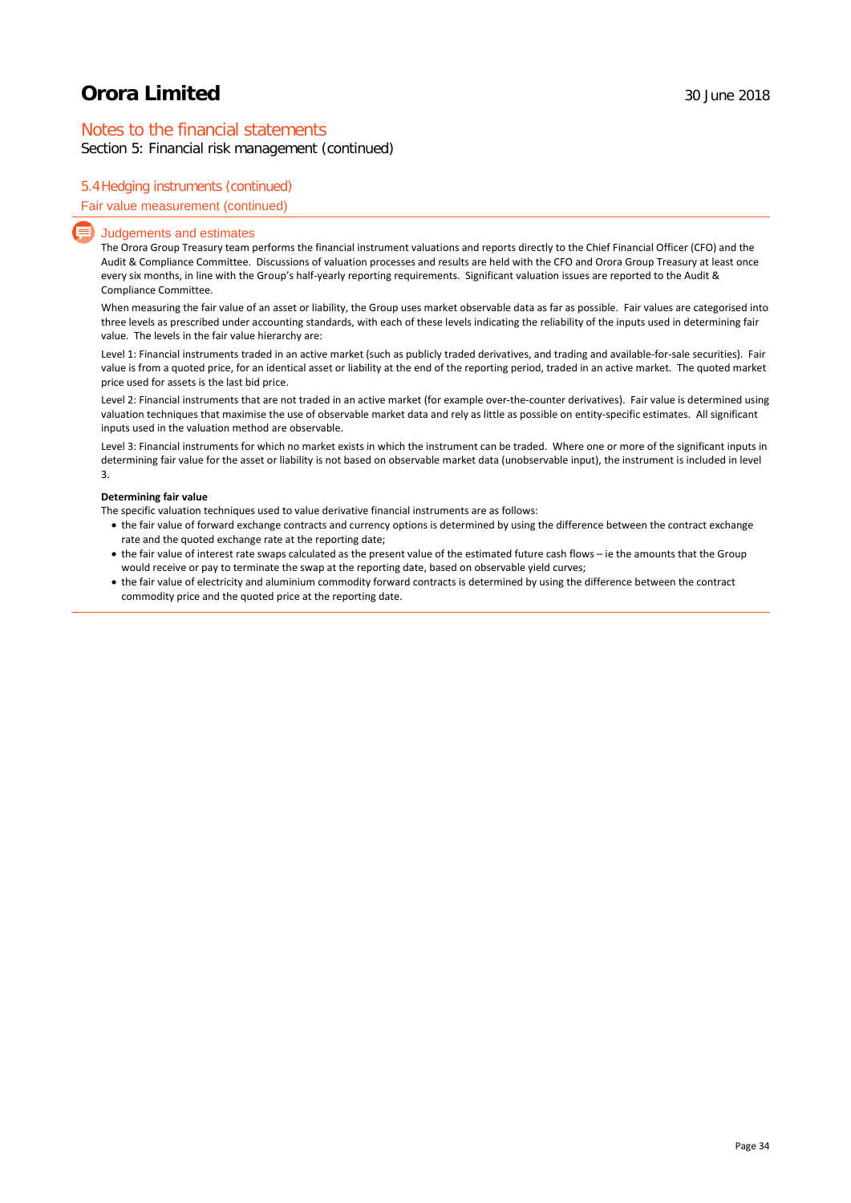## Notes to the financial statements

Section 5: Financial risk management (continued)

### 5.4 Hedging instruments (continued)

#### Fair value measurement (continued)

#### Judgements and estimates

The Orora Group Treasury team performs the financial instrument valuations and reports directly to the Chief Financial Officer (CFO) and the Audit & Compliance Committee. Discussions of valuation processes and results are held with the CFO and Orora Group Treasury at least once every six months, in line with the Group's half-yearly reporting requirements. Significant valuation issues are reported to the Audit & Compliance Committee.

When measuring the fair value of an asset or liability, the Group uses market observable data as far as possible. Fair values are categorised into three levels as prescribed under accounting standards, with each of these levels indicating the reliability of the inputs used in determining fair value. The levels in the fair value hierarchy are:

Level 1: Financial instruments traded in an active market (such as publicly traded derivatives, and trading and available-for-sale securities). Fair value is from a quoted price, for an identical asset or liability at the end of the reporting period, traded in an active market. The quoted market price used for assets is the last bid price.

Level 2: Financial instruments that are not traded in an active market (for example over-the-counter derivatives). Fair value is determined using valuation techniques that maximise the use of observable market data and rely as little as possible on entity-specific estimates. All significant inputs used in the valuation method are observable.

Level 3: Financial instruments for which no market exists in which the instrument can be traded. Where one or more of the significant inputs in determining fair value for the asset or liability is not based on observable market data (unobservable input), the instrument is included in level 3.

**Determining fair value**

The specific valuation techniques used to value derivative financial instruments are as follows:

- the fair value of forward exchange contracts and currency options is determined by using the difference between the contract exchange rate and the quoted exchange rate at the reporting date;
- the fair value of interest rate swaps calculated as the present value of the estimated future cash flows – ie the amounts that the Group would receive or pay to terminate the swap at the reporting date, based on observable yield curves;
- the fair value of electricity and aluminium commodity forward contracts is determined by using the difference between the contract commodity price and the quoted price at the reporting date.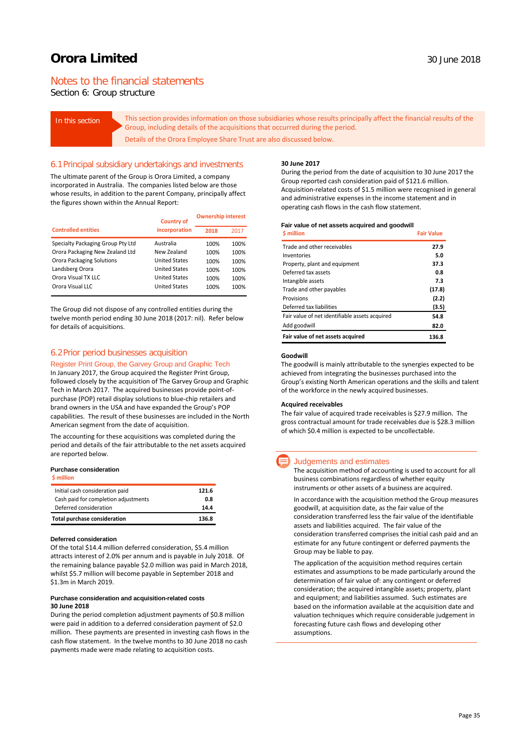# Orora Limited

30 June 2018

## Notes to the financial statements

Section 6: Group structure

**In this section**

This section provides information on those subsidiaries whose results principally affect the financial results of the Group, including details of the acquisitions that occurred during the period.

Details of the Orora Employee Share Trust are also discussed below.

## 6.1 Principal subsidiary undertakings and investments

The ultimate parent of the Group is Orora Limited, a company incorporated in Australia. The companies listed below are those whose results, in addition to the parent Company, principally affect the figures shown within the Annual Report:

| Controlled entities | Country of incorporation | Ownership interest 2018 | Ownership interest 2017 |
|---|---|---|---|
| Specialty Packaging Group Pty Ltd | Australia | 100% | 100% |
| Orora Packaging New Zealand Ltd | New Zealand | 100% | 100% |
| Orora Packaging Solutions | United States | 100% | 100% |
| Landsberg Orora | United States | 100% | 100% |
| Orora Visual TX LLC | United States | 100% | 100% |
| Orora Visual LLC | United States | 100% | 100% |

The Group did not dispose of any controlled entities during the twelve month period ending 30 June 2018 (2017: nil). Refer below for details of acquisitions.

## 6.2 Prior period businesses acquisition

### Register Print Group, the Garvey Group and Graphic Tech

In January 2017, the Group acquired the Register Print Group, followed closely by the acquisition of The Garvey Group and Graphic Tech in March 2017. The acquired businesses provide point-of-purchase (POP) retail display solutions to blue-chip retailers and brand owners in the USA and have expanded the Group's POP capabilities. The result of these businesses are included in the North American segment from the date of acquisition.

The accounting for these acquisitions was completed during the period and details of the fair attributable to the net assets acquired are reported below.

**Purchase consideration**

| $ million | |
|---|---|
| Initial cash consideration paid | 121.6 |
| Cash paid for completion adjustments | 0.8 |
| Deferred consideration | 14.4 |
| **Total purchase consideration** | **136.8** |

**Deferred consideration**

Of the total $14.4 million deferred consideration, $5.4 million attracts interest of 2.0% per annum and is payable in July 2018. Of the remaining balance payable $2.0 million was paid in March 2018, whilst $5.7 million will become payable in September 2018 and $1.3m in March 2019.

**Purchase consideration and acquisition-related costs**

**30 June 2018**

During the period completion adjustment payments of $0.8 million were paid in addition to a deferred consideration payment of $2.0 million. These payments are presented in investing cash flows in the cash flow statement. In the twelve months to 30 June 2018 no cash payments made were made relating to acquisition costs.

**30 June 2017**

During the period from the date of acquisition to 30 June 2017 the Group reported cash consideration paid of $121.6 million. Acquisition-related costs of $1.5 million were recognised in general and administrative expenses in the income statement and in operating cash flows in the cash flow statement.

**Fair value of net assets acquired and goodwill**

| $ million | Fair Value |
|---|---|
| Trade and other receivables | 27.9 |
| Inventories | 5.0 |
| Property, plant and equipment | 37.3 |
| Deferred tax assets | 0.8 |
| Intangible assets | 7.3 |
| Trade and other payables | (17.8) |
| Provisions | (2.2) |
| Deferred tax liabilities | (3.5) |
| Fair value of net identifiable assets acquired | 54.8 |
| Add goodwill | 82.0 |
| **Fair value of net assets acquired** | **136.8** |

**Goodwill**

The goodwill is mainly attributable to the synergies expected to be achieved from integrating the businesses purchased into the Group's existing North American operations and the skills and talent of the workforce in the newly acquired businesses.

**Acquired receivables**

The fair value of acquired trade receivables is $27.9 million. The gross contractual amount for trade receivables due is $28.3 million of which $0.4 million is expected to be uncollectable.

### Judgements and estimates

The acquisition method of accounting is used to account for all business combinations regardless of whether equity instruments or other assets of a business are acquired.

In accordance with the acquisition method the Group measures goodwill, at acquisition date, as the fair value of the consideration transferred less the fair value of the identifiable assets and liabilities acquired. The fair value of the consideration transferred comprises the initial cash paid and an estimate for any future contingent or deferred payments the Group may be liable to pay.

The application of the acquisition method requires certain estimates and assumptions to be made particularly around the determination of fair value of: any contingent or deferred consideration; the acquired intangible assets; property, plant and equipment; and liabilities assumed. Such estimates are based on the information available at the acquisition date and valuation techniques which require considerable judgement in forecasting future cash flows and developing other assumptions.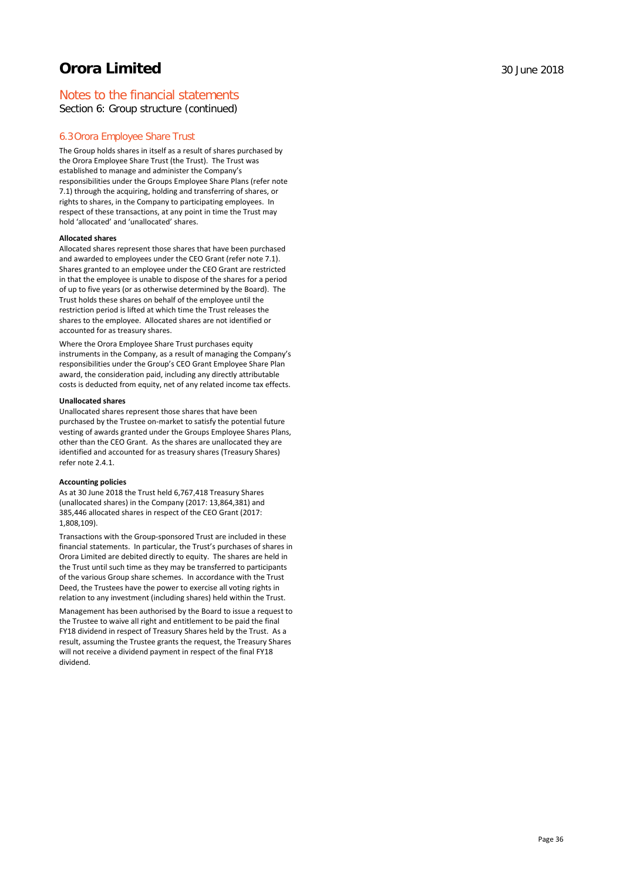# Orora Limited

30 June 2018

## Notes to the financial statements

Section 6: Group structure (continued)

### 6.3 Orora Employee Share Trust

The Group holds shares in itself as a result of shares purchased by the Orora Employee Share Trust (the Trust). The Trust was established to manage and administer the Company's responsibilities under the Groups Employee Share Plans (refer note 7.1) through the acquiring, holding and transferring of shares, or rights to shares, in the Company to participating employees. In respect of these transactions, at any point in time the Trust may hold 'allocated' and 'unallocated' shares.

**Allocated shares**

Allocated shares represent those shares that have been purchased and awarded to employees under the CEO Grant (refer note 7.1). Shares granted to an employee under the CEO Grant are restricted in that the employee is unable to dispose of the shares for a period of up to five years (or as otherwise determined by the Board). The Trust holds these shares on behalf of the employee until the restriction period is lifted at which time the Trust releases the shares to the employee. Allocated shares are not identified or accounted for as treasury shares.

Where the Orora Employee Share Trust purchases equity instruments in the Company, as a result of managing the Company's responsibilities under the Group's CEO Grant Employee Share Plan award, the consideration paid, including any directly attributable costs is deducted from equity, net of any related income tax effects.

**Unallocated shares**

Unallocated shares represent those shares that have been purchased by the Trustee on-market to satisfy the potential future vesting of awards granted under the Groups Employee Shares Plans, other than the CEO Grant. As the shares are unallocated they are identified and accounted for as treasury shares (Treasury Shares) refer note 2.4.1.

**Accounting policies**

As at 30 June 2018 the Trust held 6,767,418 Treasury Shares (unallocated shares) in the Company (2017: 13,864,381) and 385,446 allocated shares in respect of the CEO Grant (2017: 1,808,109).

Transactions with the Group-sponsored Trust are included in these financial statements. In particular, the Trust's purchases of shares in Orora Limited are debited directly to equity. The shares are held in the Trust until such time as they may be transferred to participants of the various Group share schemes. In accordance with the Trust Deed, the Trustees have the power to exercise all voting rights in relation to any investment (including shares) held within the Trust.

Management has been authorised by the Board to issue a request to the Trustee to waive all right and entitlement to be paid the final FY18 dividend in respect of Treasury Shares held by the Trust. As a result, assuming the Trustee grants the request, the Treasury Shares will not receive a dividend payment in respect of the final FY18 dividend.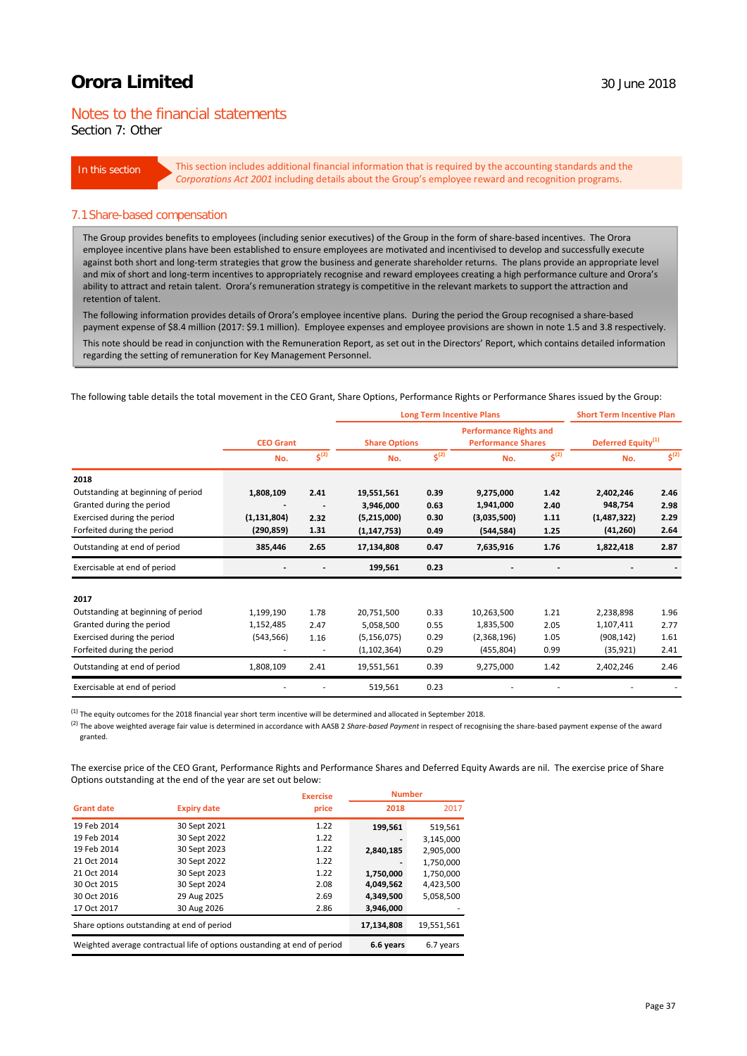# Notes to the financial statements

Section 7: Other

**In this section**

This section includes additional financial information that is required by the accounting standards and the *Corporations Act 2001* including details about the Group's employee reward and recognition programs.

## 7.1 Share-based compensation

The Group provides benefits to employees (including senior executives) of the Group in the form of share-based incentives. The Orora employee incentive plans have been established to ensure employees are motivated and incentivised to develop and successfully execute against both short and long-term strategies that grow the business and generate shareholder returns. The plans provide an appropriate level and mix of short and long-term incentives to appropriately recognise and reward employees creating a high performance culture and Orora's ability to attract and retain talent. Orora's remuneration strategy is competitive in the relevant markets to support the attraction and retention of talent.

The following information provides details of Orora's employee incentive plans. During the period the Group recognised a share-based payment expense of $8.4 million (2017: $9.1 million). Employee expenses and employee provisions are shown in note 1.5 and 3.8 respectively.

This note should be read in conjunction with the Remuneration Report, as set out in the Directors' Report, which contains detailed information regarding the setting of remuneration for Key Management Personnel.

The following table details the total movement in the CEO Grant, Share Options, Performance Rights or Performance Shares issued by the Group:

| | Long Term Incentive Plans | | | | | | Short Term Incentive Plan | |
|---|---|---|---|---|---|---|---|---|
| | CEO Grant | | Share Options | | Performance Rights and Performance Shares | | Deferred Equity[1] | |
| | No. | $[2] | No. | $[2] | No. | $[2] | No. | $[2] |
| **2018** | | | | | | | | |
| Outstanding at beginning of period | **1,808,109** | **2.41** | **19,551,561** | **0.39** | **9,275,000** | **1.42** | **2,402,246** | **2.46** |
| Granted during the period | **-** | **-** | **3,946,000** | **0.63** | **1,941,000** | **2.40** | **948,754** | **2.98** |
| Exercised during the period | **(1,131,804)** | **2.32** | **(5,215,000)** | **0.30** | **(3,035,500)** | **1.11** | **(1,487,322)** | **2.29** |
| Forfeited during the period | **(290,859)** | **1.31** | **(1,147,753)** | **0.49** | **(544,584)** | **1.25** | **(41,260)** | **2.64** |
| Outstanding at end of period | **385,446** | **2.65** | **17,134,808** | **0.47** | **7,635,916** | **1.76** | **1,822,418** | **2.87** |
| Exercisable at end of period | **-** | **-** | **199,561** | **0.23** | **-** | **-** | **-** | **-** |
| **2017** | | | | | | | | |
| Outstanding at beginning of period | 1,199,190 | 1.78 | 20,751,500 | 0.33 | 10,263,500 | 1.21 | 2,238,898 | 1.96 |
| Granted during the period | 1,152,485 | 2.47 | 5,058,500 | 0.55 | 1,835,500 | 2.05 | 1,107,411 | 2.77 |
| Exercised during the period | (543,566) | 1.16 | (5,156,075) | 0.29 | (2,368,196) | 1.05 | (908,142) | 1.61 |
| Forfeited during the period | - | - | (1,102,364) | 0.29 | (455,804) | 0.99 | (35,921) | 2.41 |
| Outstanding at end of period | 1,808,109 | 2.41 | 19,551,561 | 0.39 | 9,275,000 | 1.42 | 2,402,246 | 2.46 |
| Exercisable at end of period | - | - | 519,561 | 0.23 | - | - | - | - |

[1] The equity outcomes for the 2018 financial year short term incentive will be determined and allocated in September 2018.

[2] The above weighted average fair value is determined in accordance with AASB 2 *Share-based Payment* in respect of recognising the share-based payment expense of the award granted.

The exercise price of the CEO Grant, Performance Rights and Performance Shares and Deferred Equity Awards are nil. The exercise price of Share Options outstanding at the end of the year are set out below:

| Grant date | Expiry date | Exercise price | Number 2018 | Number 2017 |
|---|---|---|---|---|
| 19 Feb 2014 | 30 Sept 2021 | 1.22 | **199,561** | 519,561 |
| 19 Feb 2014 | 30 Sept 2022 | 1.22 | **-** | 3,145,000 |
| 19 Feb 2014 | 30 Sept 2023 | 1.22 | **2,840,185** | 2,905,000 |
| 21 Oct 2014 | 30 Sept 2022 | 1.22 | **-** | 1,750,000 |
| 21 Oct 2014 | 30 Sept 2023 | 1.22 | **1,750,000** | 1,750,000 |
| 30 Oct 2015 | 30 Sept 2024 | 2.08 | **4,049,562** | 4,423,500 |
| 30 Oct 2016 | 29 Aug 2025 | 2.69 | **4,349,500** | 5,058,500 |
| 17 Oct 2017 | 30 Aug 2026 | 2.86 | **3,946,000** | - |
| Share options outstanding at end of period | | | **17,134,808** | 19,551,561 |
| Weighted average contractual life of options oustanding at end of period | | | **6.6 years** | 6.7 years |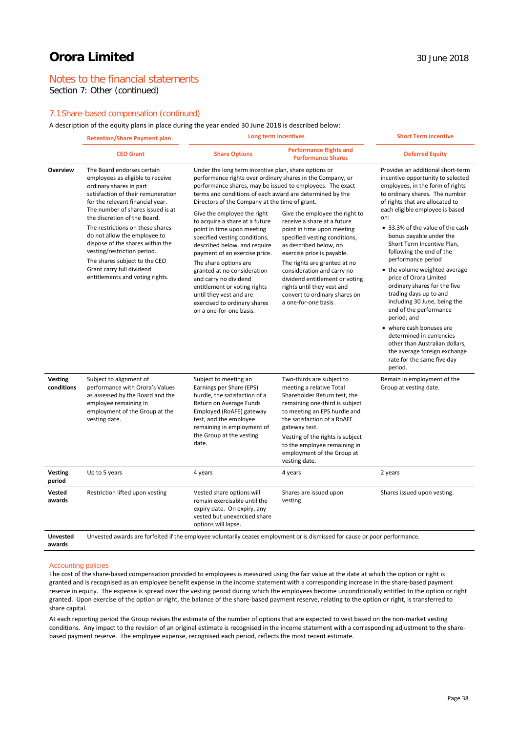# Orora Limited

## Notes to the financial statements

Section 7: Other (continued)

### 7.1 Share-based compensation (continued)

A description of the equity plans in place during the year ended 30 June 2018 is described below:

| | Retention/Share Payment plan | Long term incentives | | Short Term incentive |
|---|---|---|---|---|
| | **CEO Grant** | **Share Options** | **Performance Rights and Performance Shares** | **Deferred Equity** |
| **Overview** | The Board endorses certain employees as eligible to receive ordinary shares in part satisfaction of their remuneration for the relevant financial year. The number of shares issued is at the discretion of the Board. The restrictions on these shares do not allow the employee to dispose of the shares within the vesting/restriction period. The shares subject to the CEO Grant carry full dividend entitlements and voting rights. | Under the long term incentive plan, share options or performance rights over ordinary shares in the Company, or performance shares, may be issued to employees. The exact terms and conditions of each award are determined by the Directors of the Company at the time of grant. Give the employee the right to acquire a share at a future point in time upon meeting specified vesting conditions, described below, and require payment of an exercise price. The share options are granted at no consideration and carry no dividend entitlement or voting rights until they vest and are exercised to ordinary shares on a one-for-one basis. | Give the employee the right to receive a share at a future point in time upon meeting specified vesting conditions, as described below, no exercise price is payable. The rights are granted at no consideration and carry no dividend entitlement or voting rights until they vest and convert to ordinary shares on a one-for-one basis. | Provides an additional short-term incentive opportunity to selected employees, in the form of rights to ordinary shares. The number of rights that are allocated to each eligible employee is based on: <br>• 33.3% of the value of the cash bonus payable under the Short Term Incentive Plan, following the end of the performance period <br>• the volume weighted average price of Orora Limited ordinary shares for the five trading days up to and including 30 June, being the end of the performance period; and <br>• where cash bonuses are determined in currencies other than Australian dollars, the average foreign exchange rate for the same five day period. |
| **Vesting conditions** | Subject to alignment of performance with Orora's Values as assessed by the Board and the employee remaining in employment of the Group at the vesting date. | Subject to meeting an Earnings per Share (EPS) hurdle, the satisfaction of a Return on Average Funds Employed (RoAFE) gateway test, and the employee remaining in employment of the Group at the vesting date. | Two-thirds are subject to meeting a relative Total Shareholder Return test, the remaining one-third is subject to meeting an EPS hurdle and the satisfaction of a RoAFE gateway test. Vesting of the rights is subject to the employee remaining in employment of the Group at vesting date. | Remain in employment of the Group at vesting date. |
| **Vesting period** | Up to 5 years | 4 years | 4 years | 2 years |
| **Vested awards** | Restriction lifted upon vesting | Vested share options will remain exercisable until the expiry date. On expiry, any vested but unexercised share options will lapse. | Shares are issued upon vesting. | Shares issued upon vesting. |
| **Unvested awards** | Unvested awards are forfeited if the employee voluntarily ceases employment or is dismissed for cause or poor performance. | | | |

#### Accounting policies

The cost of the share-based compensation provided to employees is measured using the fair value at the date at which the option or right is granted and is recognised as an employee benefit expense in the income statement with a corresponding increase in the share-based payment reserve in equity. The expense is spread over the vesting period during which the employees become unconditionally entitled to the option or right granted. Upon exercise of the option or right, the balance of the share-based payment reserve, relating to the option or right, is transferred to share capital.

At each reporting period the Group revises the estimate of the number of options that are expected to vest based on the non-market vesting conditions. Any impact to the revision of an original estimate is recognised in the income statement with a corresponding adjustment to the share-based payment reserve. The employee expense, recognised each period, reflects the most recent estimate.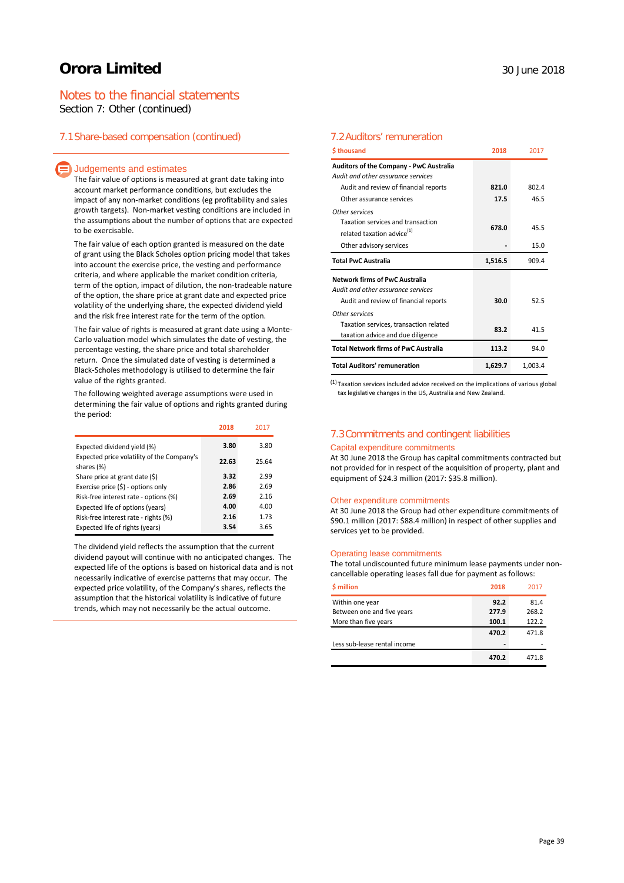# Orora Limited

30 June 2018

## Notes to the financial statements

Section 7: Other (continued)

### 7.1 Share-based compensation (continued)

#### Judgements and estimates

The fair value of options is measured at grant date taking into account market performance conditions, but excludes the impact of any non-market conditions (eg profitability and sales growth targets). Non-market vesting conditions are included in the assumptions about the number of options that are expected to be exercisable.

The fair value of each option granted is measured on the date of grant using the Black Scholes option pricing model that takes into account the exercise price, the vesting and performance criteria, and where applicable the market condition criteria, term of the option, impact of dilution, the non-tradeable nature of the option, the share price at grant date and expected price volatility of the underlying share, the expected dividend yield and the risk free interest rate for the term of the option.

The fair value of rights is measured at grant date using a Monte-Carlo valuation model which simulates the date of vesting, the percentage vesting, the share price and total shareholder return. Once the simulated date of vesting is determined a Black-Scholes methodology is utilised to determine the fair value of the rights granted.

The following weighted average assumptions were used in determining the fair value of options and rights granted during the period:

| | 2018 | 2017 |
|---|---|---|
| Expected dividend yield (%) | **3.80** | 3.80 |
| Expected price volatility of the Company's shares (%) | **22.63** | 25.64 |
| Share price at grant date ($) | **3.32** | 2.99 |
| Exercise price ($) - options only | **2.86** | 2.69 |
| Risk-free interest rate - options (%) | **2.69** | 2.16 |
| Expected life of options (years) | **4.00** | 4.00 |
| Risk-free interest rate - rights (%) | **2.16** | 1.73 |
| Expected life of rights (years) | **3.54** | 3.65 |

The dividend yield reflects the assumption that the current dividend payout will continue with no anticipated changes. The expected life of the options is based on historical data and is not necessarily indicative of exercise patterns that may occur. The expected price volatility, of the Company's shares, reflects the assumption that the historical volatility is indicative of future trends, which may not necessarily be the actual outcome.

### 7.2 Auditors' remuneration

| $ thousand | 2018 | 2017 |
|---|---|---|
| **Auditors of the Company - PwC Australia** | | |
| *Audit and other assurance services* | | |
| Audit and review of financial reports | **821.0** | 802.4 |
| Other assurance services | **17.5** | 46.5 |
| *Other services* | | |
| Taxation services and transaction related taxation advice[1] | **678.0** | 45.5 |
| Other advisory services | **-** | 15.0 |
| **Total PwC Australia** | **1,516.5** | 909.4 |
| **Network firms of PwC Australia** | | |
| *Audit and other assurance services* | | |
| Audit and review of financial reports | **30.0** | 52.5 |
| *Other services* | | |
| Taxation services, transaction related taxation advice and due diligence | **83.2** | 41.5 |
| **Total Network firms of PwC Australia** | **113.2** | 94.0 |
| **Total Auditors' remuneration** | **1,629.7** | 1,003.4 |

[1] Taxation services included advice received on the implications of various global tax legislative changes in the US, Australia and New Zealand.

### 7.3 Commitments and contingent liabilities

#### Capital expenditure commitments

At 30 June 2018 the Group has capital commitments contracted but not provided for in respect of the acquisition of property, plant and equipment of $24.3 million (2017: $35.8 million).

#### Other expenditure commitments

At 30 June 2018 the Group had other expenditure commitments of $90.1 million (2017: $88.4 million) in respect of other supplies and services yet to be provided.

#### Operating lease commitments

The total undiscounted future minimum lease payments under non-cancellable operating leases fall due for payment as follows:

| $ million | 2018 | 2017 |
|---|---|---|
| Within one year | **92.2** | 81.4 |
| Between one and five years | **277.9** | 268.2 |
| More than five years | **100.1** | 122.2 |
| | **470.2** | 471.8 |
| Less sub-lease rental income | **-** | - |
| | **470.2** | 471.8 |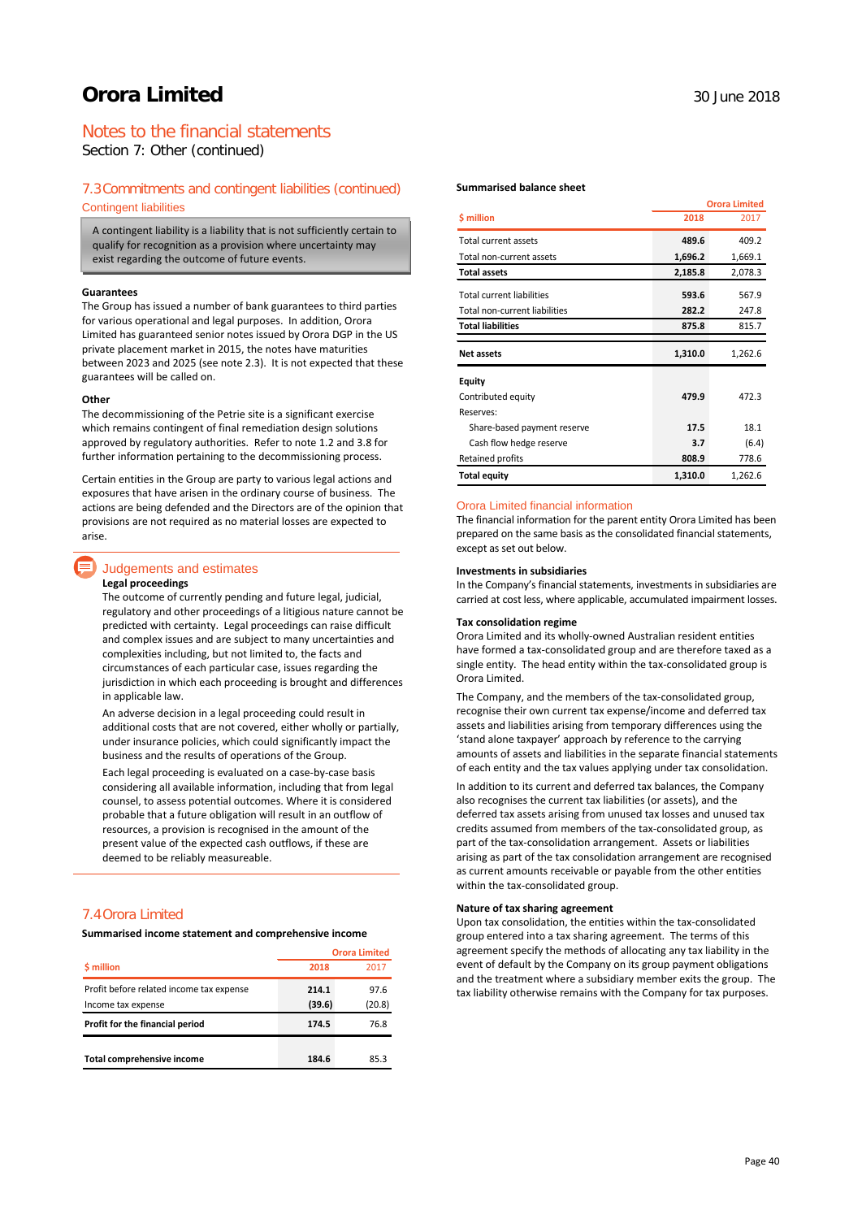# Orora Limited

## Notes to the financial statements

Section 7: Other (continued)

### 7.3 Commitments and contingent liabilities (continued)

#### Contingent liabilities

A contingent liability is a liability that is not sufficiently certain to qualify for recognition as a provision where uncertainty may exist regarding the outcome of future events.

**Guarantees**

The Group has issued a number of bank guarantees to third parties for various operational and legal purposes. In addition, Orora Limited has guaranteed senior notes issued by Orora DGP in the US private placement market in 2015, the notes have maturities between 2023 and 2025 (see note 2.3). It is not expected that these guarantees will be called on.

**Other**

The decommissioning of the Petrie site is a significant exercise which remains contingent of final remediation design solutions approved by regulatory authorities. Refer to note 1.2 and 3.8 for further information pertaining to the decommissioning process.

Certain entities in the Group are party to various legal actions and exposures that have arisen in the ordinary course of business. The actions are being defended and the Directors are of the opinion that provisions are not required as no material losses are expected to arise.

#### Judgements and estimates

**Legal proceedings**

The outcome of currently pending and future legal, judicial, regulatory and other proceedings of a litigious nature cannot be predicted with certainty. Legal proceedings can raise difficult and complex issues and are subject to many uncertainties and complexities including, but not limited to, the facts and circumstances of each particular case, issues regarding the jurisdiction in which each proceeding is brought and differences in applicable law.

An adverse decision in a legal proceeding could result in additional costs that are not covered, either wholly or partially, under insurance policies, which could significantly impact the business and the results of operations of the Group.

Each legal proceeding is evaluated on a case-by-case basis considering all available information, including that from legal counsel, to assess potential outcomes. Where it is considered probable that a future obligation will result in an outflow of resources, a provision is recognised in the amount of the present value of the expected cash outflows, if these are deemed to be reliably measureable.

### 7.4 Orora Limited

**Summarised income statement and comprehensive income**

| $ million | Orora Limited 2018 | 2017 |
|---|---|---|
| Profit before related income tax expense | 214.1 | 97.6 |
| Income tax expense | (39.6) | (20.8) |
| **Profit for the financial period** | 174.5 | 76.8 |
| **Total comprehensive income** | 184.6 | 85.3 |

**Summarised balance sheet**

| $ million | Orora Limited 2018 | 2017 |
|---|---|---|
| Total current assets | 489.6 | 409.2 |
| Total non-current assets | 1,696.2 | 1,669.1 |
| **Total assets** | 2,185.8 | 2,078.3 |
| Total current liabilities | 593.6 | 567.9 |
| Total non-current liabilities | 282.2 | 247.8 |
| **Total liabilities** | 875.8 | 815.7 |
| **Net assets** | 1,310.0 | 1,262.6 |
| **Equity** | | |
| Contributed equity | 479.9 | 472.3 |
| Reserves: | | |
| Share-based payment reserve | 17.5 | 18.1 |
| Cash flow hedge reserve | 3.7 | (6.4) |
| Retained profits | 808.9 | 778.6 |
| **Total equity** | 1,310.0 | 1,262.6 |

#### Orora Limited financial information

The financial information for the parent entity Orora Limited has been prepared on the same basis as the consolidated financial statements, except as set out below.

**Investments in subsidiaries**

In the Company's financial statements, investments in subsidiaries are carried at cost less, where applicable, accumulated impairment losses.

**Tax consolidation regime**

Orora Limited and its wholly-owned Australian resident entities have formed a tax-consolidated group and are therefore taxed as a single entity. The head entity within the tax-consolidated group is Orora Limited.

The Company, and the members of the tax-consolidated group, recognise their own current tax expense/income and deferred tax assets and liabilities arising from temporary differences using the 'stand alone taxpayer' approach by reference to the carrying amounts of assets and liabilities in the separate financial statements of each entity and the tax values applying under tax consolidation.

In addition to its current and deferred tax balances, the Company also recognises the current tax liabilities (or assets), and the deferred tax assets arising from unused tax losses and unused tax credits assumed from members of the tax-consolidated group, as part of the tax-consolidation arrangement. Assets or liabilities arising as part of the tax consolidation arrangement are recognised as current amounts receivable or payable from the other entities within the tax-consolidated group.

**Nature of tax sharing agreement**

Upon tax consolidation, the entities within the tax-consolidated group entered into a tax sharing agreement. The terms of this agreement specify the methods of allocating any tax liability in the event of default by the Company on its group payment obligations and the treatment where a subsidiary member exits the group. The tax liability otherwise remains with the Company for tax purposes.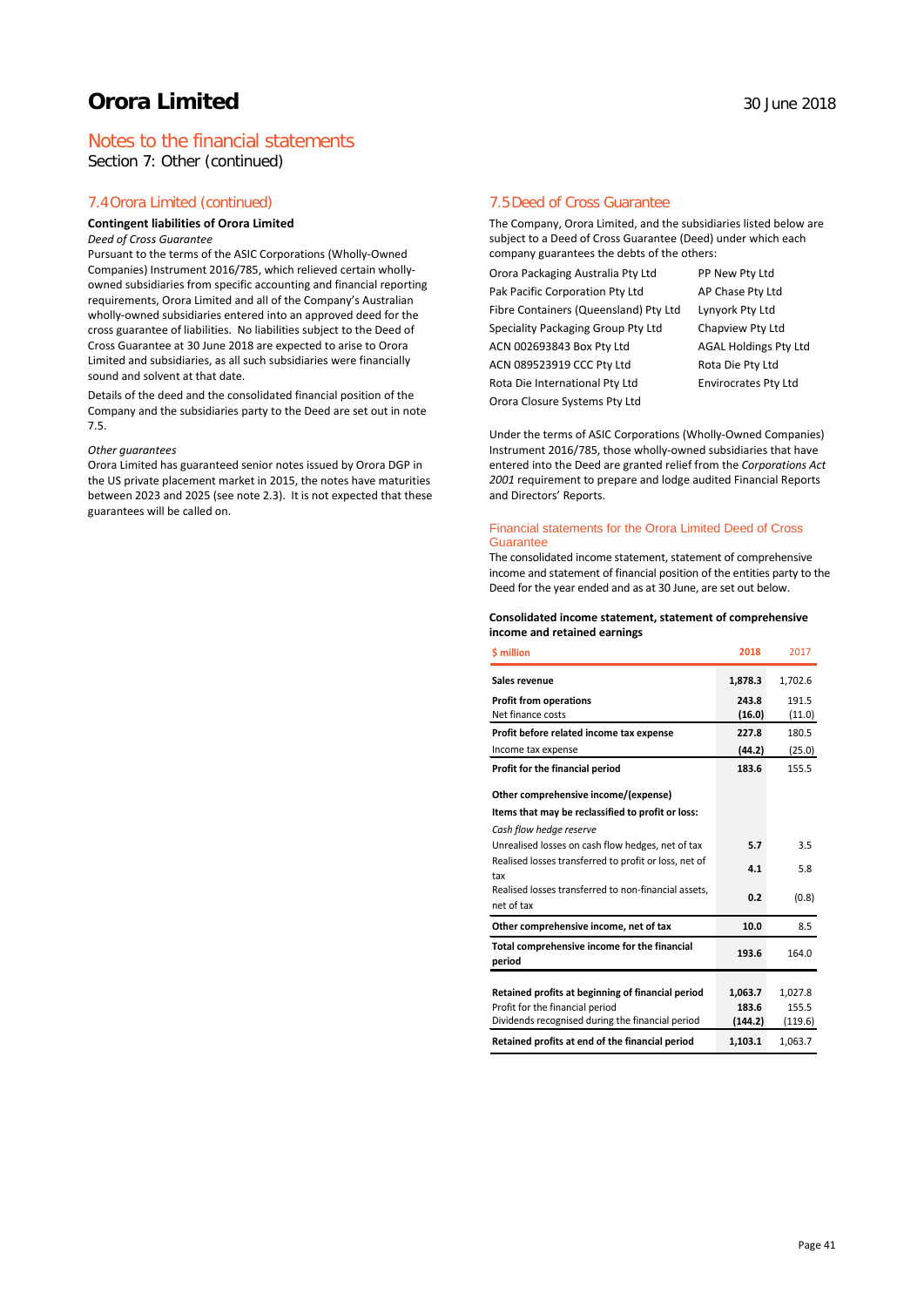# Orora Limited

## Notes to the financial statements

Section 7: Other (continued)

### 7.4 Orora Limited (continued)

**Contingent liabilities of Orora Limited**

*Deed of Cross Guarantee*

Pursuant to the terms of the ASIC Corporations (Wholly-Owned Companies) Instrument 2016/785, which relieved certain wholly-owned subsidiaries from specific accounting and financial reporting requirements, Orora Limited and all of the Company's Australian wholly-owned subsidiaries entered into an approved deed for the cross guarantee of liabilities. No liabilities subject to the Deed of Cross Guarantee at 30 June 2018 are expected to arise to Orora Limited and subsidiaries, as all such subsidiaries were financially sound and solvent at that date.

Details of the deed and the consolidated financial position of the Company and the subsidiaries party to the Deed are set out in note 7.5.

*Other guarantees*

Orora Limited has guaranteed senior notes issued by Orora DGP in the US private placement market in 2015, the notes have maturities between 2023 and 2025 (see note 2.3). It is not expected that these guarantees will be called on.

### 7.5 Deed of Cross Guarantee

The Company, Orora Limited, and the subsidiaries listed below are subject to a Deed of Cross Guarantee (Deed) under which each company guarantees the debts of the others:

| | |
|---|---|
| Orora Packaging Australia Pty Ltd | PP New Pty Ltd |
| Pak Pacific Corporation Pty Ltd | AP Chase Pty Ltd |
| Fibre Containers (Queensland) Pty Ltd | Lynyork Pty Ltd |
| Speciality Packaging Group Pty Ltd | Chapview Pty Ltd |
| ACN 002693843 Box Pty Ltd | AGAL Holdings Pty Ltd |
| ACN 089523919 CCC Pty Ltd | Rota Die Pty Ltd |
| Rota Die International Pty Ltd | Envirocrates Pty Ltd |
| Orora Closure Systems Pty Ltd | |

Under the terms of ASIC Corporations (Wholly-Owned Companies) Instrument 2016/785, those wholly-owned subsidiaries that have entered into the Deed are granted relief from the *Corporations Act 2001* requirement to prepare and lodge audited Financial Reports and Directors' Reports.

#### Financial statements for the Orora Limited Deed of Cross Guarantee

The consolidated income statement, statement of comprehensive income and statement of financial position of the entities party to the Deed for the year ended and as at 30 June, are set out below.

**Consolidated income statement, statement of comprehensive income and retained earnings**

| $ million | 2018 | 2017 |
|---|---|---|
| **Sales revenue** | **1,878.3** | 1,702.6 |
| **Profit from operations** | **243.8** | 191.5 |
| Net finance costs | **(16.0)** | (11.0) |
| **Profit before related income tax expense** | **227.8** | 180.5 |
| Income tax expense | **(44.2)** | (25.0) |
| **Profit for the financial period** | **183.6** | 155.5 |
| **Other comprehensive income/(expense)** | | |
| **Items that may be reclassified to profit or loss:** | | |
| *Cash flow hedge reserve* | | |
| Unrealised losses on cash flow hedges, net of tax | **5.7** | 3.5 |
| Realised losses transferred to profit or loss, net of tax | **4.1** | 5.8 |
| Realised losses transferred to non-financial assets, net of tax | **0.2** | (0.8) |
| **Other comprehensive income, net of tax** | **10.0** | 8.5 |
| **Total comprehensive income for the financial period** | **193.6** | 164.0 |
| **Retained profits at beginning of financial period** | **1,063.7** | 1,027.8 |
| Profit for the financial period | **183.6** | 155.5 |
| Dividends recognised during the financial period | **(144.2)** | (119.6) |
| **Retained profits at end of the financial period** | **1,103.1** | 1,063.7 |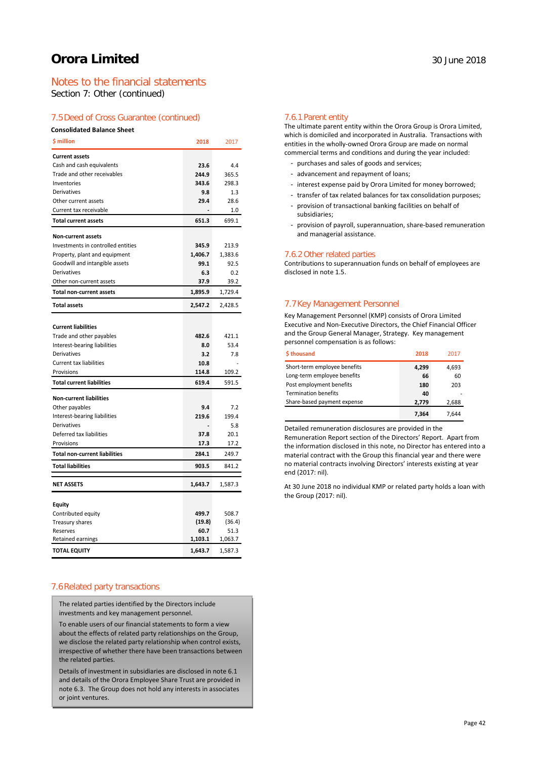# Orora Limited

30 June 2018

## Notes to the financial statements

Section 7: Other (continued)

### 7.5 Deed of Cross Guarantee (continued)

**Consolidated Balance Sheet**

| $ million | 2018 | 2017 |
|---|---|---|
| **Current assets** | | |
| Cash and cash equivalents | **23.6** | 4.4 |
| Trade and other receivables | **244.9** | 365.5 |
| Inventories | **343.6** | 298.3 |
| Derivatives | **9.8** | 1.3 |
| Other current assets | **29.4** | 28.6 |
| Current tax receivable | **-** | 1.0 |
| **Total current assets** | **651.3** | 699.1 |
| **Non-current assets** | | |
| Investments in controlled entities | **345.9** | 213.9 |
| Property, plant and equipment | **1,406.7** | 1,383.6 |
| Goodwill and intangible assets | **99.1** | 92.5 |
| Derivatives | **6.3** | 0.2 |
| Other non-current assets | **37.9** | 39.2 |
| **Total non-current assets** | **1,895.9** | 1,729.4 |
| **Total assets** | **2,547.2** | 2,428.5 |
| **Current liabilities** | | |
| Trade and other payables | **482.6** | 421.1 |
| Interest-bearing liabilities | **8.0** | 53.4 |
| Derivatives | **3.2** | 7.8 |
| Current tax liabilities | **10.8** | - |
| Provisions | **114.8** | 109.2 |
| **Total current liabilities** | **619.4** | 591.5 |
| **Non-current liabilities** | | |
| Other payables | **9.4** | 7.2 |
| Interest-bearing liabilities | **219.6** | 199.4 |
| Derivatives | **-** | 5.8 |
| Deferred tax liabilities | **37.8** | 20.1 |
| Provisions | **17.3** | 17.2 |
| **Total non-current liabilities** | **284.1** | 249.7 |
| **Total liabilities** | **903.5** | 841.2 |
| **NET ASSETS** | **1,643.7** | 1,587.3 |
| **Equity** | | |
| Contributed equity | **499.7** | 508.7 |
| Treasury shares | **(19.8)** | (36.4) |
| Reserves | **60.7** | 51.3 |
| Retained earnings | **1,103.1** | 1,063.7 |
| **TOTAL EQUITY** | **1,643.7** | 1,587.3 |

### 7.6 Related party transactions

The related parties identified by the Directors include investments and key management personnel.

To enable users of our financial statements to form a view about the effects of related party relationships on the Group, we disclose the related party relationship when control exists, irrespective of whether there have been transactions between the related parties.

Details of investment in subsidiaries are disclosed in note 6.1 and details of the Orora Employee Share Trust are provided in note 6.3. The Group does not hold any interests in associates or joint ventures.

#### 7.6.1 Parent entity

The ultimate parent entity within the Orora Group is Orora Limited, which is domiciled and incorporated in Australia. Transactions with entities in the wholly-owned Orora Group are made on normal commercial terms and conditions and during the year included:

- purchases and sales of goods and services;
- advancement and repayment of loans;
- interest expense paid by Orora Limited for money borrowed;
- transfer of tax related balances for tax consolidation purposes;
- provision of transactional banking facilities on behalf of subsidiaries;
- provision of payroll, superannuation, share-based remuneration and managerial assistance.

#### 7.6.2 Other related parties

Contributions to superannuation funds on behalf of employees are disclosed in note 1.5.

### 7.7 Key Management Personnel

Key Management Personnel (KMP) consists of Orora Limited Executive and Non-Executive Directors, the Chief Financial Officer and the Group General Manager, Strategy. Key management personnel compensation is as follows:

| $ thousand | 2018 | 2017 |
|---|---|---|
| Short-term employee benefits | **4,299** | 4,693 |
| Long-term employee benefits | **66** | 60 |
| Post employment benefits | **180** | 203 |
| Termination benefits | **40** | - |
| Share-based payment expense | **2,779** | 2,688 |
| | **7,364** | 7,644 |

Detailed remuneration disclosures are provided in the Remuneration Report section of the Directors' Report. Apart from the information disclosed in this note, no Director has entered into a material contract with the Group this financial year and there were no material contracts involving Directors' interests existing at year end (2017: nil).

At 30 June 2018 no individual KMP or related party holds a loan with the Group (2017: nil).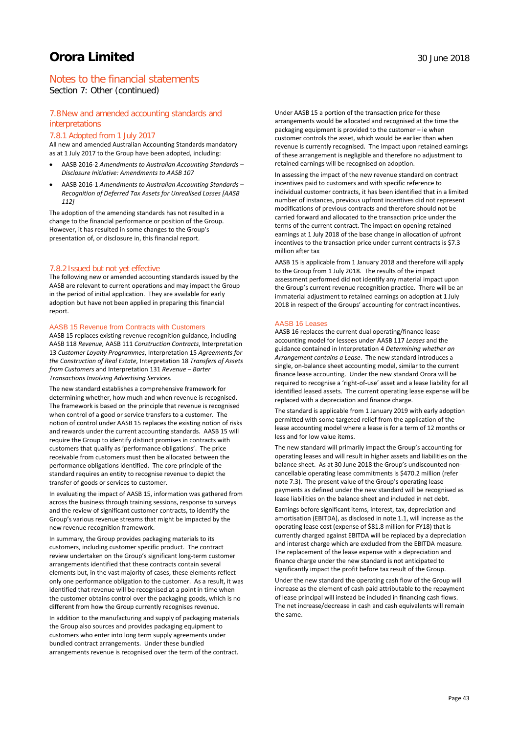## Notes to the financial statements

Section 7: Other (continued)

### 7.8 New and amended accounting standards and interpretations

#### 7.8.1 Adopted from 1 July 2017

All new and amended Australian Accounting Standards mandatory as at 1 July 2017 to the Group have been adopted, including:

- AASB 2016-2 *Amendments to Australian Accounting Standards – Disclosure Initiative: Amendments to AASB 107*
- AASB 2016-1 *Amendments to Australian Accounting Standards – Recognition of Deferred Tax Assets for Unrealised Losses [AASB 112]*

The adoption of the amending standards has not resulted in a change to the financial performance or position of the Group. However, it has resulted in some changes to the Group's presentation of, or disclosure in, this financial report.

#### 7.8.2 Issued but not yet effective

The following new or amended accounting standards issued by the AASB are relevant to current operations and may impact the Group in the period of initial application. They are available for early adoption but have not been applied in preparing this financial report.

##### AASB 15 Revenue from Contracts with Customers

AASB 15 replaces existing revenue recognition guidance, including AASB 118 *Revenue,* AASB 111 *Construction Contracts*, Interpretation 13 *Customer Loyalty Programmes*, Interpretation 15 *Agreements for the Construction of Real Estate,* Interpretation 18 *Transfers of Assets from Customers* and Interpretation 131 *Revenue – Barter Transactions Involving Advertising Services.*

The new standard establishes a comprehensive framework for determining whether, how much and when revenue is recognised. The framework is based on the principle that revenue is recognised when control of a good or service transfers to a customer. The notion of control under AASB 15 replaces the existing notion of risks and rewards under the current accounting standards. AASB 15 will require the Group to identify distinct promises in contracts with customers that qualify as 'performance obligations'. The price receivable from customers must then be allocated between the performance obligations identified. The core principle of the standard requires an entity to recognise revenue to depict the transfer of goods or services to customer.

In evaluating the impact of AASB 15, information was gathered from across the business through training sessions, response to surveys and the review of significant customer contracts, to identify the Group's various revenue streams that might be impacted by the new revenue recognition framework.

In summary, the Group provides packaging materials to its customers, including customer specific product. The contract review undertaken on the Group's significant long-term customer arrangements identified that these contracts contain several elements but, in the vast majority of cases, these elements reflect only one performance obligation to the customer. As a result, it was identified that revenue will be recognised at a point in time when the customer obtains control over the packaging goods, which is no different from how the Group currently recognises revenue.

In addition to the manufacturing and supply of packaging materials the Group also sources and provides packaging equipment to customers who enter into long term supply agreements under bundled contract arrangements. Under these bundled arrangements revenue is recognised over the term of the contract.

Under AASB 15 a portion of the transaction price for these arrangements would be allocated and recognised at the time the packaging equipment is provided to the customer – ie when customer controls the asset, which would be earlier than when revenue is currently recognised. The impact upon retained earnings of these arrangement is negligible and therefore no adjustment to retained earnings will be recognised on adoption.

In assessing the impact of the new revenue standard on contract incentives paid to customers and with specific reference to individual customer contracts, it has been identified that in a limited number of instances, previous upfront incentives did not represent modifications of previous contracts and therefore should not be carried forward and allocated to the transaction price under the terms of the current contract. The impact on opening retained earnings at 1 July 2018 of the base change in allocation of upfront incentives to the transaction price under current contracts is $7.3 million after tax

AASB 15 is applicable from 1 January 2018 and therefore will apply to the Group from 1 July 2018. The results of the impact assessment performed did not identify any material impact upon the Group's current revenue recognition practice. There will be an immaterial adjustment to retained earnings on adoption at 1 July 2018 in respect of the Groups' accounting for contract incentives.

##### AASB 16 Leases

AASB 16 replaces the current dual operating/finance lease accounting model for lessees under AASB 117 *Leases* and the guidance contained in Interpretation 4 *Determining whether an Arrangement contains a Lease*. The new standard introduces a single, on-balance sheet accounting model, similar to the current finance lease accounting. Under the new standard Orora will be required to recognise a 'right-of-use' asset and a lease liability for all identified leased assets. The current operating lease expense will be replaced with a depreciation and finance charge.

The standard is applicable from 1 January 2019 with early adoption permitted with some targeted relief from the application of the lease accounting model where a lease is for a term of 12 months or less and for low value items.

The new standard will primarily impact the Group's accounting for operating leases and will result in higher assets and liabilities on the balance sheet. As at 30 June 2018 the Group's undiscounted non-cancellable operating lease commitments is $470.2 million (refer note 7.3). The present value of the Group's operating lease payments as defined under the new standard will be recognised as lease liabilities on the balance sheet and included in net debt.

Earnings before significant items, interest, tax, depreciation and amortisation (EBITDA), as disclosed in note 1.1, will increase as the operating lease cost (expense of $81.8 million for FY18) that is currently charged against EBITDA will be replaced by a depreciation and interest charge which are excluded from the EBITDA measure. The replacement of the lease expense with a depreciation and finance charge under the new standard is not anticipated to significantly impact the profit before tax result of the Group.

Under the new standard the operating cash flow of the Group will increase as the element of cash paid attributable to the repayment of lease principal will instead be included in financing cash flows. The net increase/decrease in cash and cash equivalents will remain the same.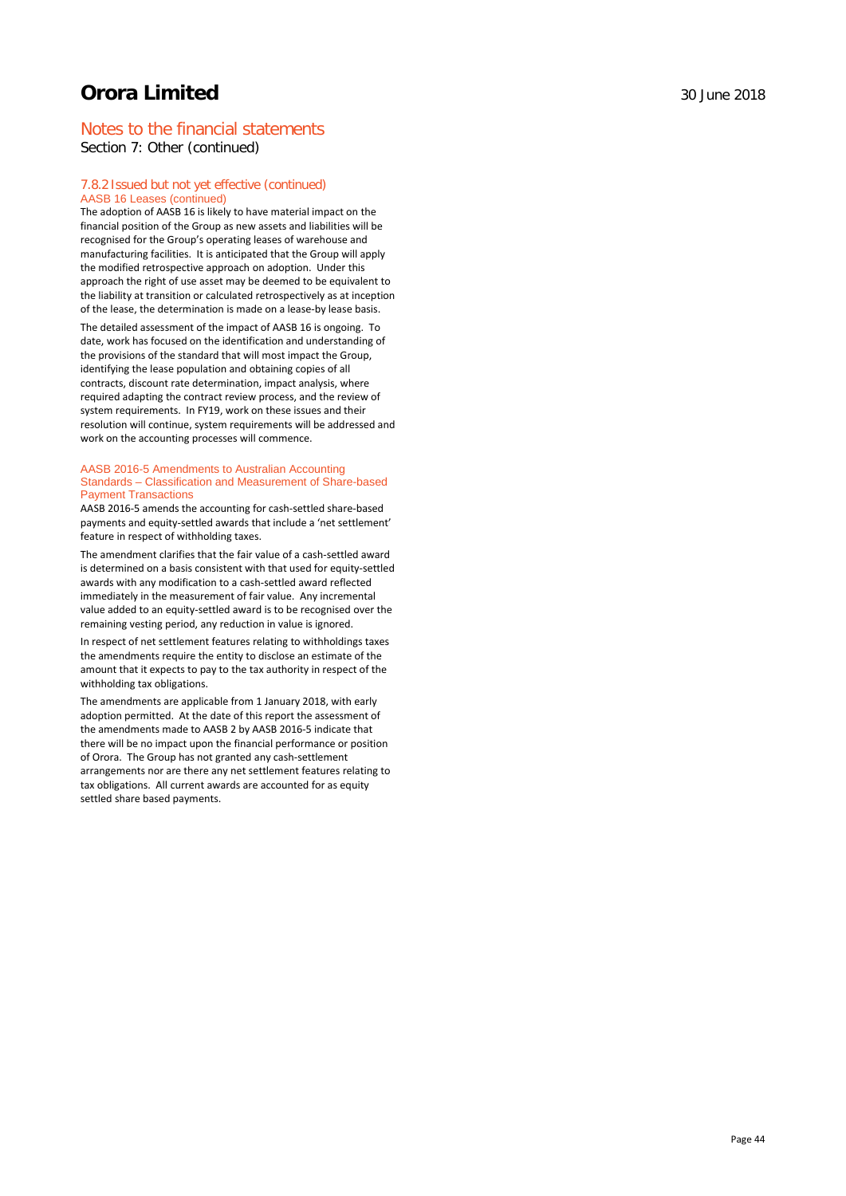## Notes to the financial statements

Section 7: Other (continued)

### 7.8.2 Issued but not yet effective (continued)

#### AASB 16 Leases (continued)

The adoption of AASB 16 is likely to have material impact on the financial position of the Group as new assets and liabilities will be recognised for the Group's operating leases of warehouse and manufacturing facilities. It is anticipated that the Group will apply the modified retrospective approach on adoption. Under this approach the right of use asset may be deemed to be equivalent to the liability at transition or calculated retrospectively as at inception of the lease, the determination is made on a lease-by lease basis.

The detailed assessment of the impact of AASB 16 is ongoing. To date, work has focused on the identification and understanding of the provisions of the standard that will most impact the Group, identifying the lease population and obtaining copies of all contracts, discount rate determination, impact analysis, where required adapting the contract review process, and the review of system requirements. In FY19, work on these issues and their resolution will continue, system requirements will be addressed and work on the accounting processes will commence.

#### AASB 2016-5 Amendments to Australian Accounting Standards – Classification and Measurement of Share-based Payment Transactions

AASB 2016-5 amends the accounting for cash-settled share-based payments and equity-settled awards that include a 'net settlement' feature in respect of withholding taxes.

The amendment clarifies that the fair value of a cash-settled award is determined on a basis consistent with that used for equity-settled awards with any modification to a cash-settled award reflected immediately in the measurement of fair value. Any incremental value added to an equity-settled award is to be recognised over the remaining vesting period, any reduction in value is ignored.

In respect of net settlement features relating to withholdings taxes the amendments require the entity to disclose an estimate of the amount that it expects to pay to the tax authority in respect of the withholding tax obligations.

The amendments are applicable from 1 January 2018, with early adoption permitted. At the date of this report the assessment of the amendments made to AASB 2 by AASB 2016-5 indicate that there will be no impact upon the financial performance or position of Orora. The Group has not granted any cash-settlement arrangements nor are there any net settlement features relating to tax obligations. All current awards are accounted for as equity settled share based payments.